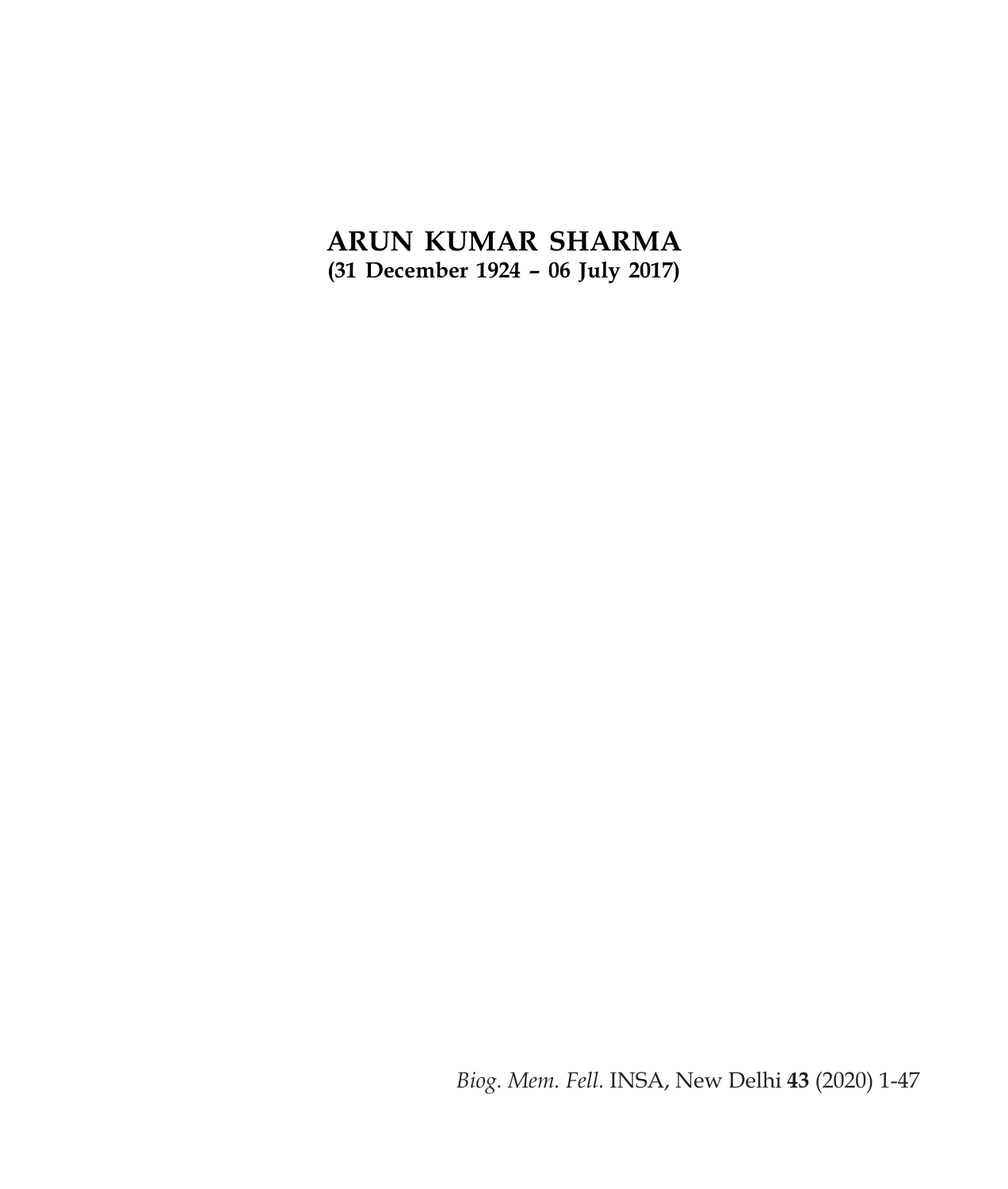# ARUN KUMAR SHARMA

**(31 December 1924 – 06 July 2017)**

*Biog. Mem. Fell.* INSA, New Delhi **43** (2020) 1-47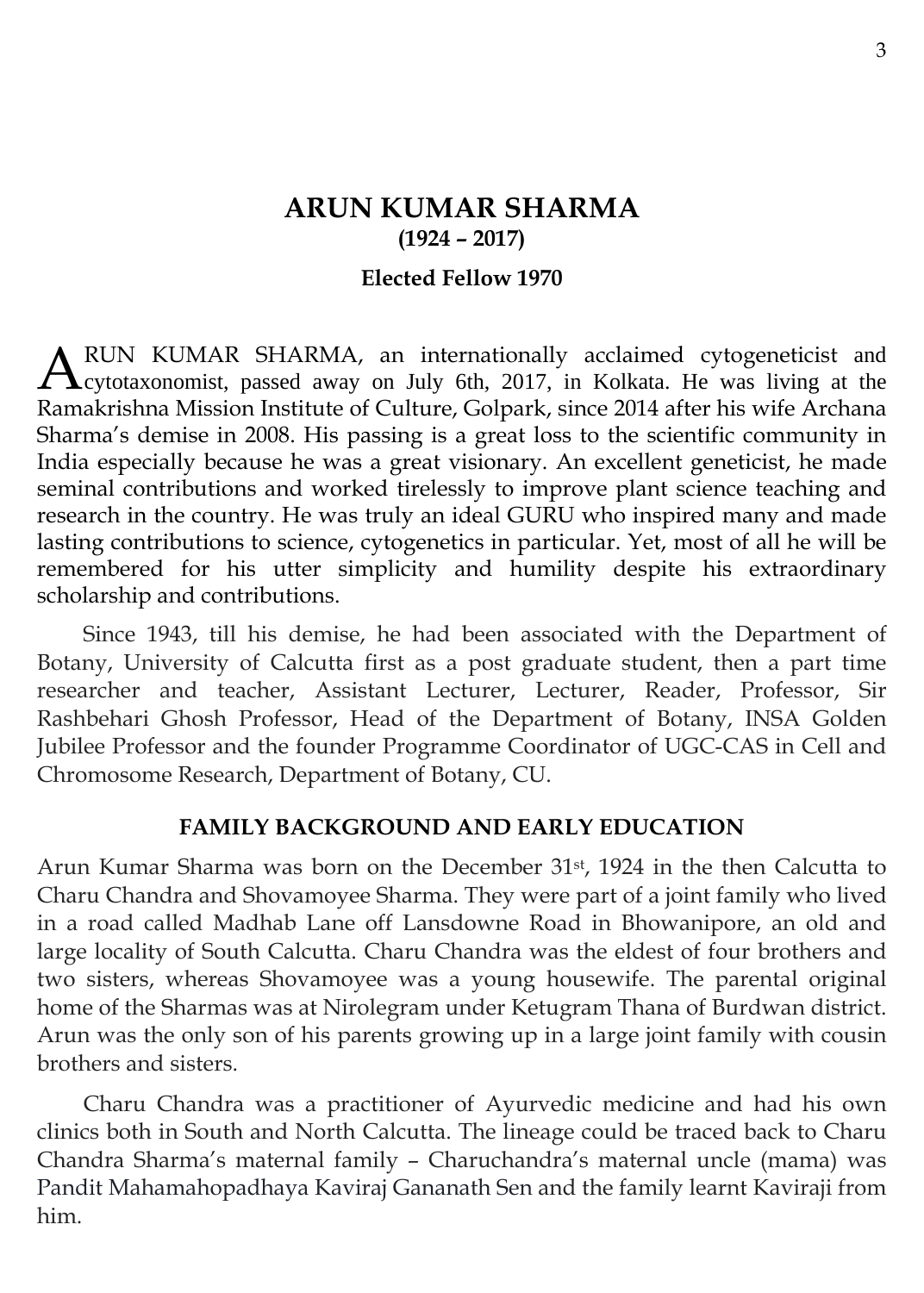# ARUN KUMAR SHARMA

**(1924 – 2017)**

**Elected Fellow 1970**

ARUN KUMAR SHARMA, an internationally acclaimed cytogeneticist and cytotaxonomist, passed away on July 6th, 2017, in Kolkata. He was living at the Ramakrishna Mission Institute of Culture, Golpark, since 2014 after his wife Archana Sharma's demise in 2008. His passing is a great loss to the scientific community in India especially because he was a great visionary. An excellent geneticist, he made seminal contributions and worked tirelessly to improve plant science teaching and research in the country. He was truly an ideal GURU who inspired many and made lasting contributions to science, cytogenetics in particular. Yet, most of all he will be remembered for his utter simplicity and humility despite his extraordinary scholarship and contributions.

Since 1943, till his demise, he had been associated with the Department of Botany, University of Calcutta first as a post graduate student, then a part time researcher and teacher, Assistant Lecturer, Lecturer, Reader, Professor, Sir Rashbehari Ghosh Professor, Head of the Department of Botany, INSA Golden Jubilee Professor and the founder Programme Coordinator of UGC-CAS in Cell and Chromosome Research, Department of Botany, CU.

## FAMILY BACKGROUND AND EARLY EDUCATION

Arun Kumar Sharma was born on the December 31st, 1924 in the then Calcutta to Charu Chandra and Shovamoyee Sharma. They were part of a joint family who lived in a road called Madhab Lane off Lansdowne Road in Bhowanipore, an old and large locality of South Calcutta. Charu Chandra was the eldest of four brothers and two sisters, whereas Shovamoyee was a young housewife. The parental original home of the Sharmas was at Nirolegram under Ketugram Thana of Burdwan district. Arun was the only son of his parents growing up in a large joint family with cousin brothers and sisters.

Charu Chandra was a practitioner of Ayurvedic medicine and had his own clinics both in South and North Calcutta. The lineage could be traced back to Charu Chandra Sharma's maternal family – Charuchandra's maternal uncle (mama) was Pandit Mahamahopadhaya Kaviraj Gananath Sen and the family learnt Kaviraji from him.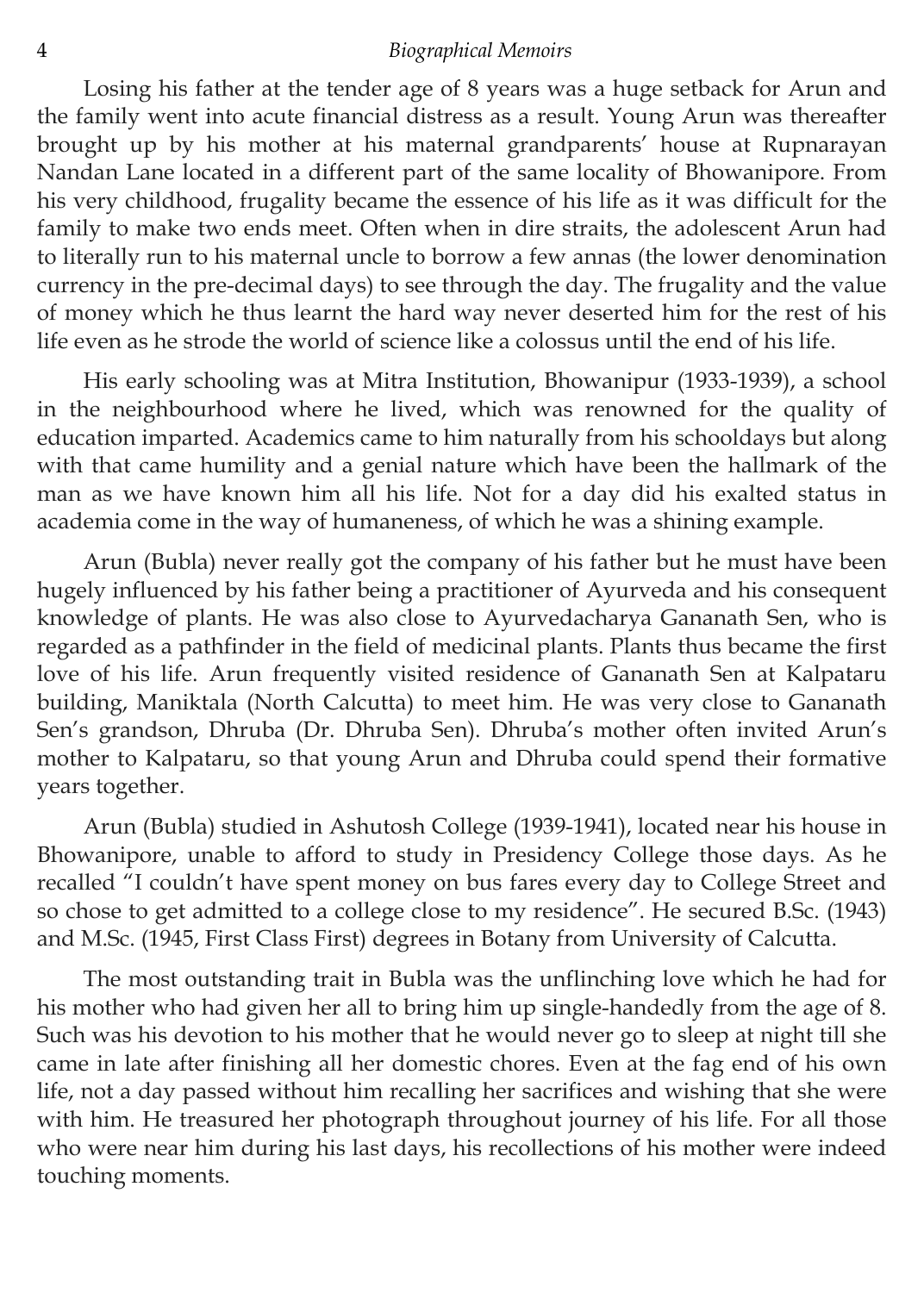Losing his father at the tender age of 8 years was a huge setback for Arun and the family went into acute financial distress as a result. Young Arun was thereafter brought up by his mother at his maternal grandparents' house at Rupnarayan Nandan Lane located in a different part of the same locality of Bhowanipore. From his very childhood, frugality became the essence of his life as it was difficult for the family to make two ends meet. Often when in dire straits, the adolescent Arun had to literally run to his maternal uncle to borrow a few annas (the lower denomination currency in the pre-decimal days) to see through the day. The frugality and the value of money which he thus learnt the hard way never deserted him for the rest of his life even as he strode the world of science like a colossus until the end of his life.

His early schooling was at Mitra Institution, Bhowanipur (1933-1939), a school in the neighbourhood where he lived, which was renowned for the quality of education imparted. Academics came to him naturally from his schooldays but along with that came humility and a genial nature which have been the hallmark of the man as we have known him all his life. Not for a day did his exalted status in academia come in the way of humaneness, of which he was a shining example.

Arun (Bubla) never really got the company of his father but he must have been hugely influenced by his father being a practitioner of Ayurveda and his consequent knowledge of plants. He was also close to Ayurvedacharya Gananath Sen, who is regarded as a pathfinder in the field of medicinal plants. Plants thus became the first love of his life. Arun frequently visited residence of Gananath Sen at Kalpataru building, Maniktala (North Calcutta) to meet him. He was very close to Gananath Sen's grandson, Dhruba (Dr. Dhruba Sen). Dhruba's mother often invited Arun's mother to Kalpataru, so that young Arun and Dhruba could spend their formative years together.

Arun (Bubla) studied in Ashutosh College (1939-1941), located near his house in Bhowanipore, unable to afford to study in Presidency College those days. As he recalled "I couldn't have spent money on bus fares every day to College Street and so chose to get admitted to a college close to my residence". He secured B.Sc. (1943) and M.Sc. (1945, First Class First) degrees in Botany from University of Calcutta.

The most outstanding trait in Bubla was the unflinching love which he had for his mother who had given her all to bring him up single-handedly from the age of 8. Such was his devotion to his mother that he would never go to sleep at night till she came in late after finishing all her domestic chores. Even at the fag end of his own life, not a day passed without him recalling her sacrifices and wishing that she were with him. He treasured her photograph throughout journey of his life. For all those who were near him during his last days, his recollections of his mother were indeed touching moments.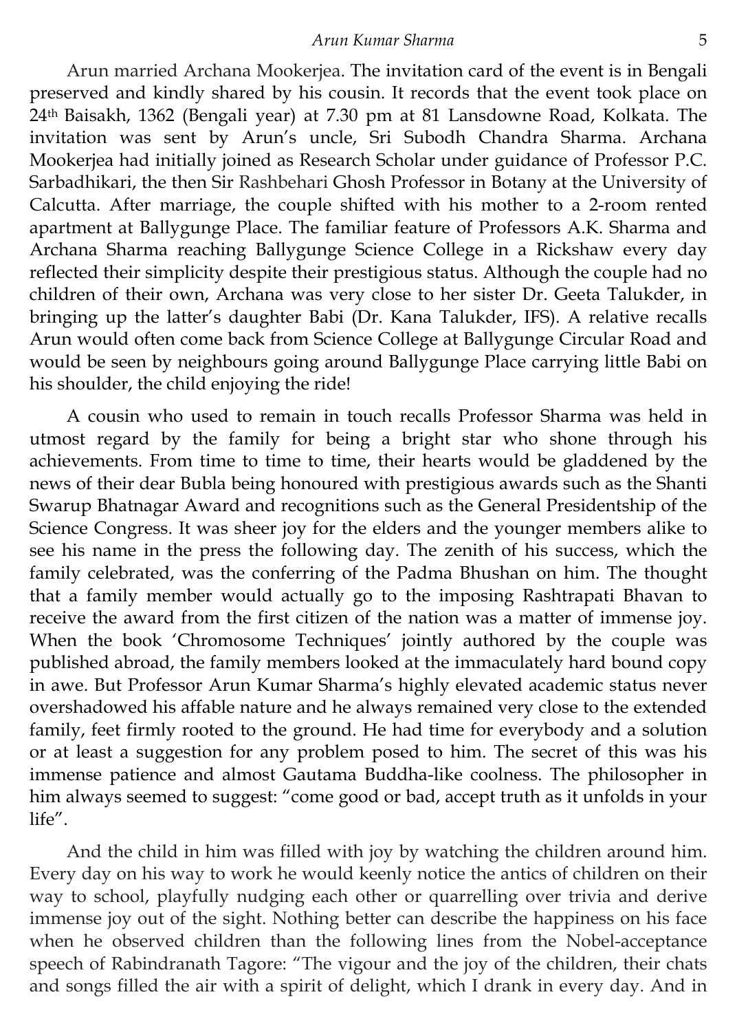Arun married Archana Mookerjea. The invitation card of the event is in Bengali preserved and kindly shared by his cousin. It records that the event took place on 24th Baisakh, 1362 (Bengali year) at 7.30 pm at 81 Lansdowne Road, Kolkata. The invitation was sent by Arun's uncle, Sri Subodh Chandra Sharma. Archana Mookerjea had initially joined as Research Scholar under guidance of Professor P.C. Sarbadhikari, the then Sir Rashbehari Ghosh Professor in Botany at the University of Calcutta. After marriage, the couple shifted with his mother to a 2-room rented apartment at Ballygunge Place. The familiar feature of Professors A.K. Sharma and Archana Sharma reaching Ballygunge Science College in a Rickshaw every day reflected their simplicity despite their prestigious status. Although the couple had no children of their own, Archana was very close to her sister Dr. Geeta Talukder, in bringing up the latter's daughter Babi (Dr. Kana Talukder, IFS). A relative recalls Arun would often come back from Science College at Ballygunge Circular Road and would be seen by neighbours going around Ballygunge Place carrying little Babi on his shoulder, the child enjoying the ride!

A cousin who used to remain in touch recalls Professor Sharma was held in utmost regard by the family for being a bright star who shone through his achievements. From time to time to time, their hearts would be gladdened by the news of their dear Bubla being honoured with prestigious awards such as the Shanti Swarup Bhatnagar Award and recognitions such as the General Presidentship of the Science Congress. It was sheer joy for the elders and the younger members alike to see his name in the press the following day. The zenith of his success, which the family celebrated, was the conferring of the Padma Bhushan on him. The thought that a family member would actually go to the imposing Rashtrapati Bhavan to receive the award from the first citizen of the nation was a matter of immense joy. When the book 'Chromosome Techniques' jointly authored by the couple was published abroad, the family members looked at the immaculately hard bound copy in awe. But Professor Arun Kumar Sharma's highly elevated academic status never overshadowed his affable nature and he always remained very close to the extended family, feet firmly rooted to the ground. He had time for everybody and a solution or at least a suggestion for any problem posed to him. The secret of this was his immense patience and almost Gautama Buddha-like coolness. The philosopher in him always seemed to suggest: "come good or bad, accept truth as it unfolds in your life".

And the child in him was filled with joy by watching the children around him. Every day on his way to work he would keenly notice the antics of children on their way to school, playfully nudging each other or quarrelling over trivia and derive immense joy out of the sight. Nothing better can describe the happiness on his face when he observed children than the following lines from the Nobel-acceptance speech of Rabindranath Tagore: "The vigour and the joy of the children, their chats and songs filled the air with a spirit of delight, which I drank in every day. And in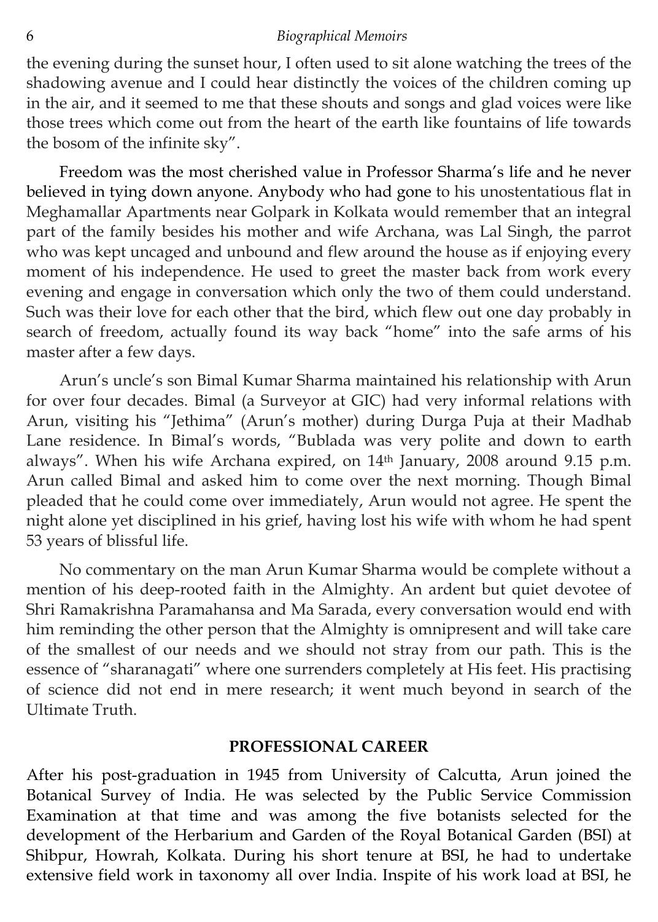the evening during the sunset hour, I often used to sit alone watching the trees of the shadowing avenue and I could hear distinctly the voices of the children coming up in the air, and it seemed to me that these shouts and songs and glad voices were like those trees which come out from the heart of the earth like fountains of life towards the bosom of the infinite sky".

Freedom was the most cherished value in Professor Sharma's life and he never believed in tying down anyone. Anybody who had gone to his unostentatious flat in Meghamallar Apartments near Golpark in Kolkata would remember that an integral part of the family besides his mother and wife Archana, was Lal Singh, the parrot who was kept uncaged and unbound and flew around the house as if enjoying every moment of his independence. He used to greet the master back from work every evening and engage in conversation which only the two of them could understand. Such was their love for each other that the bird, which flew out one day probably in search of freedom, actually found its way back "home" into the safe arms of his master after a few days.

Arun's uncle's son Bimal Kumar Sharma maintained his relationship with Arun for over four decades. Bimal (a Surveyor at GIC) had very informal relations with Arun, visiting his "Jethima" (Arun's mother) during Durga Puja at their Madhab Lane residence. In Bimal's words, "Bublada was very polite and down to earth always". When his wife Archana expired, on 14th January, 2008 around 9.15 p.m. Arun called Bimal and asked him to come over the next morning. Though Bimal pleaded that he could come over immediately, Arun would not agree. He spent the night alone yet disciplined in his grief, having lost his wife with whom he had spent 53 years of blissful life.

No commentary on the man Arun Kumar Sharma would be complete without a mention of his deep-rooted faith in the Almighty. An ardent but quiet devotee of Shri Ramakrishna Paramahansa and Ma Sarada, every conversation would end with him reminding the other person that the Almighty is omnipresent and will take care of the smallest of our needs and we should not stray from our path. This is the essence of "sharanagati" where one surrenders completely at His feet. His practising of science did not end in mere research; it went much beyond in search of the Ultimate Truth.

## PROFESSIONAL CAREER

After his post-graduation in 1945 from University of Calcutta, Arun joined the Botanical Survey of India. He was selected by the Public Service Commission Examination at that time and was among the five botanists selected for the development of the Herbarium and Garden of the Royal Botanical Garden (BSI) at Shibpur, Howrah, Kolkata. During his short tenure at BSI, he had to undertake extensive field work in taxonomy all over India. Inspite of his work load at BSI, he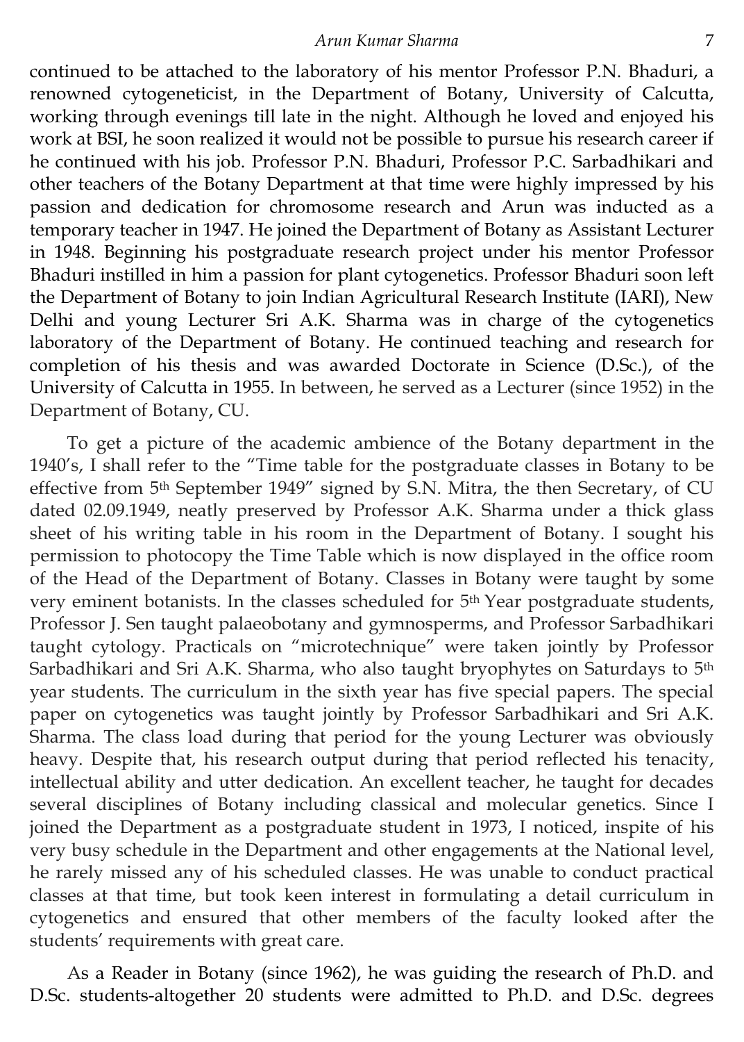continued to be attached to the laboratory of his mentor Professor P.N. Bhaduri, a renowned cytogeneticist, in the Department of Botany, University of Calcutta, working through evenings till late in the night. Although he loved and enjoyed his work at BSI, he soon realized it would not be possible to pursue his research career if he continued with his job. Professor P.N. Bhaduri, Professor P.C. Sarbadhikari and other teachers of the Botany Department at that time were highly impressed by his passion and dedication for chromosome research and Arun was inducted as a temporary teacher in 1947. He joined the Department of Botany as Assistant Lecturer in 1948. Beginning his postgraduate research project under his mentor Professor Bhaduri instilled in him a passion for plant cytogenetics. Professor Bhaduri soon left the Department of Botany to join Indian Agricultural Research Institute (IARI), New Delhi and young Lecturer Sri A.K. Sharma was in charge of the cytogenetics laboratory of the Department of Botany. He continued teaching and research for completion of his thesis and was awarded Doctorate in Science (D.Sc.), of the University of Calcutta in 1955. In between, he served as a Lecturer (since 1952) in the Department of Botany, CU.

To get a picture of the academic ambience of the Botany department in the 1940's, I shall refer to the "Time table for the postgraduate classes in Botany to be effective from 5th September 1949" signed by S.N. Mitra, the then Secretary, of CU dated 02.09.1949, neatly preserved by Professor A.K. Sharma under a thick glass sheet of his writing table in his room in the Department of Botany. I sought his permission to photocopy the Time Table which is now displayed in the office room of the Head of the Department of Botany. Classes in Botany were taught by some very eminent botanists. In the classes scheduled for 5th Year postgraduate students, Professor J. Sen taught palaeobotany and gymnosperms, and Professor Sarbadhikari taught cytology. Practicals on "microtechnique" were taken jointly by Professor Sarbadhikari and Sri A.K. Sharma, who also taught bryophytes on Saturdays to 5th year students. The curriculum in the sixth year has five special papers. The special paper on cytogenetics was taught jointly by Professor Sarbadhikari and Sri A.K. Sharma. The class load during that period for the young Lecturer was obviously heavy. Despite that, his research output during that period reflected his tenacity, intellectual ability and utter dedication. An excellent teacher, he taught for decades several disciplines of Botany including classical and molecular genetics. Since I joined the Department as a postgraduate student in 1973, I noticed, inspite of his very busy schedule in the Department and other engagements at the National level, he rarely missed any of his scheduled classes. He was unable to conduct practical classes at that time, but took keen interest in formulating a detail curriculum in cytogenetics and ensured that other members of the faculty looked after the students' requirements with great care.

As a Reader in Botany (since 1962), he was guiding the research of Ph.D. and D.Sc. students-altogether 20 students were admitted to Ph.D. and D.Sc. degrees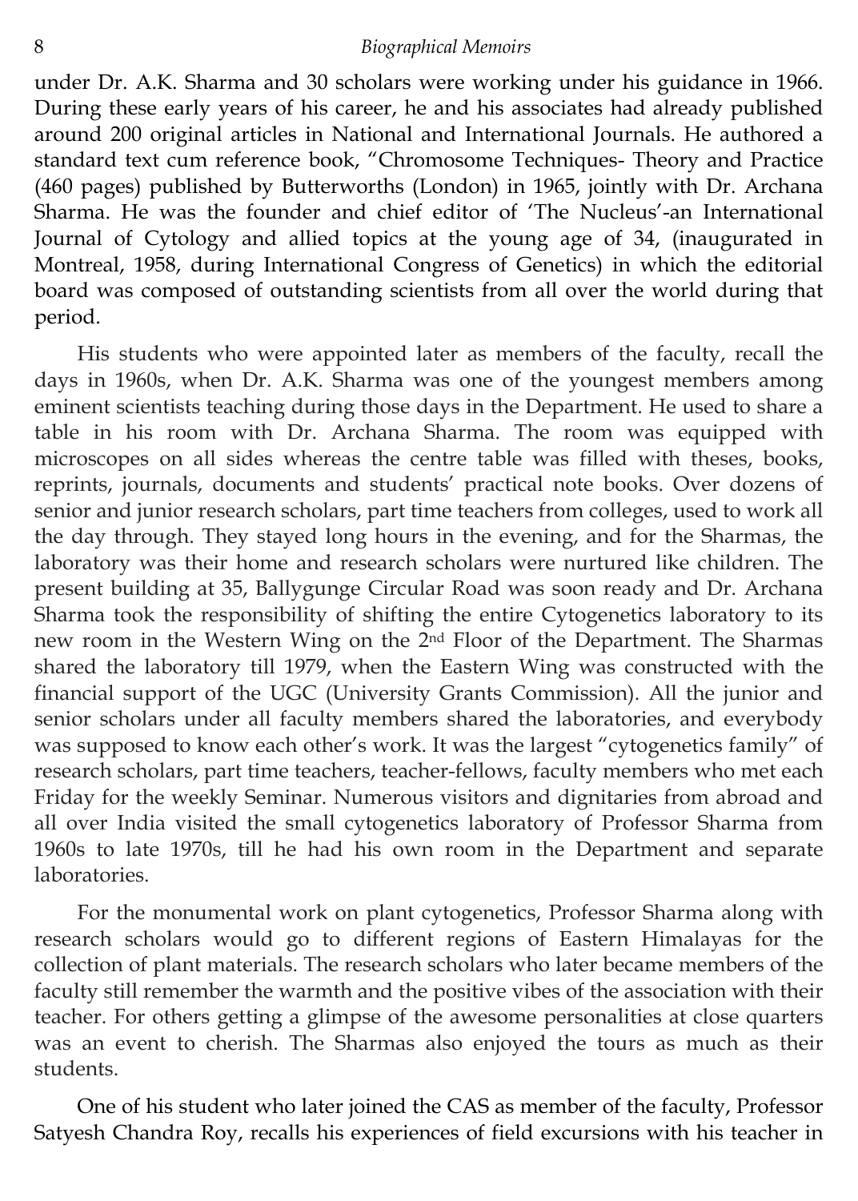under Dr. A.K. Sharma and 30 scholars were working under his guidance in 1966. During these early years of his career, he and his associates had already published around 200 original articles in National and International Journals. He authored a standard text cum reference book, "Chromosome Techniques- Theory and Practice (460 pages) published by Butterworths (London) in 1965, jointly with Dr. Archana Sharma. He was the founder and chief editor of 'The Nucleus'-an International Journal of Cytology and allied topics at the young age of 34, (inaugurated in Montreal, 1958, during International Congress of Genetics) in which the editorial board was composed of outstanding scientists from all over the world during that period.

His students who were appointed later as members of the faculty, recall the days in 1960s, when Dr. A.K. Sharma was one of the youngest members among eminent scientists teaching during those days in the Department. He used to share a table in his room with Dr. Archana Sharma. The room was equipped with microscopes on all sides whereas the centre table was filled with theses, books, reprints, journals, documents and students' practical note books. Over dozens of senior and junior research scholars, part time teachers from colleges, used to work all the day through. They stayed long hours in the evening, and for the Sharmas, the laboratory was their home and research scholars were nurtured like children. The present building at 35, Ballygunge Circular Road was soon ready and Dr. Archana Sharma took the responsibility of shifting the entire Cytogenetics laboratory to its new room in the Western Wing on the 2nd Floor of the Department. The Sharmas shared the laboratory till 1979, when the Eastern Wing was constructed with the financial support of the UGC (University Grants Commission). All the junior and senior scholars under all faculty members shared the laboratories, and everybody was supposed to know each other's work. It was the largest "cytogenetics family" of research scholars, part time teachers, teacher-fellows, faculty members who met each Friday for the weekly Seminar. Numerous visitors and dignitaries from abroad and all over India visited the small cytogenetics laboratory of Professor Sharma from 1960s to late 1970s, till he had his own room in the Department and separate laboratories.

For the monumental work on plant cytogenetics, Professor Sharma along with research scholars would go to different regions of Eastern Himalayas for the collection of plant materials. The research scholars who later became members of the faculty still remember the warmth and the positive vibes of the association with their teacher. For others getting a glimpse of the awesome personalities at close quarters was an event to cherish. The Sharmas also enjoyed the tours as much as their students.

One of his student who later joined the CAS as member of the faculty, Professor Satyesh Chandra Roy, recalls his experiences of field excursions with his teacher in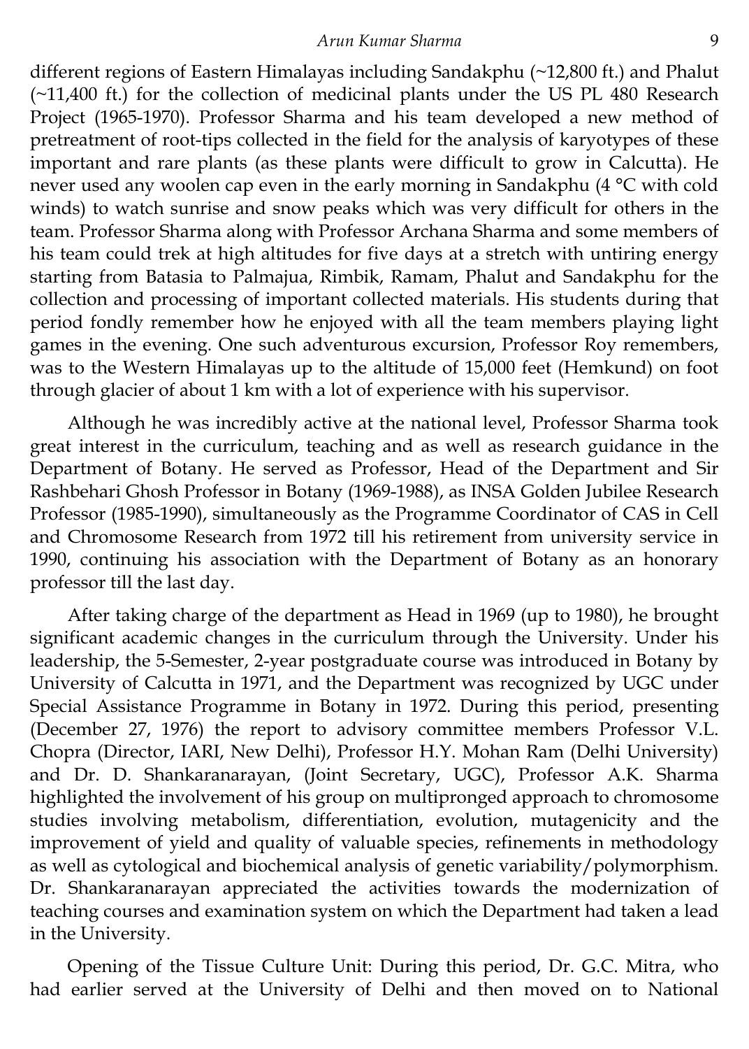different regions of Eastern Himalayas including Sandakphu (~12,800 ft.) and Phalut (~11,400 ft.) for the collection of medicinal plants under the US PL 480 Research Project (1965-1970). Professor Sharma and his team developed a new method of pretreatment of root-tips collected in the field for the analysis of karyotypes of these important and rare plants (as these plants were difficult to grow in Calcutta). He never used any woolen cap even in the early morning in Sandakphu (4 °C with cold winds) to watch sunrise and snow peaks which was very difficult for others in the team. Professor Sharma along with Professor Archana Sharma and some members of his team could trek at high altitudes for five days at a stretch with untiring energy starting from Batasia to Palmajua, Rimbik, Ramam, Phalut and Sandakphu for the collection and processing of important collected materials. His students during that period fondly remember how he enjoyed with all the team members playing light games in the evening. One such adventurous excursion, Professor Roy remembers, was to the Western Himalayas up to the altitude of 15,000 feet (Hemkund) on foot through glacier of about 1 km with a lot of experience with his supervisor.

Although he was incredibly active at the national level, Professor Sharma took great interest in the curriculum, teaching and as well as research guidance in the Department of Botany. He served as Professor, Head of the Department and Sir Rashbehari Ghosh Professor in Botany (1969-1988), as INSA Golden Jubilee Research Professor (1985-1990), simultaneously as the Programme Coordinator of CAS in Cell and Chromosome Research from 1972 till his retirement from university service in 1990, continuing his association with the Department of Botany as an honorary professor till the last day.

After taking charge of the department as Head in 1969 (up to 1980), he brought significant academic changes in the curriculum through the University. Under his leadership, the 5-Semester, 2-year postgraduate course was introduced in Botany by University of Calcutta in 1971, and the Department was recognized by UGC under Special Assistance Programme in Botany in 1972. During this period, presenting (December 27, 1976) the report to advisory committee members Professor V.L. Chopra (Director, IARI, New Delhi), Professor H.Y. Mohan Ram (Delhi University) and Dr. D. Shankaranarayan, (Joint Secretary, UGC), Professor A.K. Sharma highlighted the involvement of his group on multipronged approach to chromosome studies involving metabolism, differentiation, evolution, mutagenicity and the improvement of yield and quality of valuable species, refinements in methodology as well as cytological and biochemical analysis of genetic variability/polymorphism. Dr. Shankaranarayan appreciated the activities towards the modernization of teaching courses and examination system on which the Department had taken a lead in the University.

Opening of the Tissue Culture Unit: During this period, Dr. G.C. Mitra, who had earlier served at the University of Delhi and then moved on to National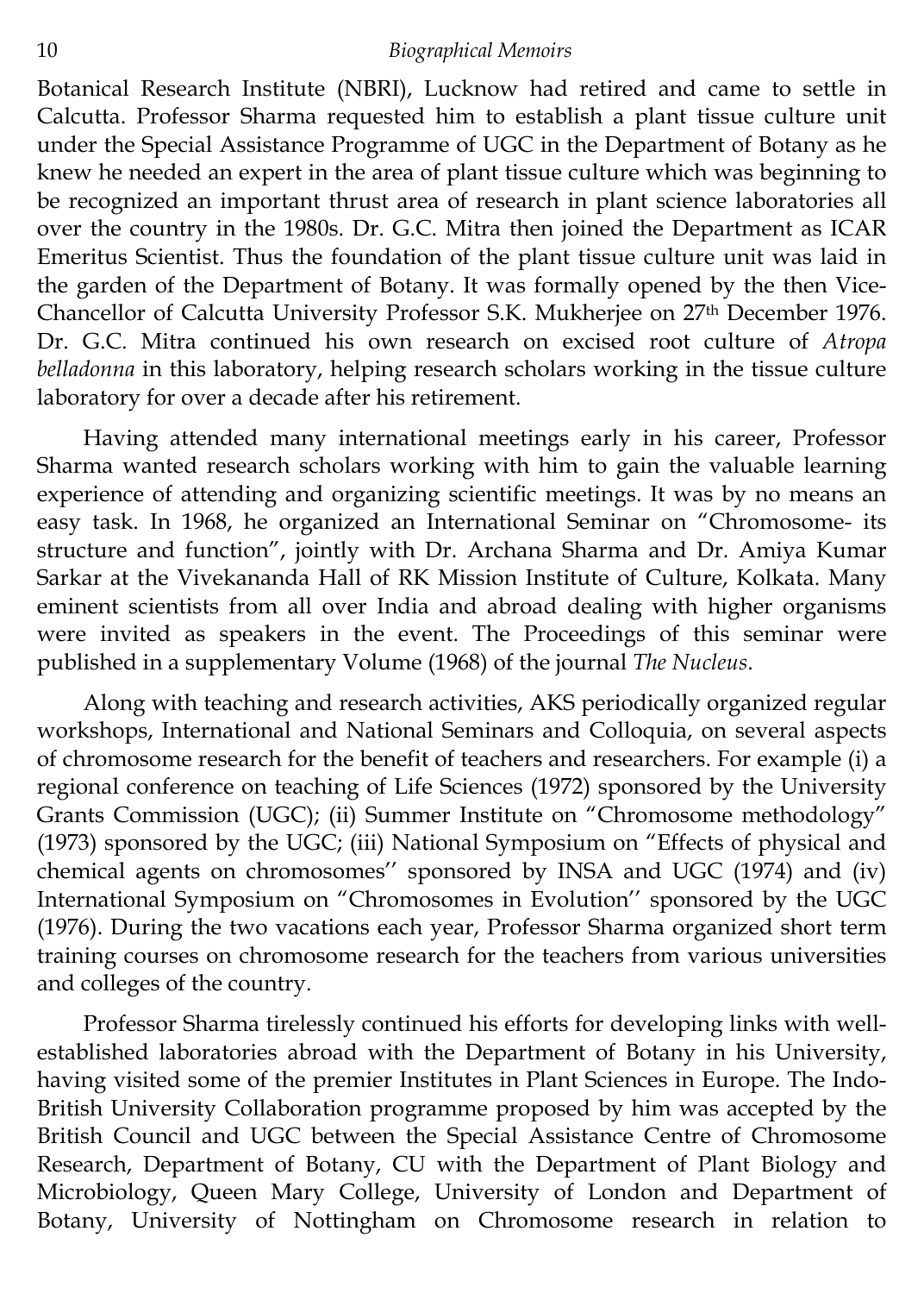Botanical Research Institute (NBRI), Lucknow had retired and came to settle in Calcutta. Professor Sharma requested him to establish a plant tissue culture unit under the Special Assistance Programme of UGC in the Department of Botany as he knew he needed an expert in the area of plant tissue culture which was beginning to be recognized an important thrust area of research in plant science laboratories all over the country in the 1980s. Dr. G.C. Mitra then joined the Department as ICAR Emeritus Scientist. Thus the foundation of the plant tissue culture unit was laid in the garden of the Department of Botany. It was formally opened by the then Vice-Chancellor of Calcutta University Professor S.K. Mukherjee on 27th December 1976. Dr. G.C. Mitra continued his own research on excised root culture of *Atropa belladonna* in this laboratory, helping research scholars working in the tissue culture laboratory for over a decade after his retirement.

Having attended many international meetings early in his career, Professor Sharma wanted research scholars working with him to gain the valuable learning experience of attending and organizing scientific meetings. It was by no means an easy task. In 1968, he organized an International Seminar on "Chromosome- its structure and function", jointly with Dr. Archana Sharma and Dr. Amiya Kumar Sarkar at the Vivekananda Hall of RK Mission Institute of Culture, Kolkata. Many eminent scientists from all over India and abroad dealing with higher organisms were invited as speakers in the event. The Proceedings of this seminar were published in a supplementary Volume (1968) of the journal *The Nucleus*.

Along with teaching and research activities, AKS periodically organized regular workshops, International and National Seminars and Colloquia, on several aspects of chromosome research for the benefit of teachers and researchers. For example (i) a regional conference on teaching of Life Sciences (1972) sponsored by the University Grants Commission (UGC); (ii) Summer Institute on "Chromosome methodology" (1973) sponsored by the UGC; (iii) National Symposium on "Effects of physical and chemical agents on chromosomes'' sponsored by INSA and UGC (1974) and (iv) International Symposium on "Chromosomes in Evolution'' sponsored by the UGC (1976). During the two vacations each year, Professor Sharma organized short term training courses on chromosome research for the teachers from various universities and colleges of the country.

Professor Sharma tirelessly continued his efforts for developing links with well-established laboratories abroad with the Department of Botany in his University, having visited some of the premier Institutes in Plant Sciences in Europe. The Indo-British University Collaboration programme proposed by him was accepted by the British Council and UGC between the Special Assistance Centre of Chromosome Research, Department of Botany, CU with the Department of Plant Biology and Microbiology, Queen Mary College, University of London and Department of Botany, University of Nottingham on Chromosome research in relation to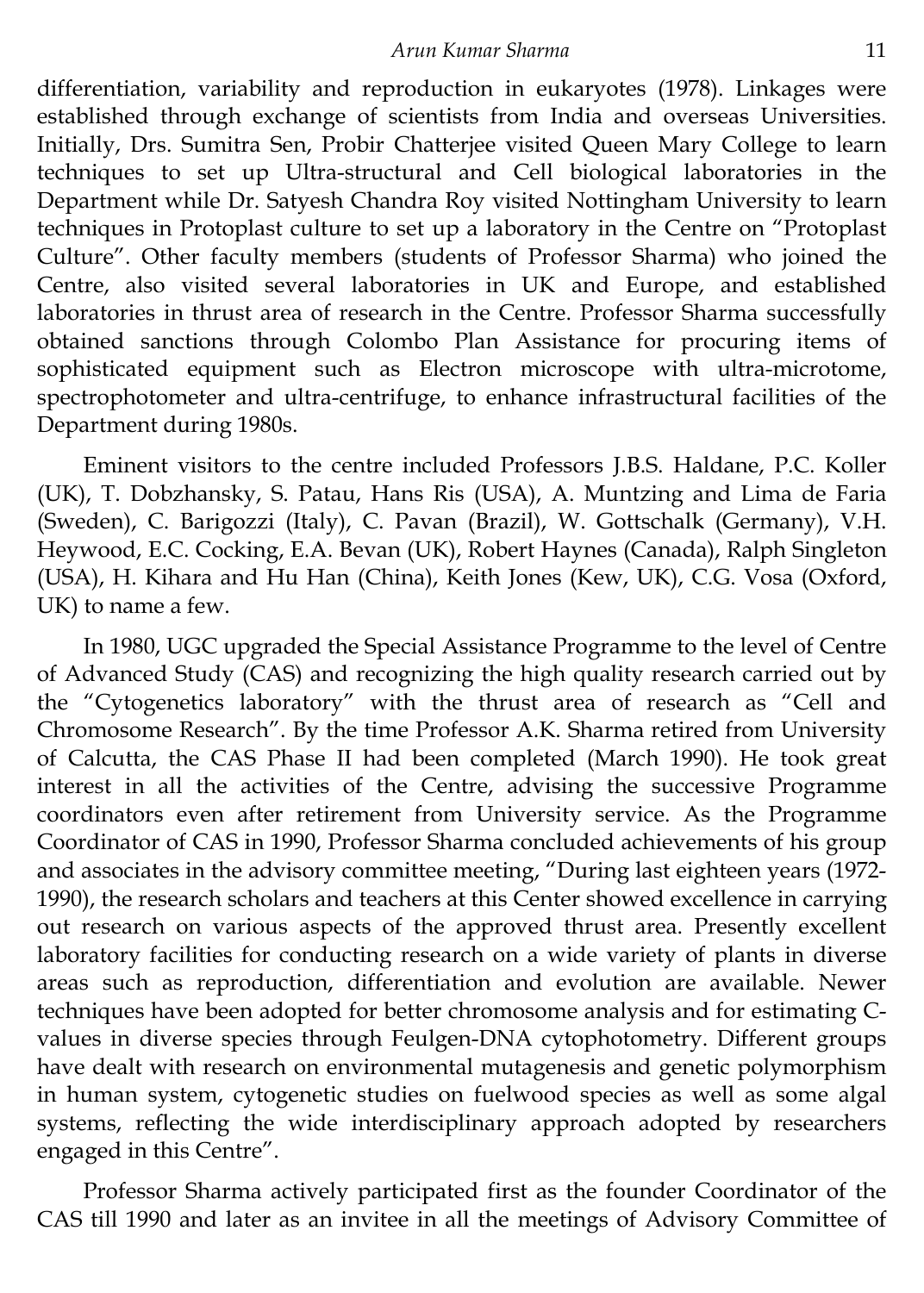differentiation, variability and reproduction in eukaryotes (1978). Linkages were established through exchange of scientists from India and overseas Universities. Initially, Drs. Sumitra Sen, Probir Chatterjee visited Queen Mary College to learn techniques to set up Ultra-structural and Cell biological laboratories in the Department while Dr. Satyesh Chandra Roy visited Nottingham University to learn techniques in Protoplast culture to set up a laboratory in the Centre on "Protoplast Culture". Other faculty members (students of Professor Sharma) who joined the Centre, also visited several laboratories in UK and Europe, and established laboratories in thrust area of research in the Centre. Professor Sharma successfully obtained sanctions through Colombo Plan Assistance for procuring items of sophisticated equipment such as Electron microscope with ultra-microtome, spectrophotometer and ultra-centrifuge, to enhance infrastructural facilities of the Department during 1980s.

Eminent visitors to the centre included Professors J.B.S. Haldane, P.C. Koller (UK), T. Dobzhansky, S. Patau, Hans Ris (USA), A. Muntzing and Lima de Faria (Sweden), C. Barigozzi (Italy), C. Pavan (Brazil), W. Gottschalk (Germany), V.H. Heywood, E.C. Cocking, E.A. Bevan (UK), Robert Haynes (Canada), Ralph Singleton (USA), H. Kihara and Hu Han (China), Keith Jones (Kew, UK), C.G. Vosa (Oxford, UK) to name a few.

In 1980, UGC upgraded the Special Assistance Programme to the level of Centre of Advanced Study (CAS) and recognizing the high quality research carried out by the "Cytogenetics laboratory" with the thrust area of research as "Cell and Chromosome Research". By the time Professor A.K. Sharma retired from University of Calcutta, the CAS Phase II had been completed (March 1990). He took great interest in all the activities of the Centre, advising the successive Programme coordinators even after retirement from University service. As the Programme Coordinator of CAS in 1990, Professor Sharma concluded achievements of his group and associates in the advisory committee meeting, "During last eighteen years (1972-1990), the research scholars and teachers at this Center showed excellence in carrying out research on various aspects of the approved thrust area. Presently excellent laboratory facilities for conducting research on a wide variety of plants in diverse areas such as reproduction, differentiation and evolution are available. Newer techniques have been adopted for better chromosome analysis and for estimating C-values in diverse species through Feulgen-DNA cytophotometry. Different groups have dealt with research on environmental mutagenesis and genetic polymorphism in human system, cytogenetic studies on fuelwood species as well as some algal systems, reflecting the wide interdisciplinary approach adopted by researchers engaged in this Centre".

Professor Sharma actively participated first as the founder Coordinator of the CAS till 1990 and later as an invitee in all the meetings of Advisory Committee of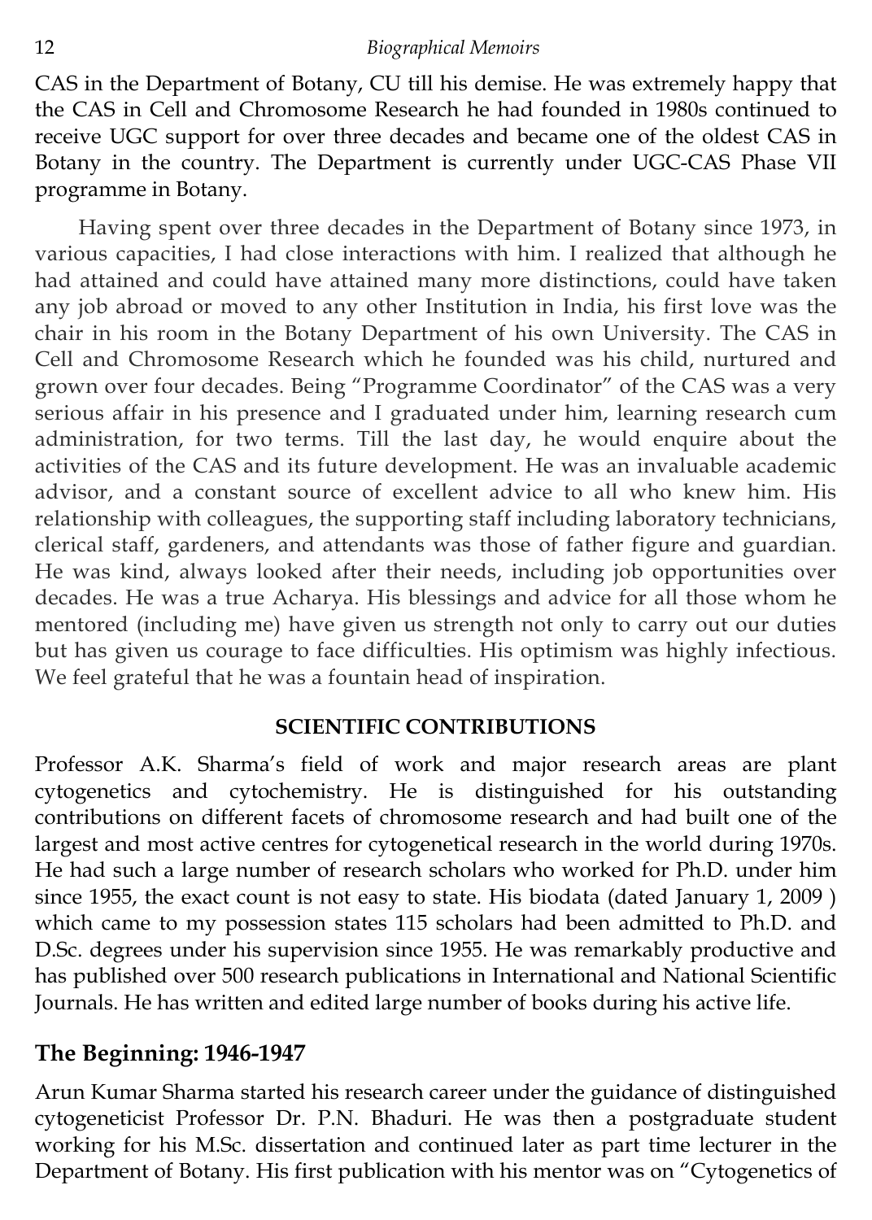CAS in the Department of Botany, CU till his demise. He was extremely happy that the CAS in Cell and Chromosome Research he had founded in 1980s continued to receive UGC support for over three decades and became one of the oldest CAS in Botany in the country. The Department is currently under UGC-CAS Phase VII programme in Botany.

Having spent over three decades in the Department of Botany since 1973, in various capacities, I had close interactions with him. I realized that although he had attained and could have attained many more distinctions, could have taken any job abroad or moved to any other Institution in India, his first love was the chair in his room in the Botany Department of his own University. The CAS in Cell and Chromosome Research which he founded was his child, nurtured and grown over four decades. Being "Programme Coordinator" of the CAS was a very serious affair in his presence and I graduated under him, learning research cum administration, for two terms. Till the last day, he would enquire about the activities of the CAS and its future development. He was an invaluable academic advisor, and a constant source of excellent advice to all who knew him. His relationship with colleagues, the supporting staff including laboratory technicians, clerical staff, gardeners, and attendants was those of father figure and guardian. He was kind, always looked after their needs, including job opportunities over decades. He was a true Acharya. His blessings and advice for all those whom he mentored (including me) have given us strength not only to carry out our duties but has given us courage to face difficulties. His optimism was highly infectious. We feel grateful that he was a fountain head of inspiration.

## SCIENTIFIC CONTRIBUTIONS

Professor A.K. Sharma's field of work and major research areas are plant cytogenetics and cytochemistry. He is distinguished for his outstanding contributions on different facets of chromosome research and had built one of the largest and most active centres for cytogenetical research in the world during 1970s. He had such a large number of research scholars who worked for Ph.D. under him since 1955, the exact count is not easy to state. His biodata (dated January 1, 2009 ) which came to my possession states 115 scholars had been admitted to Ph.D. and D.Sc. degrees under his supervision since 1955. He was remarkably productive and has published over 500 research publications in International and National Scientific Journals. He has written and edited large number of books during his active life.

### The Beginning: 1946-1947

Arun Kumar Sharma started his research career under the guidance of distinguished cytogeneticist Professor Dr. P.N. Bhaduri. He was then a postgraduate student working for his M.Sc. dissertation and continued later as part time lecturer in the Department of Botany. His first publication with his mentor was on "Cytogenetics of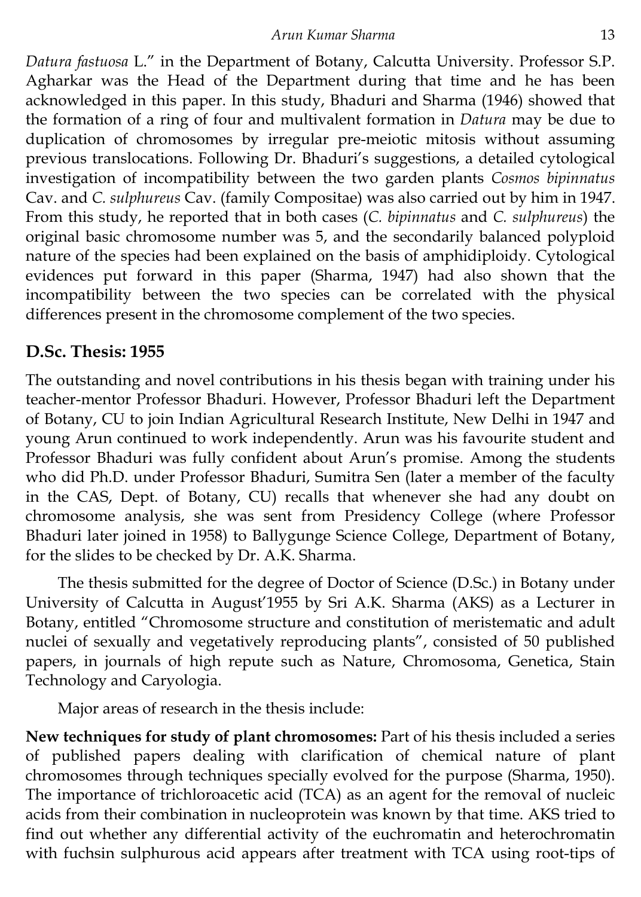*Datura fastuosa* L." in the Department of Botany, Calcutta University. Professor S.P. Agharkar was the Head of the Department during that time and he has been acknowledged in this paper. In this study, Bhaduri and Sharma (1946) showed that the formation of a ring of four and multivalent formation in *Datura* may be due to duplication of chromosomes by irregular pre-meiotic mitosis without assuming previous translocations. Following Dr. Bhaduri's suggestions, a detailed cytological investigation of incompatibility between the two garden plants *Cosmos bipinnatus* Cav. and *C. sulphureus* Cav. (family Compositae) was also carried out by him in 1947. From this study, he reported that in both cases (*C. bipinnatus* and *C. sulphureus*) the original basic chromosome number was 5, and the secondarily balanced polyploid nature of the species had been explained on the basis of amphidiploidy. Cytological evidences put forward in this paper (Sharma, 1947) had also shown that the incompatibility between the two species can be correlated with the physical differences present in the chromosome complement of the two species.

## D.Sc. Thesis: 1955

The outstanding and novel contributions in his thesis began with training under his teacher-mentor Professor Bhaduri. However, Professor Bhaduri left the Department of Botany, CU to join Indian Agricultural Research Institute, New Delhi in 1947 and young Arun continued to work independently. Arun was his favourite student and Professor Bhaduri was fully confident about Arun's promise. Among the students who did Ph.D. under Professor Bhaduri, Sumitra Sen (later a member of the faculty in the CAS, Dept. of Botany, CU) recalls that whenever she had any doubt on chromosome analysis, she was sent from Presidency College (where Professor Bhaduri later joined in 1958) to Ballygunge Science College, Department of Botany, for the slides to be checked by Dr. A.K. Sharma.

The thesis submitted for the degree of Doctor of Science (D.Sc.) in Botany under University of Calcutta in August'1955 by Sri A.K. Sharma (AKS) as a Lecturer in Botany, entitled "Chromosome structure and constitution of meristematic and adult nuclei of sexually and vegetatively reproducing plants", consisted of 50 published papers, in journals of high repute such as Nature, Chromosoma, Genetica, Stain Technology and Caryologia.

Major areas of research in the thesis include:

**New techniques for study of plant chromosomes:** Part of his thesis included a series of published papers dealing with clarification of chemical nature of plant chromosomes through techniques specially evolved for the purpose (Sharma, 1950). The importance of trichloroacetic acid (TCA) as an agent for the removal of nucleic acids from their combination in nucleoprotein was known by that time. AKS tried to find out whether any differential activity of the euchromatin and heterochromatin with fuchsin sulphurous acid appears after treatment with TCA using root-tips of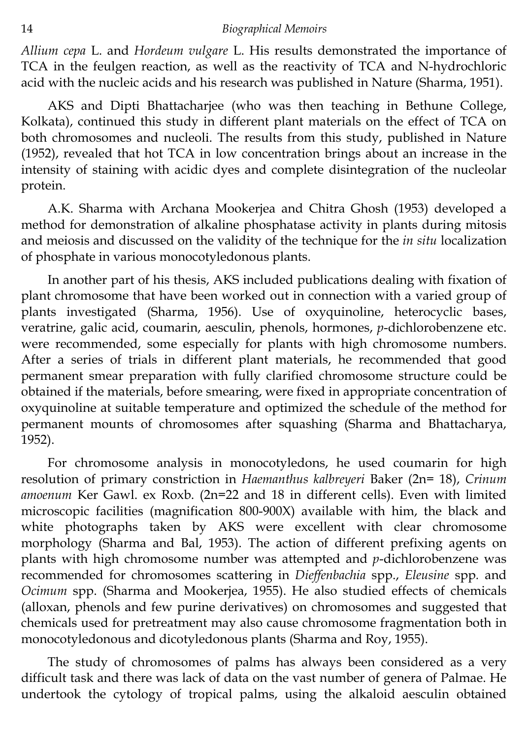*Allium cepa* L. and *Hordeum vulgare* L. His results demonstrated the importance of TCA in the feulgen reaction, as well as the reactivity of TCA and N-hydrochloric acid with the nucleic acids and his research was published in Nature (Sharma, 1951).

AKS and Dipti Bhattacharjee (who was then teaching in Bethune College, Kolkata), continued this study in different plant materials on the effect of TCA on both chromosomes and nucleoli. The results from this study, published in Nature (1952), revealed that hot TCA in low concentration brings about an increase in the intensity of staining with acidic dyes and complete disintegration of the nucleolar protein.

A.K. Sharma with Archana Mookerjea and Chitra Ghosh (1953) developed a method for demonstration of alkaline phosphatase activity in plants during mitosis and meiosis and discussed on the validity of the technique for the *in situ* localization of phosphate in various monocotyledonous plants.

In another part of his thesis, AKS included publications dealing with fixation of plant chromosome that have been worked out in connection with a varied group of plants investigated (Sharma, 1956). Use of oxyquinoline, heterocyclic bases, veratrine, galic acid, coumarin, aesculin, phenols, hormones, *p*-dichlorobenzene etc. were recommended, some especially for plants with high chromosome numbers. After a series of trials in different plant materials, he recommended that good permanent smear preparation with fully clarified chromosome structure could be obtained if the materials, before smearing, were fixed in appropriate concentration of oxyquinoline at suitable temperature and optimized the schedule of the method for permanent mounts of chromosomes after squashing (Sharma and Bhattacharya, 1952).

For chromosome analysis in monocotyledons, he used coumarin for high resolution of primary constriction in *Haemanthus kalbreyeri* Baker (2n= 18), *Crinum amoenum* Ker Gawl. ex Roxb. (2n=22 and 18 in different cells). Even with limited microscopic facilities (magnification 800-900X) available with him, the black and white photographs taken by AKS were excellent with clear chromosome morphology (Sharma and Bal, 1953). The action of different prefixing agents on plants with high chromosome number was attempted and *p*-dichlorobenzene was recommended for chromosomes scattering in *Dieffenbachia* spp., *Eleusine* spp. and *Ocimum* spp. (Sharma and Mookerjea, 1955). He also studied effects of chemicals (alloxan, phenols and few purine derivatives) on chromosomes and suggested that chemicals used for pretreatment may also cause chromosome fragmentation both in monocotyledonous and dicotyledonous plants (Sharma and Roy, 1955).

The study of chromosomes of palms has always been considered as a very difficult task and there was lack of data on the vast number of genera of Palmae. He undertook the cytology of tropical palms, using the alkaloid aesculin obtained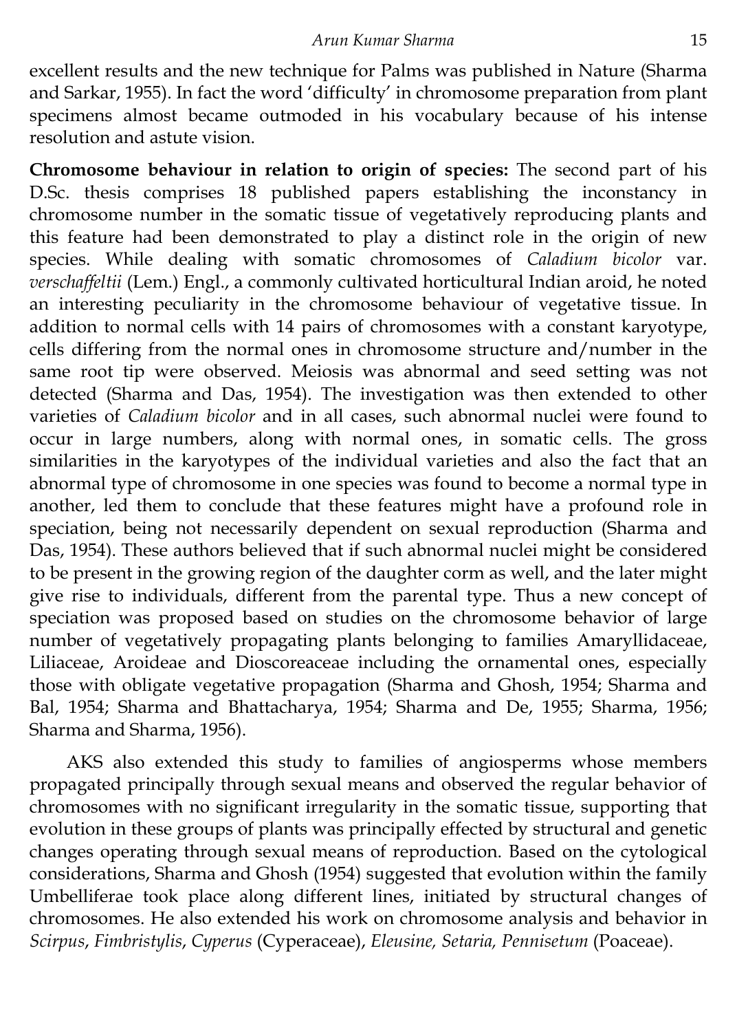excellent results and the new technique for Palms was published in Nature (Sharma and Sarkar, 1955). In fact the word 'difficulty' in chromosome preparation from plant specimens almost became outmoded in his vocabulary because of his intense resolution and astute vision.

**Chromosome behaviour in relation to origin of species:** The second part of his D.Sc. thesis comprises 18 published papers establishing the inconstancy in chromosome number in the somatic tissue of vegetatively reproducing plants and this feature had been demonstrated to play a distinct role in the origin of new species. While dealing with somatic chromosomes of *Caladium bicolor* var. *verschaffeltii* (Lem.) Engl., a commonly cultivated horticultural Indian aroid, he noted an interesting peculiarity in the chromosome behaviour of vegetative tissue. In addition to normal cells with 14 pairs of chromosomes with a constant karyotype, cells differing from the normal ones in chromosome structure and/number in the same root tip were observed. Meiosis was abnormal and seed setting was not detected (Sharma and Das, 1954). The investigation was then extended to other varieties of *Caladium bicolor* and in all cases, such abnormal nuclei were found to occur in large numbers, along with normal ones, in somatic cells. The gross similarities in the karyotypes of the individual varieties and also the fact that an abnormal type of chromosome in one species was found to become a normal type in another, led them to conclude that these features might have a profound role in speciation, being not necessarily dependent on sexual reproduction (Sharma and Das, 1954). These authors believed that if such abnormal nuclei might be considered to be present in the growing region of the daughter corm as well, and the later might give rise to individuals, different from the parental type. Thus a new concept of speciation was proposed based on studies on the chromosome behavior of large number of vegetatively propagating plants belonging to families Amaryllidaceae, Liliaceae, Aroideae and Dioscoreaceae including the ornamental ones, especially those with obligate vegetative propagation (Sharma and Ghosh, 1954; Sharma and Bal, 1954; Sharma and Bhattacharya, 1954; Sharma and De, 1955; Sharma, 1956; Sharma and Sharma, 1956).

AKS also extended this study to families of angiosperms whose members propagated principally through sexual means and observed the regular behavior of chromosomes with no significant irregularity in the somatic tissue, supporting that evolution in these groups of plants was principally effected by structural and genetic changes operating through sexual means of reproduction. Based on the cytological considerations, Sharma and Ghosh (1954) suggested that evolution within the family Umbelliferae took place along different lines, initiated by structural changes of chromosomes. He also extended his work on chromosome analysis and behavior in *Scirpus*, *Fimbristylis*, *Cyperus* (Cyperaceae), *Eleusine, Setaria, Pennisetum* (Poaceae).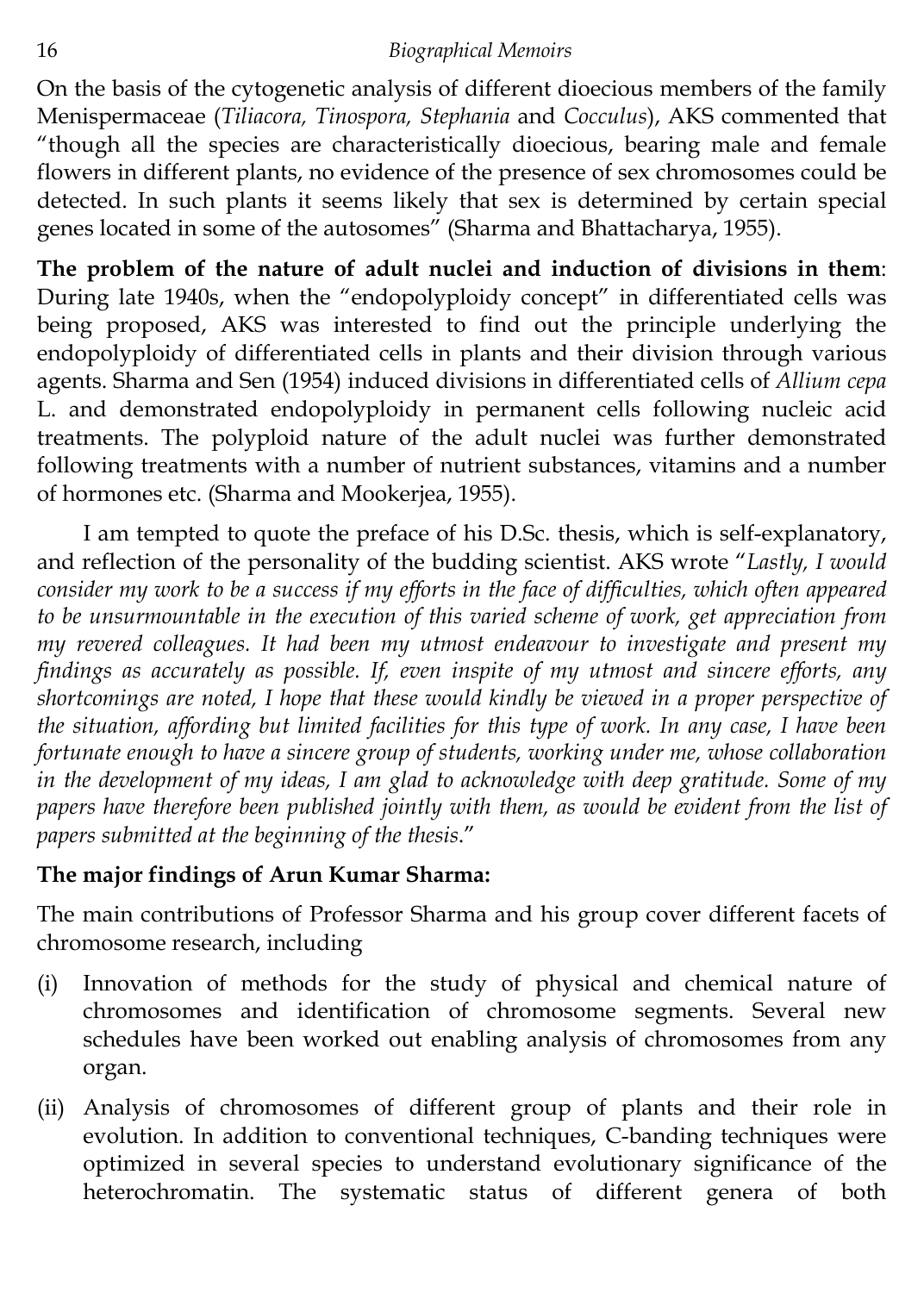On the basis of the cytogenetic analysis of different dioecious members of the family Menispermaceae (*Tiliacora, Tinospora, Stephania* and *Cocculus*), AKS commented that "though all the species are characteristically dioecious, bearing male and female flowers in different plants, no evidence of the presence of sex chromosomes could be detected. In such plants it seems likely that sex is determined by certain special genes located in some of the autosomes" (Sharma and Bhattacharya, 1955).

**The problem of the nature of adult nuclei and induction of divisions in them**: During late 1940s, when the "endopolyploidy concept" in differentiated cells was being proposed, AKS was interested to find out the principle underlying the endopolyploidy of differentiated cells in plants and their division through various agents. Sharma and Sen (1954) induced divisions in differentiated cells of *Allium cepa* L. and demonstrated endopolyploidy in permanent cells following nucleic acid treatments. The polyploid nature of the adult nuclei was further demonstrated following treatments with a number of nutrient substances, vitamins and a number of hormones etc. (Sharma and Mookerjea, 1955).

I am tempted to quote the preface of his D.Sc. thesis, which is self-explanatory, and reflection of the personality of the budding scientist. AKS wrote "*Lastly, I would consider my work to be a success if my efforts in the face of difficulties, which often appeared to be unsurmountable in the execution of this varied scheme of work, get appreciation from my revered colleagues. It had been my utmost endeavour to investigate and present my findings as accurately as possible. If, even inspite of my utmost and sincere efforts, any shortcomings are noted, I hope that these would kindly be viewed in a proper perspective of the situation, affording but limited facilities for this type of work. In any case, I have been fortunate enough to have a sincere group of students, working under me, whose collaboration in the development of my ideas, I am glad to acknowledge with deep gratitude. Some of my papers have therefore been published jointly with them, as would be evident from the list of papers submitted at the beginning of the thesis*."

**The major findings of Arun Kumar Sharma:**

The main contributions of Professor Sharma and his group cover different facets of chromosome research, including

(i) Innovation of methods for the study of physical and chemical nature of chromosomes and identification of chromosome segments. Several new schedules have been worked out enabling analysis of chromosomes from any organ.

(ii) Analysis of chromosomes of different group of plants and their role in evolution. In addition to conventional techniques, C-banding techniques were optimized in several species to understand evolutionary significance of the heterochromatin. The systematic status of different genera of both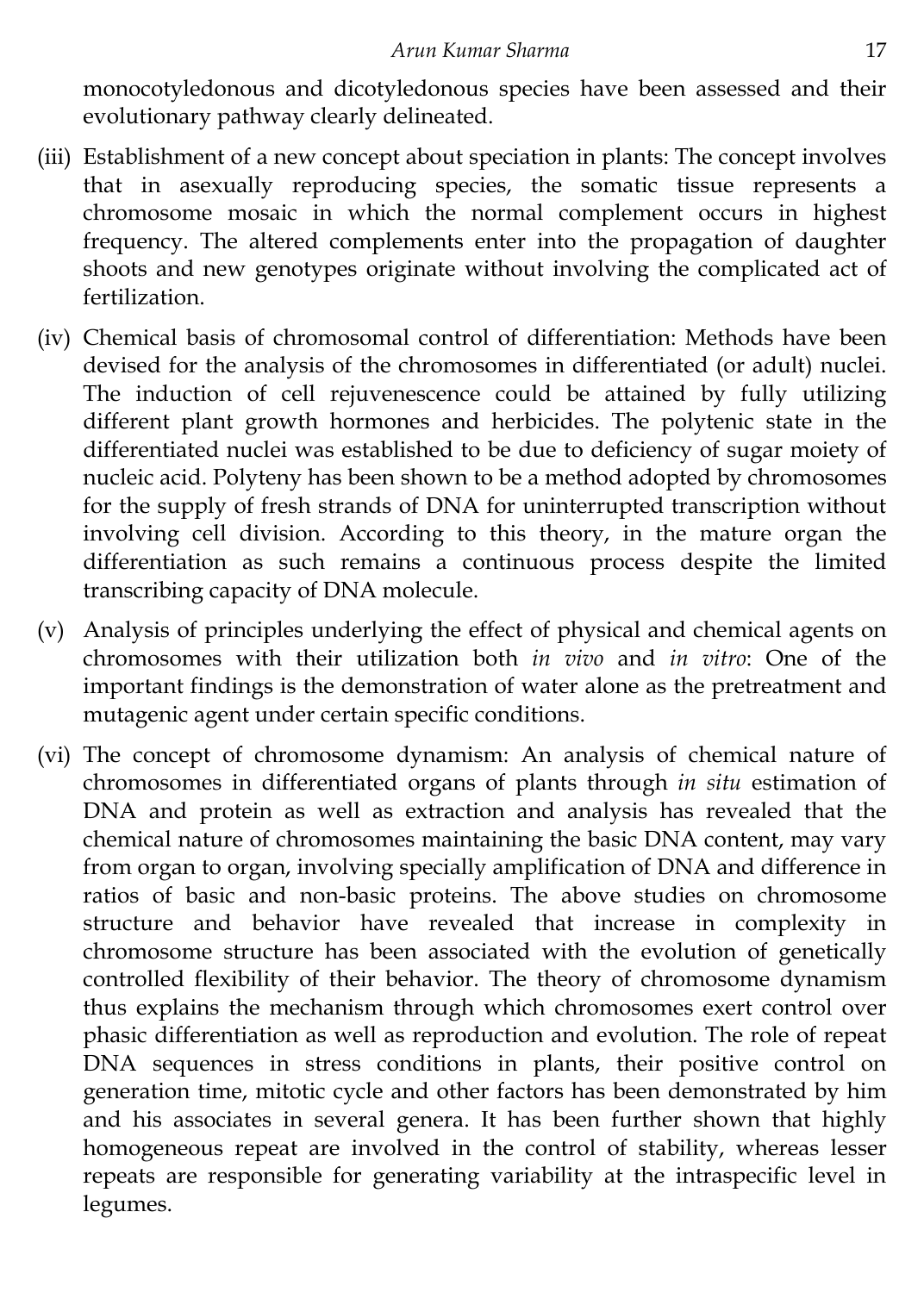monocotyledonous and dicotyledonous species have been assessed and their evolutionary pathway clearly delineated.

(iii) Establishment of a new concept about speciation in plants: The concept involves that in asexually reproducing species, the somatic tissue represents a chromosome mosaic in which the normal complement occurs in highest frequency. The altered complements enter into the propagation of daughter shoots and new genotypes originate without involving the complicated act of fertilization.

(iv) Chemical basis of chromosomal control of differentiation: Methods have been devised for the analysis of the chromosomes in differentiated (or adult) nuclei. The induction of cell rejuvenescence could be attained by fully utilizing different plant growth hormones and herbicides. The polytenic state in the differentiated nuclei was established to be due to deficiency of sugar moiety of nucleic acid. Polyteny has been shown to be a method adopted by chromosomes for the supply of fresh strands of DNA for uninterrupted transcription without involving cell division. According to this theory, in the mature organ the differentiation as such remains a continuous process despite the limited transcribing capacity of DNA molecule.

(v) Analysis of principles underlying the effect of physical and chemical agents on chromosomes with their utilization both *in vivo* and *in vitro*: One of the important findings is the demonstration of water alone as the pretreatment and mutagenic agent under certain specific conditions.

(vi) The concept of chromosome dynamism: An analysis of chemical nature of chromosomes in differentiated organs of plants through *in situ* estimation of DNA and protein as well as extraction and analysis has revealed that the chemical nature of chromosomes maintaining the basic DNA content, may vary from organ to organ, involving specially amplification of DNA and difference in ratios of basic and non-basic proteins. The above studies on chromosome structure and behavior have revealed that increase in complexity in chromosome structure has been associated with the evolution of genetically controlled flexibility of their behavior. The theory of chromosome dynamism thus explains the mechanism through which chromosomes exert control over phasic differentiation as well as reproduction and evolution. The role of repeat DNA sequences in stress conditions in plants, their positive control on generation time, mitotic cycle and other factors has been demonstrated by him and his associates in several genera. It has been further shown that highly homogeneous repeat are involved in the control of stability, whereas lesser repeats are responsible for generating variability at the intraspecific level in legumes.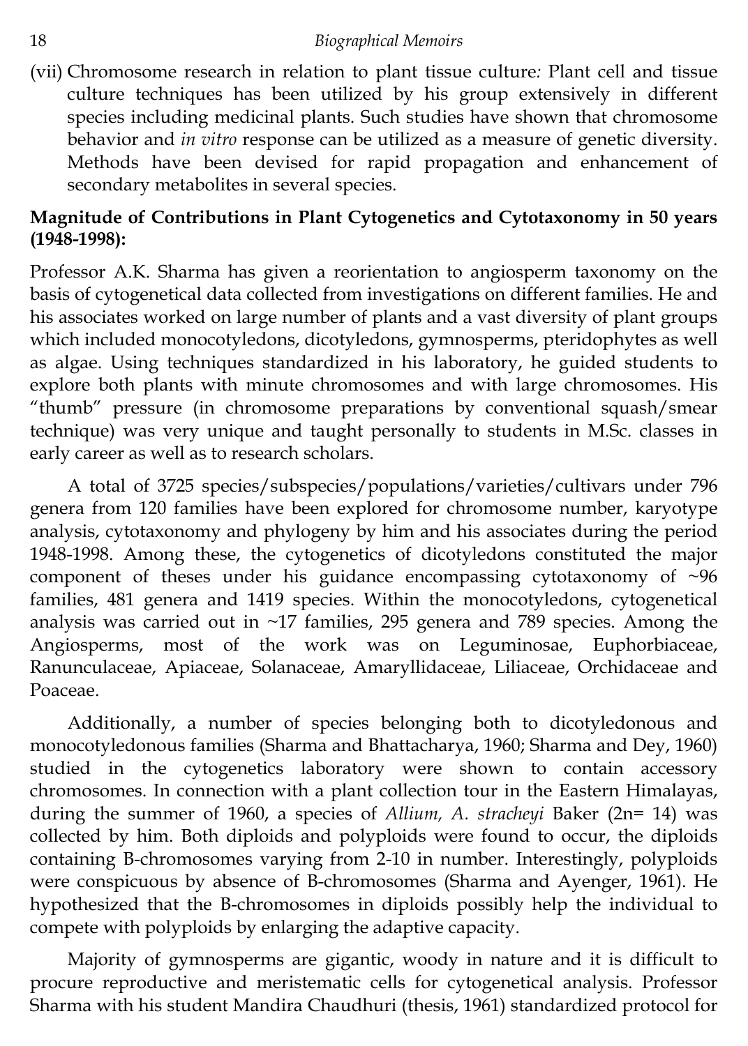(vii) Chromosome research in relation to plant tissue culture*:* Plant cell and tissue culture techniques has been utilized by his group extensively in different species including medicinal plants. Such studies have shown that chromosome behavior and *in vitro* response can be utilized as a measure of genetic diversity. Methods have been devised for rapid propagation and enhancement of secondary metabolites in several species.

**Magnitude of Contributions in Plant Cytogenetics and Cytotaxonomy in 50 years (1948-1998):**

Professor A.K. Sharma has given a reorientation to angiosperm taxonomy on the basis of cytogenetical data collected from investigations on different families. He and his associates worked on large number of plants and a vast diversity of plant groups which included monocotyledons, dicotyledons, gymnosperms, pteridophytes as well as algae. Using techniques standardized in his laboratory, he guided students to explore both plants with minute chromosomes and with large chromosomes. His "thumb" pressure (in chromosome preparations by conventional squash/smear technique) was very unique and taught personally to students in M.Sc. classes in early career as well as to research scholars.

A total of 3725 species/subspecies/populations/varieties/cultivars under 796 genera from 120 families have been explored for chromosome number, karyotype analysis, cytotaxonomy and phylogeny by him and his associates during the period 1948-1998. Among these, the cytogenetics of dicotyledons constituted the major component of theses under his guidance encompassing cytotaxonomy of ~96 families, 481 genera and 1419 species. Within the monocotyledons, cytogenetical analysis was carried out in ~17 families, 295 genera and 789 species. Among the Angiosperms, most of the work was on Leguminosae, Euphorbiaceae, Ranunculaceae, Apiaceae, Solanaceae, Amaryllidaceae, Liliaceae, Orchidaceae and Poaceae.

Additionally, a number of species belonging both to dicotyledonous and monocotyledonous families (Sharma and Bhattacharya, 1960; Sharma and Dey, 1960) studied in the cytogenetics laboratory were shown to contain accessory chromosomes. In connection with a plant collection tour in the Eastern Himalayas, during the summer of 1960, a species of *Allium, A. stracheyi* Baker (2n= 14) was collected by him. Both diploids and polyploids were found to occur, the diploids containing B-chromosomes varying from 2-10 in number. Interestingly, polyploids were conspicuous by absence of B-chromosomes (Sharma and Ayenger, 1961). He hypothesized that the B-chromosomes in diploids possibly help the individual to compete with polyploids by enlarging the adaptive capacity.

Majority of gymnosperms are gigantic, woody in nature and it is difficult to procure reproductive and meristematic cells for cytogenetical analysis. Professor Sharma with his student Mandira Chaudhuri (thesis, 1961) standardized protocol for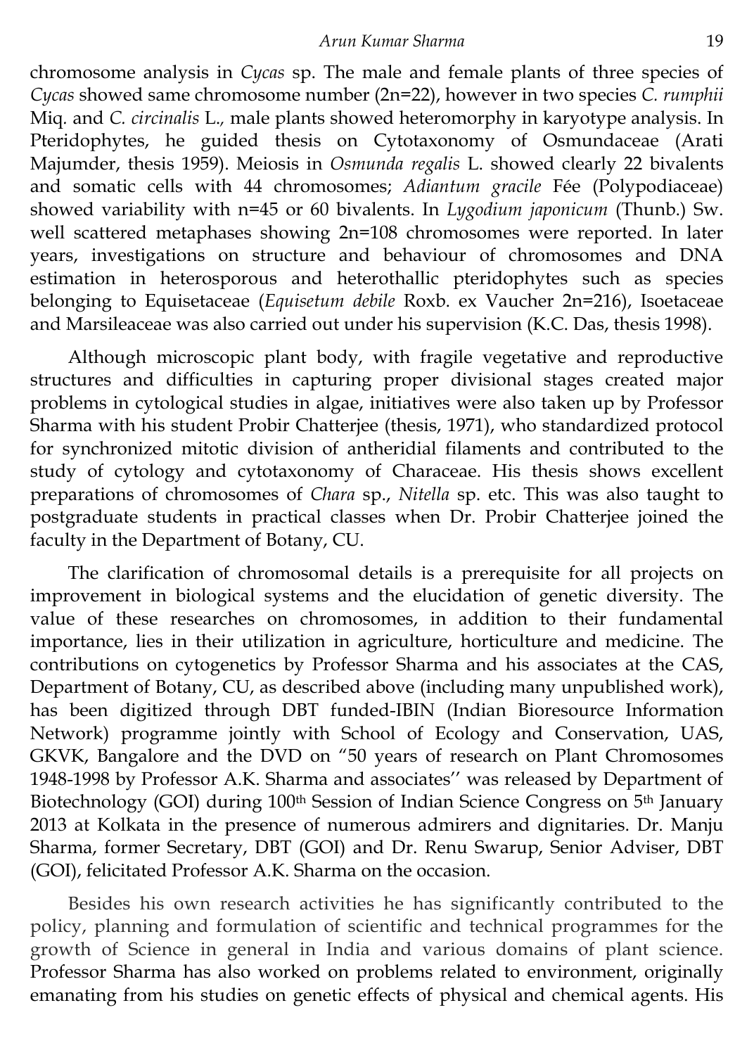chromosome analysis in *Cycas* sp. The male and female plants of three species of *Cycas* showed same chromosome number (2n=22), however in two species *C. rumphii* Miq. and *C. circinalis* L., male plants showed heteromorphy in karyotype analysis. In Pteridophytes, he guided thesis on Cytotaxonomy of Osmundaceae (Arati Majumder, thesis 1959). Meiosis in *Osmunda regalis* L. showed clearly 22 bivalents and somatic cells with 44 chromosomes; *Adiantum gracile* Fée (Polypodiaceae) showed variability with n=45 or 60 bivalents. In *Lygodium japonicum* (Thunb.) Sw. well scattered metaphases showing 2n=108 chromosomes were reported. In later years, investigations on structure and behaviour of chromosomes and DNA estimation in heterosporous and heterothallic pteridophytes such as species belonging to Equisetaceae (*Equisetum debile* Roxb. ex Vaucher 2n=216), Isoetaceae and Marsileaceae was also carried out under his supervision (K.C. Das, thesis 1998).

Although microscopic plant body, with fragile vegetative and reproductive structures and difficulties in capturing proper divisional stages created major problems in cytological studies in algae, initiatives were also taken up by Professor Sharma with his student Probir Chatterjee (thesis, 1971), who standardized protocol for synchronized mitotic division of antheridial filaments and contributed to the study of cytology and cytotaxonomy of Characeae. His thesis shows excellent preparations of chromosomes of *Chara* sp., *Nitella* sp. etc. This was also taught to postgraduate students in practical classes when Dr. Probir Chatterjee joined the faculty in the Department of Botany, CU.

The clarification of chromosomal details is a prerequisite for all projects on improvement in biological systems and the elucidation of genetic diversity. The value of these researches on chromosomes, in addition to their fundamental importance, lies in their utilization in agriculture, horticulture and medicine. The contributions on cytogenetics by Professor Sharma and his associates at the CAS, Department of Botany, CU, as described above (including many unpublished work), has been digitized through DBT funded-IBIN (Indian Bioresource Information Network) programme jointly with School of Ecology and Conservation, UAS, GKVK, Bangalore and the DVD on "50 years of research on Plant Chromosomes 1948-1998 by Professor A.K. Sharma and associates'' was released by Department of Biotechnology (GOI) during 100th Session of Indian Science Congress on 5th January 2013 at Kolkata in the presence of numerous admirers and dignitaries. Dr. Manju Sharma, former Secretary, DBT (GOI) and Dr. Renu Swarup, Senior Adviser, DBT (GOI), felicitated Professor A.K. Sharma on the occasion.

Besides his own research activities he has significantly contributed to the policy, planning and formulation of scientific and technical programmes for the growth of Science in general in India and various domains of plant science. Professor Sharma has also worked on problems related to environment, originally emanating from his studies on genetic effects of physical and chemical agents. His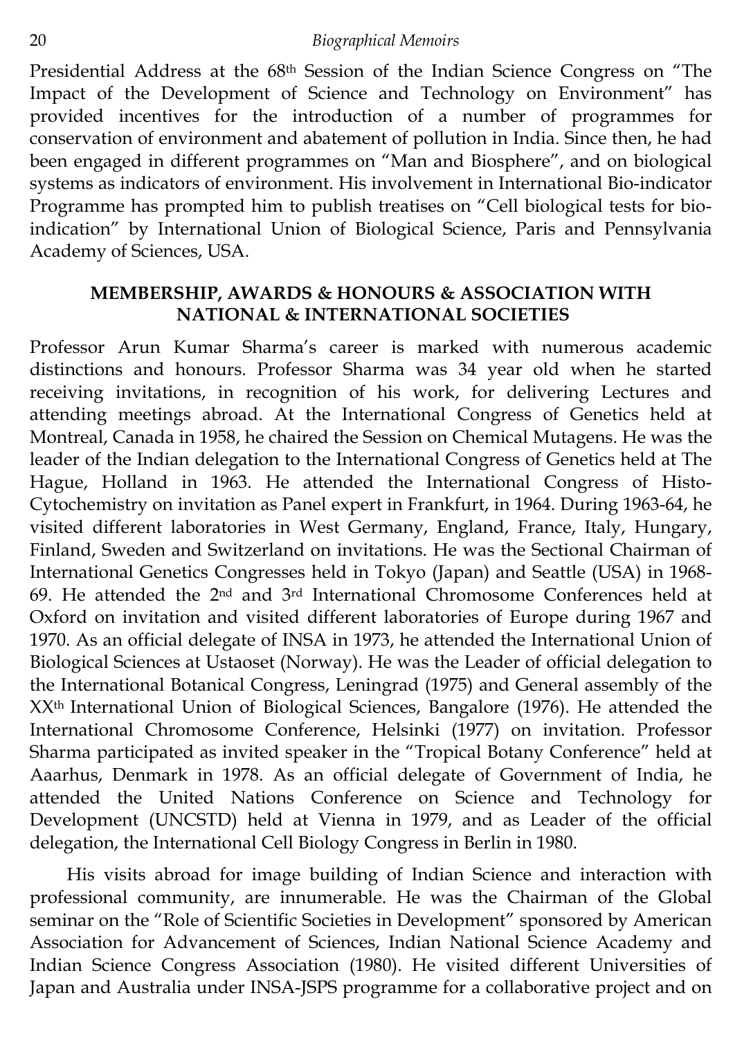Presidential Address at the 68th Session of the Indian Science Congress on "The Impact of the Development of Science and Technology on Environment" has provided incentives for the introduction of a number of programmes for conservation of environment and abatement of pollution in India. Since then, he had been engaged in different programmes on "Man and Biosphere", and on biological systems as indicators of environment. His involvement in International Bio-indicator Programme has prompted him to publish treatises on "Cell biological tests for bio-indication" by International Union of Biological Science, Paris and Pennsylvania Academy of Sciences, USA.

## MEMBERSHIP, AWARDS & HONOURS & ASSOCIATION WITH NATIONAL & INTERNATIONAL SOCIETIES

Professor Arun Kumar Sharma's career is marked with numerous academic distinctions and honours. Professor Sharma was 34 year old when he started receiving invitations, in recognition of his work, for delivering Lectures and attending meetings abroad. At the International Congress of Genetics held at Montreal, Canada in 1958, he chaired the Session on Chemical Mutagens. He was the leader of the Indian delegation to the International Congress of Genetics held at The Hague, Holland in 1963. He attended the International Congress of Histo-Cytochemistry on invitation as Panel expert in Frankfurt, in 1964. During 1963-64, he visited different laboratories in West Germany, England, France, Italy, Hungary, Finland, Sweden and Switzerland on invitations. He was the Sectional Chairman of International Genetics Congresses held in Tokyo (Japan) and Seattle (USA) in 1968-69. He attended the 2nd and 3rd International Chromosome Conferences held at Oxford on invitation and visited different laboratories of Europe during 1967 and 1970. As an official delegate of INSA in 1973, he attended the International Union of Biological Sciences at Ustaoset (Norway). He was the Leader of official delegation to the International Botanical Congress, Leningrad (1975) and General assembly of the XXth International Union of Biological Sciences, Bangalore (1976). He attended the International Chromosome Conference, Helsinki (1977) on invitation. Professor Sharma participated as invited speaker in the "Tropical Botany Conference" held at Aaarhus, Denmark in 1978. As an official delegate of Government of India, he attended the United Nations Conference on Science and Technology for Development (UNCSTD) held at Vienna in 1979, and as Leader of the official delegation, the International Cell Biology Congress in Berlin in 1980.

His visits abroad for image building of Indian Science and interaction with professional community, are innumerable. He was the Chairman of the Global seminar on the "Role of Scientific Societies in Development" sponsored by American Association for Advancement of Sciences, Indian National Science Academy and Indian Science Congress Association (1980). He visited different Universities of Japan and Australia under INSA-JSPS programme for a collaborative project and on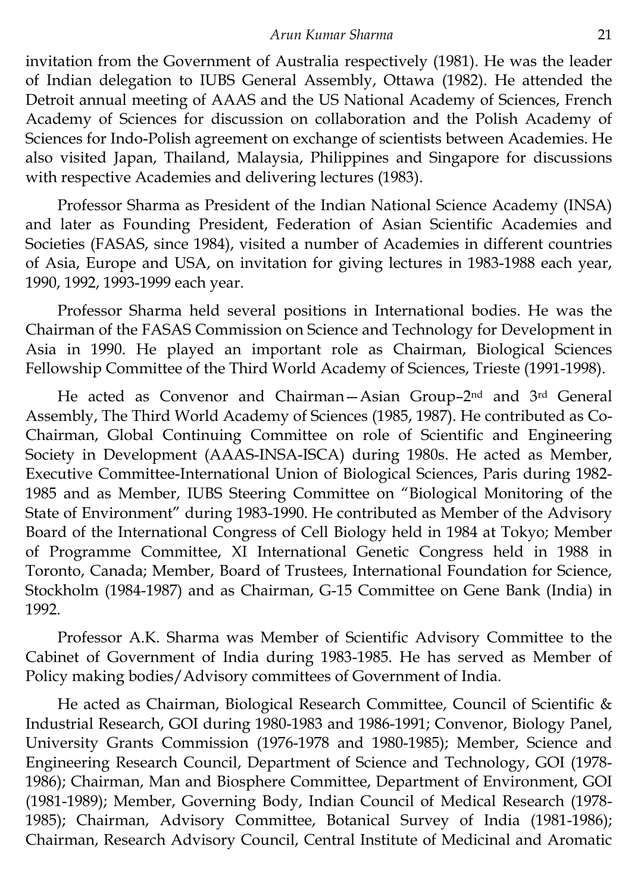invitation from the Government of Australia respectively (1981). He was the leader of Indian delegation to IUBS General Assembly, Ottawa (1982). He attended the Detroit annual meeting of AAAS and the US National Academy of Sciences, French Academy of Sciences for discussion on collaboration and the Polish Academy of Sciences for Indo-Polish agreement on exchange of scientists between Academies. He also visited Japan, Thailand, Malaysia, Philippines and Singapore for discussions with respective Academies and delivering lectures (1983).

Professor Sharma as President of the Indian National Science Academy (INSA) and later as Founding President, Federation of Asian Scientific Academies and Societies (FASAS, since 1984), visited a number of Academies in different countries of Asia, Europe and USA, on invitation for giving lectures in 1983-1988 each year, 1990, 1992, 1993-1999 each year.

Professor Sharma held several positions in International bodies. He was the Chairman of the FASAS Commission on Science and Technology for Development in Asia in 1990. He played an important role as Chairman, Biological Sciences Fellowship Committee of the Third World Academy of Sciences, Trieste (1991-1998).

He acted as Convenor and Chairman—Asian Group–2nd and 3rd General Assembly, The Third World Academy of Sciences (1985, 1987). He contributed as Co-Chairman, Global Continuing Committee on role of Scientific and Engineering Society in Development (AAAS-INSA-ISCA) during 1980s. He acted as Member, Executive Committee-International Union of Biological Sciences, Paris during 1982-1985 and as Member, IUBS Steering Committee on "Biological Monitoring of the State of Environment" during 1983-1990. He contributed as Member of the Advisory Board of the International Congress of Cell Biology held in 1984 at Tokyo; Member of Programme Committee, XI International Genetic Congress held in 1988 in Toronto, Canada; Member, Board of Trustees, International Foundation for Science, Stockholm (1984-1987) and as Chairman, G-15 Committee on Gene Bank (India) in 1992.

Professor A.K. Sharma was Member of Scientific Advisory Committee to the Cabinet of Government of India during 1983-1985. He has served as Member of Policy making bodies/Advisory committees of Government of India.

He acted as Chairman, Biological Research Committee, Council of Scientific & Industrial Research, GOI during 1980-1983 and 1986-1991; Convenor, Biology Panel, University Grants Commission (1976-1978 and 1980-1985); Member, Science and Engineering Research Council, Department of Science and Technology, GOI (1978-1986); Chairman, Man and Biosphere Committee, Department of Environment, GOI (1981-1989); Member, Governing Body, Indian Council of Medical Research (1978-1985); Chairman, Advisory Committee, Botanical Survey of India (1981-1986); Chairman, Research Advisory Council, Central Institute of Medicinal and Aromatic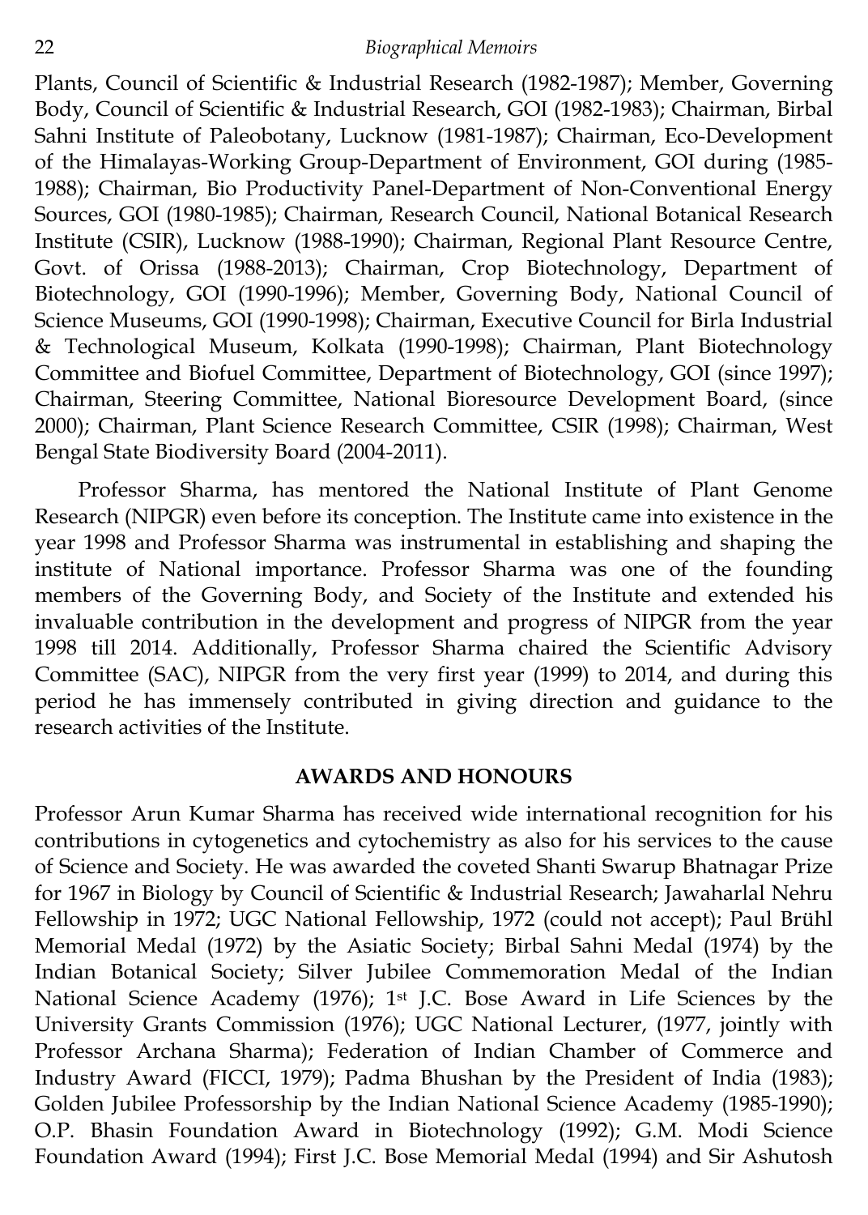Plants, Council of Scientific & Industrial Research (1982-1987); Member, Governing Body, Council of Scientific & Industrial Research, GOI (1982-1983); Chairman, Birbal Sahni Institute of Paleobotany, Lucknow (1981-1987); Chairman, Eco-Development of the Himalayas-Working Group-Department of Environment, GOI during (1985-1988); Chairman, Bio Productivity Panel-Department of Non-Conventional Energy Sources, GOI (1980-1985); Chairman, Research Council, National Botanical Research Institute (CSIR), Lucknow (1988-1990); Chairman, Regional Plant Resource Centre, Govt. of Orissa (1988-2013); Chairman, Crop Biotechnology, Department of Biotechnology, GOI (1990-1996); Member, Governing Body, National Council of Science Museums, GOI (1990-1998); Chairman, Executive Council for Birla Industrial & Technological Museum, Kolkata (1990-1998); Chairman, Plant Biotechnology Committee and Biofuel Committee, Department of Biotechnology, GOI (since 1997); Chairman, Steering Committee, National Bioresource Development Board, (since 2000); Chairman, Plant Science Research Committee, CSIR (1998); Chairman, West Bengal State Biodiversity Board (2004-2011).

Professor Sharma, has mentored the National Institute of Plant Genome Research (NIPGR) even before its conception. The Institute came into existence in the year 1998 and Professor Sharma was instrumental in establishing and shaping the institute of National importance. Professor Sharma was one of the founding members of the Governing Body, and Society of the Institute and extended his invaluable contribution in the development and progress of NIPGR from the year 1998 till 2014. Additionally, Professor Sharma chaired the Scientific Advisory Committee (SAC), NIPGR from the very first year (1999) to 2014, and during this period he has immensely contributed in giving direction and guidance to the research activities of the Institute.

## AWARDS AND HONOURS

Professor Arun Kumar Sharma has received wide international recognition for his contributions in cytogenetics and cytochemistry as also for his services to the cause of Science and Society. He was awarded the coveted Shanti Swarup Bhatnagar Prize for 1967 in Biology by Council of Scientific & Industrial Research; Jawaharlal Nehru Fellowship in 1972; UGC National Fellowship, 1972 (could not accept); Paul Brühl Memorial Medal (1972) by the Asiatic Society; Birbal Sahni Medal (1974) by the Indian Botanical Society; Silver Jubilee Commemoration Medal of the Indian National Science Academy (1976); 1st J.C. Bose Award in Life Sciences by the University Grants Commission (1976); UGC National Lecturer, (1977, jointly with Professor Archana Sharma); Federation of Indian Chamber of Commerce and Industry Award (FICCI, 1979); Padma Bhushan by the President of India (1983); Golden Jubilee Professorship by the Indian National Science Academy (1985-1990); O.P. Bhasin Foundation Award in Biotechnology (1992); G.M. Modi Science Foundation Award (1994); First J.C. Bose Memorial Medal (1994) and Sir Ashutosh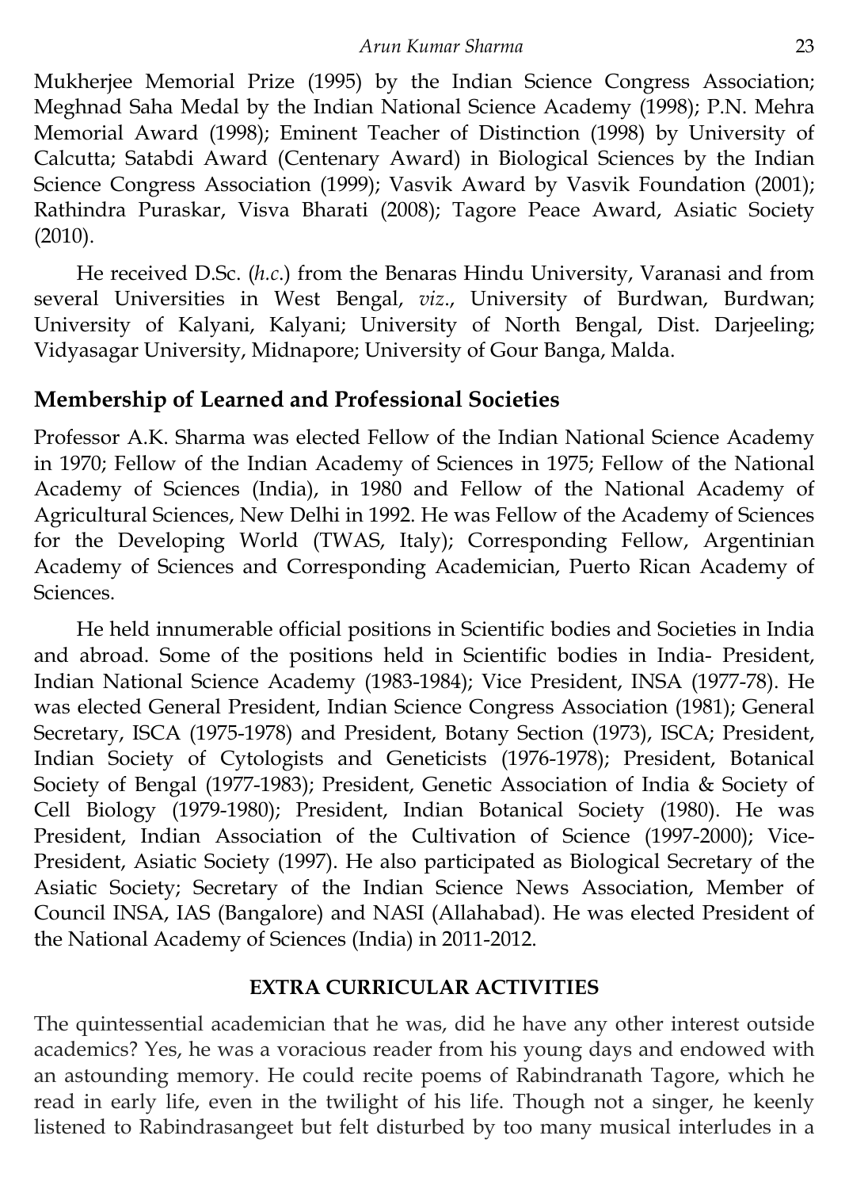Mukherjee Memorial Prize (1995) by the Indian Science Congress Association; Meghnad Saha Medal by the Indian National Science Academy (1998); P.N. Mehra Memorial Award (1998); Eminent Teacher of Distinction (1998) by University of Calcutta; Satabdi Award (Centenary Award) in Biological Sciences by the Indian Science Congress Association (1999); Vasvik Award by Vasvik Foundation (2001); Rathindra Puraskar, Visva Bharati (2008); Tagore Peace Award, Asiatic Society (2010).

He received D.Sc. (*h.c.*) from the Benaras Hindu University, Varanasi and from several Universities in West Bengal, *viz*., University of Burdwan, Burdwan; University of Kalyani, Kalyani; University of North Bengal, Dist. Darjeeling; Vidyasagar University, Midnapore; University of Gour Banga, Malda.

## Membership of Learned and Professional Societies

Professor A.K. Sharma was elected Fellow of the Indian National Science Academy in 1970; Fellow of the Indian Academy of Sciences in 1975; Fellow of the National Academy of Sciences (India), in 1980 and Fellow of the National Academy of Agricultural Sciences, New Delhi in 1992. He was Fellow of the Academy of Sciences for the Developing World (TWAS, Italy); Corresponding Fellow, Argentinian Academy of Sciences and Corresponding Academician, Puerto Rican Academy of Sciences.

He held innumerable official positions in Scientific bodies and Societies in India and abroad. Some of the positions held in Scientific bodies in India- President, Indian National Science Academy (1983-1984); Vice President, INSA (1977-78). He was elected General President, Indian Science Congress Association (1981); General Secretary, ISCA (1975-1978) and President, Botany Section (1973), ISCA; President, Indian Society of Cytologists and Geneticists (1976-1978); President, Botanical Society of Bengal (1977-1983); President, Genetic Association of India & Society of Cell Biology (1979-1980); President, Indian Botanical Society (1980). He was President, Indian Association of the Cultivation of Science (1997-2000); Vice-President, Asiatic Society (1997). He also participated as Biological Secretary of the Asiatic Society; Secretary of the Indian Science News Association, Member of Council INSA, IAS (Bangalore) and NASI (Allahabad). He was elected President of the National Academy of Sciences (India) in 2011-2012.

## EXTRA CURRICULAR ACTIVITIES

The quintessential academician that he was, did he have any other interest outside academics? Yes, he was a voracious reader from his young days and endowed with an astounding memory. He could recite poems of Rabindranath Tagore, which he read in early life, even in the twilight of his life. Though not a singer, he keenly listened to Rabindrasangeet but felt disturbed by too many musical interludes in a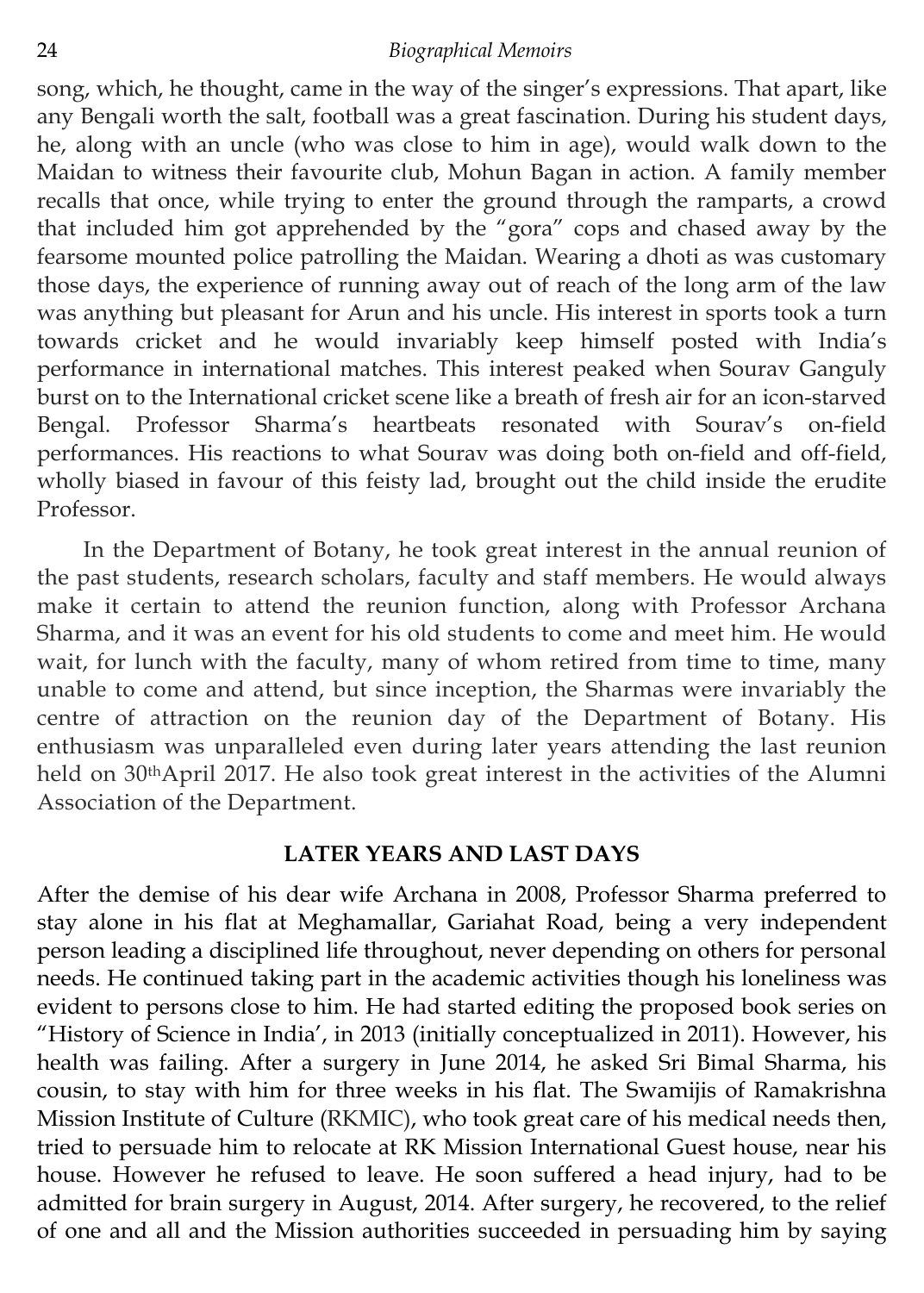song, which, he thought, came in the way of the singer's expressions. That apart, like any Bengali worth the salt, football was a great fascination. During his student days, he, along with an uncle (who was close to him in age), would walk down to the Maidan to witness their favourite club, Mohun Bagan in action. A family member recalls that once, while trying to enter the ground through the ramparts, a crowd that included him got apprehended by the "gora" cops and chased away by the fearsome mounted police patrolling the Maidan. Wearing a dhoti as was customary those days, the experience of running away out of reach of the long arm of the law was anything but pleasant for Arun and his uncle. His interest in sports took a turn towards cricket and he would invariably keep himself posted with India's performance in international matches. This interest peaked when Sourav Ganguly burst on to the International cricket scene like a breath of fresh air for an icon-starved Bengal. Professor Sharma's heartbeats resonated with Sourav's on-field performances. His reactions to what Sourav was doing both on-field and off-field, wholly biased in favour of this feisty lad, brought out the child inside the erudite Professor.

In the Department of Botany, he took great interest in the annual reunion of the past students, research scholars, faculty and staff members. He would always make it certain to attend the reunion function, along with Professor Archana Sharma, and it was an event for his old students to come and meet him. He would wait, for lunch with the faculty, many of whom retired from time to time, many unable to come and attend, but since inception, the Sharmas were invariably the centre of attraction on the reunion day of the Department of Botany. His enthusiasm was unparalleled even during later years attending the last reunion held on 30thApril 2017. He also took great interest in the activities of the Alumni Association of the Department.

## LATER YEARS AND LAST DAYS

After the demise of his dear wife Archana in 2008, Professor Sharma preferred to stay alone in his flat at Meghamallar, Gariahat Road, being a very independent person leading a disciplined life throughout, never depending on others for personal needs. He continued taking part in the academic activities though his loneliness was evident to persons close to him. He had started editing the proposed book series on "History of Science in India', in 2013 (initially conceptualized in 2011). However, his health was failing. After a surgery in June 2014, he asked Sri Bimal Sharma, his cousin, to stay with him for three weeks in his flat. The Swamijis of Ramakrishna Mission Institute of Culture (RKMIC), who took great care of his medical needs then, tried to persuade him to relocate at RK Mission International Guest house, near his house. However he refused to leave. He soon suffered a head injury, had to be admitted for brain surgery in August, 2014. After surgery, he recovered, to the relief of one and all and the Mission authorities succeeded in persuading him by saying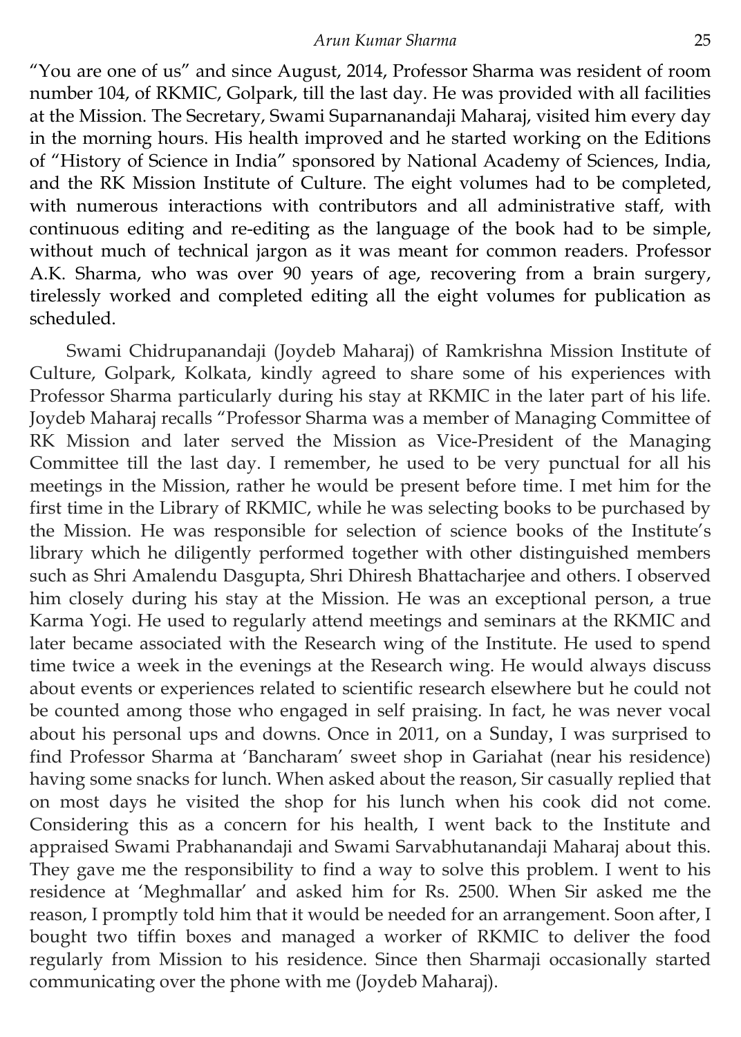"You are one of us" and since August, 2014, Professor Sharma was resident of room number 104, of RKMIC, Golpark, till the last day. He was provided with all facilities at the Mission. The Secretary, Swami Suparnanandaji Maharaj, visited him every day in the morning hours. His health improved and he started working on the Editions of "History of Science in India" sponsored by National Academy of Sciences, India, and the RK Mission Institute of Culture. The eight volumes had to be completed, with numerous interactions with contributors and all administrative staff, with continuous editing and re-editing as the language of the book had to be simple, without much of technical jargon as it was meant for common readers. Professor A.K. Sharma, who was over 90 years of age, recovering from a brain surgery, tirelessly worked and completed editing all the eight volumes for publication as scheduled.

Swami Chidrupanandaji (Joydeb Maharaj) of Ramkrishna Mission Institute of Culture, Golpark, Kolkata, kindly agreed to share some of his experiences with Professor Sharma particularly during his stay at RKMIC in the later part of his life. Joydeb Maharaj recalls "Professor Sharma was a member of Managing Committee of RK Mission and later served the Mission as Vice-President of the Managing Committee till the last day. I remember, he used to be very punctual for all his meetings in the Mission, rather he would be present before time. I met him for the first time in the Library of RKMIC, while he was selecting books to be purchased by the Mission. He was responsible for selection of science books of the Institute's library which he diligently performed together with other distinguished members such as Shri Amalendu Dasgupta, Shri Dhiresh Bhattacharjee and others. I observed him closely during his stay at the Mission. He was an exceptional person, a true Karma Yogi. He used to regularly attend meetings and seminars at the RKMIC and later became associated with the Research wing of the Institute. He used to spend time twice a week in the evenings at the Research wing. He would always discuss about events or experiences related to scientific research elsewhere but he could not be counted among those who engaged in self praising. In fact, he was never vocal about his personal ups and downs. Once in 2011, on a Sunday, I was surprised to find Professor Sharma at 'Bancharam' sweet shop in Gariahat (near his residence) having some snacks for lunch. When asked about the reason, Sir casually replied that on most days he visited the shop for his lunch when his cook did not come. Considering this as a concern for his health, I went back to the Institute and appraised Swami Prabhanandaji and Swami Sarvabhutanandaji Maharaj about this. They gave me the responsibility to find a way to solve this problem. I went to his residence at 'Meghmallar' and asked him for Rs. 2500. When Sir asked me the reason, I promptly told him that it would be needed for an arrangement. Soon after, I bought two tiffin boxes and managed a worker of RKMIC to deliver the food regularly from Mission to his residence. Since then Sharmaji occasionally started communicating over the phone with me (Joydeb Maharaj).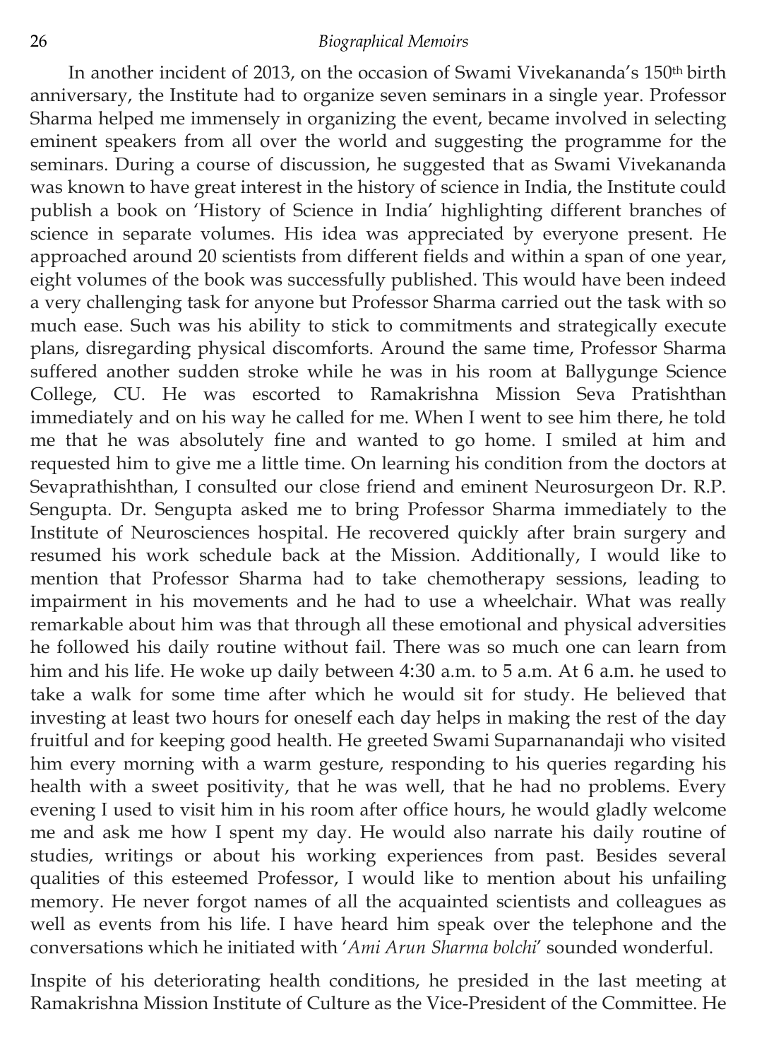In another incident of 2013, on the occasion of Swami Vivekananda's 150th birth anniversary, the Institute had to organize seven seminars in a single year. Professor Sharma helped me immensely in organizing the event, became involved in selecting eminent speakers from all over the world and suggesting the programme for the seminars. During a course of discussion, he suggested that as Swami Vivekananda was known to have great interest in the history of science in India, the Institute could publish a book on 'History of Science in India' highlighting different branches of science in separate volumes. His idea was appreciated by everyone present. He approached around 20 scientists from different fields and within a span of one year, eight volumes of the book was successfully published. This would have been indeed a very challenging task for anyone but Professor Sharma carried out the task with so much ease. Such was his ability to stick to commitments and strategically execute plans, disregarding physical discomforts. Around the same time, Professor Sharma suffered another sudden stroke while he was in his room at Ballygunge Science College, CU. He was escorted to Ramakrishna Mission Seva Pratishthan immediately and on his way he called for me. When I went to see him there, he told me that he was absolutely fine and wanted to go home. I smiled at him and requested him to give me a little time. On learning his condition from the doctors at Sevaprathishthan, I consulted our close friend and eminent Neurosurgeon Dr. R.P. Sengupta. Dr. Sengupta asked me to bring Professor Sharma immediately to the Institute of Neurosciences hospital. He recovered quickly after brain surgery and resumed his work schedule back at the Mission. Additionally, I would like to mention that Professor Sharma had to take chemotherapy sessions, leading to impairment in his movements and he had to use a wheelchair. What was really remarkable about him was that through all these emotional and physical adversities he followed his daily routine without fail. There was so much one can learn from him and his life. He woke up daily between 4:30 a.m. to 5 a.m. At 6 a.m. he used to take a walk for some time after which he would sit for study. He believed that investing at least two hours for oneself each day helps in making the rest of the day fruitful and for keeping good health. He greeted Swami Suparnanandaji who visited him every morning with a warm gesture, responding to his queries regarding his health with a sweet positivity, that he was well, that he had no problems. Every evening I used to visit him in his room after office hours, he would gladly welcome me and ask me how I spent my day. He would also narrate his daily routine of studies, writings or about his working experiences from past. Besides several qualities of this esteemed Professor, I would like to mention about his unfailing memory. He never forgot names of all the acquainted scientists and colleagues as well as events from his life. I have heard him speak over the telephone and the conversations which he initiated with '*Ami Arun Sharma bolchi*' sounded wonderful.

Inspite of his deteriorating health conditions, he presided in the last meeting at Ramakrishna Mission Institute of Culture as the Vice-President of the Committee. He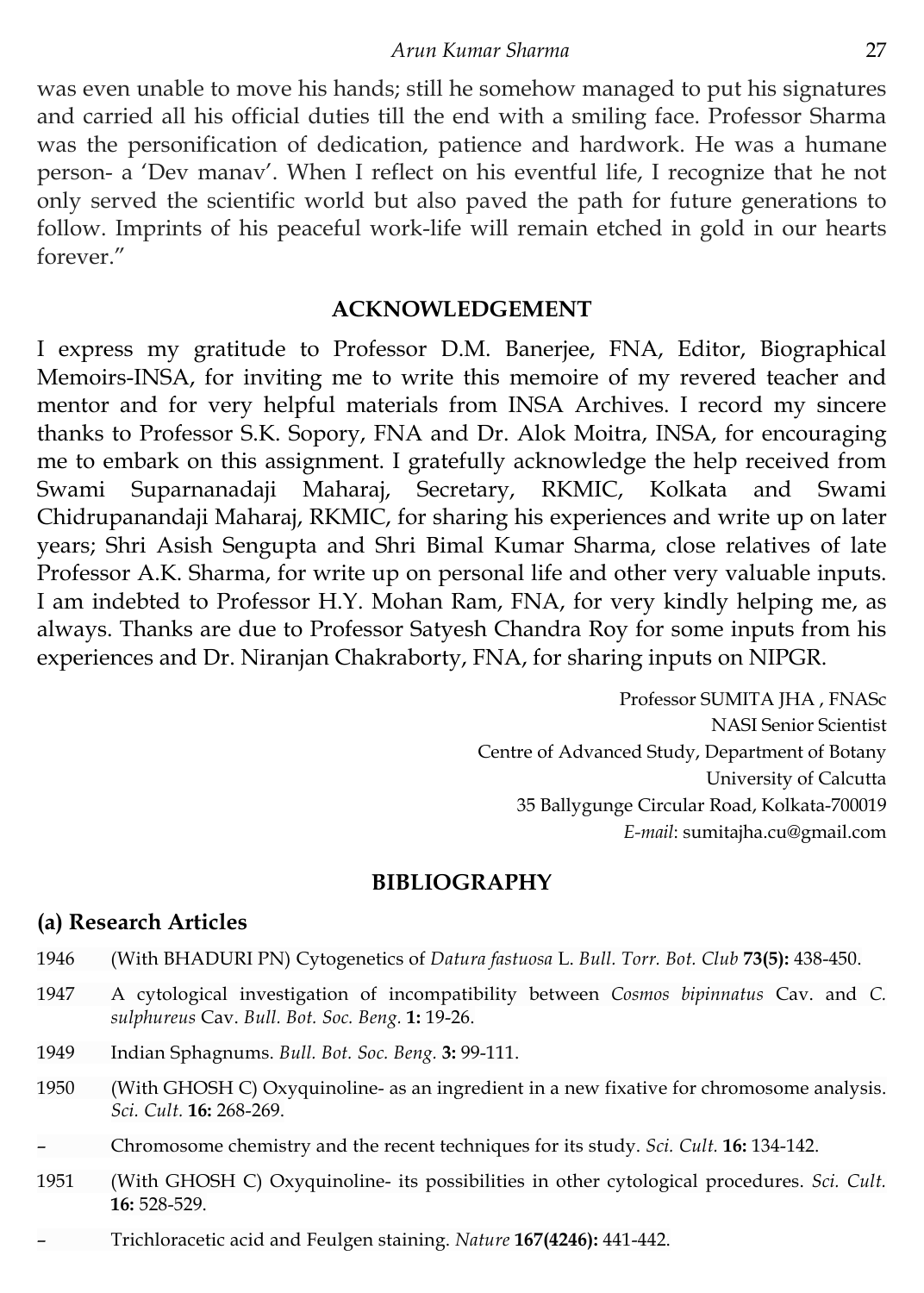was even unable to move his hands; still he somehow managed to put his signatures and carried all his official duties till the end with a smiling face. Professor Sharma was the personification of dedication, patience and hardwork. He was a humane person- a 'Dev manav'. When I reflect on his eventful life, I recognize that he not only served the scientific world but also paved the path for future generations to follow. Imprints of his peaceful work-life will remain etched in gold in our hearts forever."

## ACKNOWLEDGEMENT

I express my gratitude to Professor D.M. Banerjee, FNA, Editor, Biographical Memoirs-INSA, for inviting me to write this memoire of my revered teacher and mentor and for very helpful materials from INSA Archives. I record my sincere thanks to Professor S.K. Sopory, FNA and Dr. Alok Moitra, INSA, for encouraging me to embark on this assignment. I gratefully acknowledge the help received from Swami Suparnanadaji Maharaj, Secretary, RKMIC, Kolkata and Swami Chidrupanandaji Maharaj, RKMIC, for sharing his experiences and write up on later years; Shri Asish Sengupta and Shri Bimal Kumar Sharma, close relatives of late Professor A.K. Sharma, for write up on personal life and other very valuable inputs. I am indebted to Professor H.Y. Mohan Ram, FNA, for very kindly helping me, as always. Thanks are due to Professor Satyesh Chandra Roy for some inputs from his experiences and Dr. Niranjan Chakraborty, FNA, for sharing inputs on NIPGR.

Professor SUMITA JHA , FNASc
NASI Senior Scientist
Centre of Advanced Study, Department of Botany
University of Calcutta
35 Ballygunge Circular Road, Kolkata-700019
*E-mail*: sumitajha.cu@gmail.com

## BIBLIOGRAPHY

### (a) Research Articles

1946 (With BHADURI PN) Cytogenetics of *Datura fastuosa* L. *Bull. Torr. Bot. Club* **73(5):** 438-450.

1947 A cytological investigation of incompatibility between *Cosmos bipinnatus* Cav. and *C. sulphureus* Cav. *Bull. Bot. Soc. Beng.* **1:** 19-26.

1949 Indian Sphagnums. *Bull. Bot. Soc. Beng.* **3:** 99-111.

1950 (With GHOSH C) Oxyquinoline- as an ingredient in a new fixative for chromosome analysis. *Sci. Cult.* **16:** 268-269.

– Chromosome chemistry and the recent techniques for its study. *Sci. Cult.* **16:** 134-142.

1951 (With GHOSH C) Oxyquinoline- its possibilities in other cytological procedures. *Sci. Cult.* **16:** 528-529.

– Trichloracetic acid and Feulgen staining. *Nature* **167(4246):** 441-442.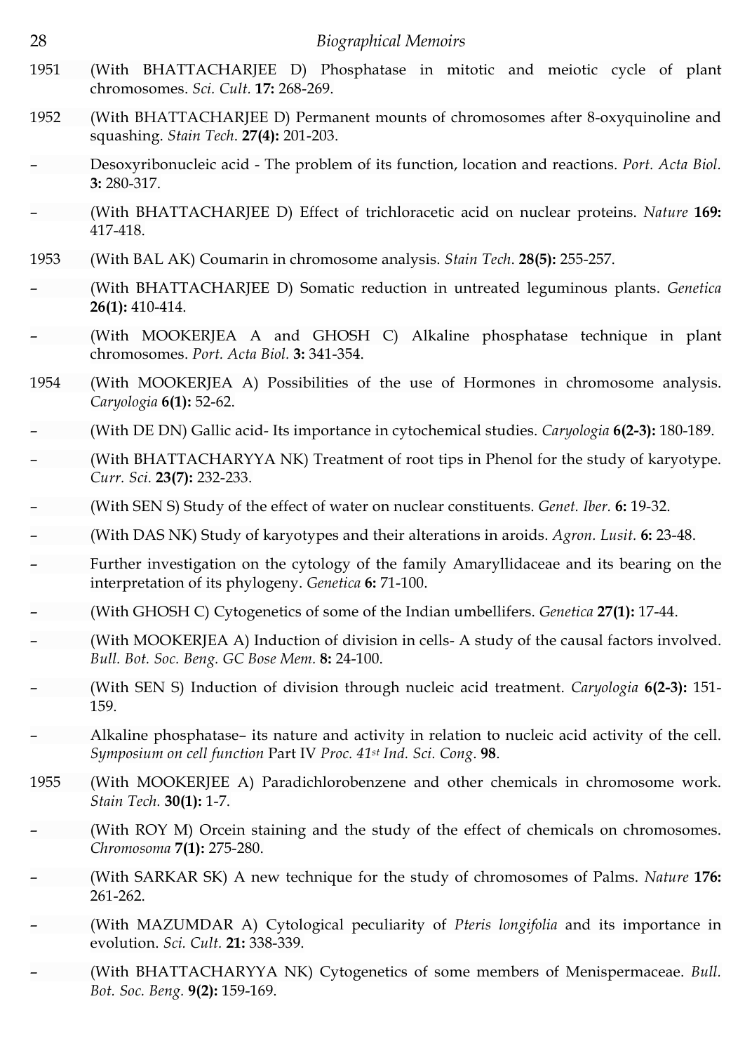1951 (With BHATTACHARJEE D) Phosphatase in mitotic and meiotic cycle of plant chromosomes. *Sci. Cult.* **17:** 268-269.

1952 (With BHATTACHARJEE D) Permanent mounts of chromosomes after 8-oxyquinoline and squashing. *Stain Tech.* **27(4):** 201-203.

– Desoxyribonucleic acid - The problem of its function, location and reactions. *Port. Acta Biol.* **3:** 280-317.

– (With BHATTACHARJEE D) Effect of trichloracetic acid on nuclear proteins. *Nature* **169:** 417-418.

1953 (With BAL AK) Coumarin in chromosome analysis. *Stain Tech.* **28(5):** 255-257.

– (With BHATTACHARJEE D) Somatic reduction in untreated leguminous plants. *Genetica* **26(1):** 410-414.

– (With MOOKERJEA A and GHOSH C) Alkaline phosphatase technique in plant chromosomes. *Port. Acta Biol.* **3:** 341-354.

1954 (With MOOKERJEA A) Possibilities of the use of Hormones in chromosome analysis. *Caryologia* **6(1):** 52-62.

– (With DE DN) Gallic acid- Its importance in cytochemical studies. *Caryologia* **6(2-3):** 180-189.

– (With BHATTACHARYYA NK) Treatment of root tips in Phenol for the study of karyotype. *Curr. Sci.* **23(7):** 232-233.

– (With SEN S) Study of the effect of water on nuclear constituents. *Genet. Iber.* **6:** 19-32.

– (With DAS NK) Study of karyotypes and their alterations in aroids. *Agron. Lusit.* **6:** 23-48.

– Further investigation on the cytology of the family Amaryllidaceae and its bearing on the interpretation of its phylogeny. *Genetica* **6:** 71-100.

– (With GHOSH C) Cytogenetics of some of the Indian umbellifers. *Genetica* **27(1):** 17-44.

– (With MOOKERJEA A) Induction of division in cells- A study of the causal factors involved. *Bull. Bot. Soc. Beng. GC Bose Mem.* **8:** 24-100.

– (With SEN S) Induction of division through nucleic acid treatment. *Caryologia* **6(2-3):** 151-159.

– Alkaline phosphatase– its nature and activity in relation to nucleic acid activity of the cell. *Symposium on cell function* Part IV *Proc. 41st Ind. Sci. Cong.* **98**.

1955 (With MOOKERJEE A) Paradichlorobenzene and other chemicals in chromosome work. *Stain Tech.* **30(1):** 1-7.

– (With ROY M) Orcein staining and the study of the effect of chemicals on chromosomes. *Chromosoma* **7(1):** 275-280.

– (With SARKAR SK) A new technique for the study of chromosomes of Palms. *Nature* **176:** 261-262.

– (With MAZUMDAR A) Cytological peculiarity of *Pteris longifolia* and its importance in evolution. *Sci. Cult.* **21:** 338-339.

– (With BHATTACHARYYA NK) Cytogenetics of some members of Menispermaceae. *Bull. Bot. Soc. Beng.* **9(2):** 159-169.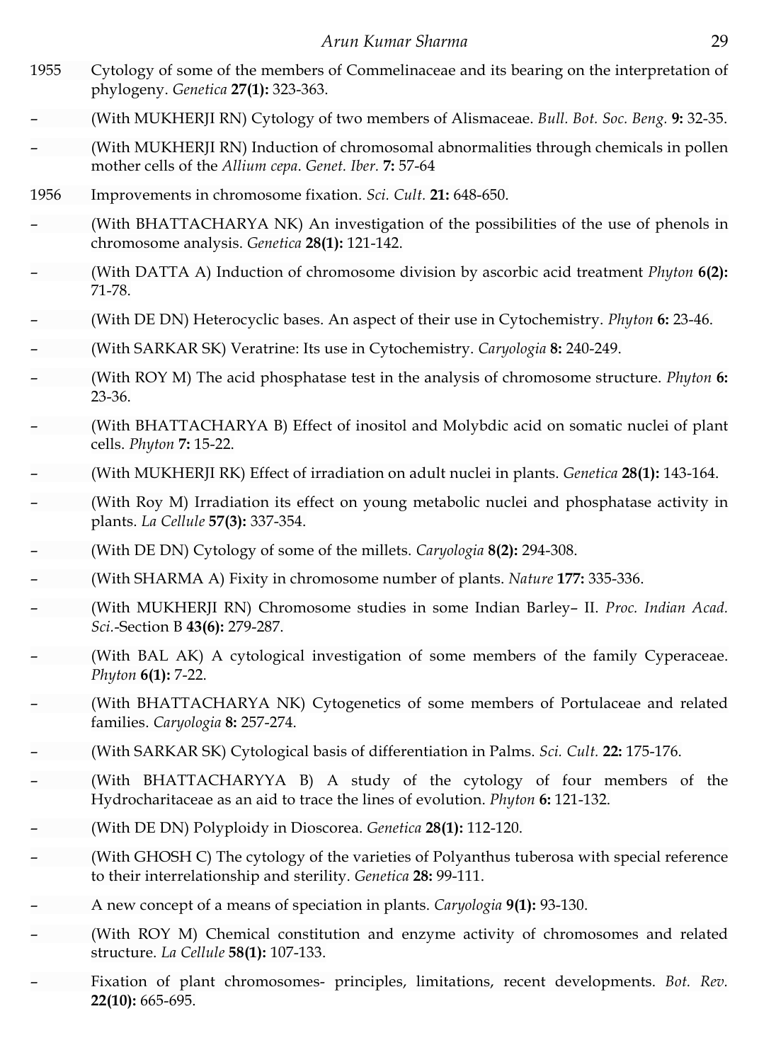1955 Cytology of some of the members of Commelinaceae and its bearing on the interpretation of phylogeny. *Genetica* **27(1):** 323-363.

– (With MUKHERJI RN) Cytology of two members of Alismaceae. *Bull. Bot. Soc. Beng.* **9:** 32-35.

– (With MUKHERJI RN) Induction of chromosomal abnormalities through chemicals in pollen mother cells of the *Allium cepa*. *Genet. Iber.* **7:** 57-64

1956 Improvements in chromosome fixation. *Sci. Cult.* **21:** 648-650.

– (With BHATTACHARYA NK) An investigation of the possibilities of the use of phenols in chromosome analysis. *Genetica* **28(1):** 121-142.

– (With DATTA A) Induction of chromosome division by ascorbic acid treatment *Phyton* **6(2):** 71-78.

– (With DE DN) Heterocyclic bases. An aspect of their use in Cytochemistry. *Phyton* **6:** 23-46.

– (With SARKAR SK) Veratrine: Its use in Cytochemistry. *Caryologia* **8:** 240-249.

– (With ROY M) The acid phosphatase test in the analysis of chromosome structure. *Phyton* **6:** 23-36.

– (With BHATTACHARYA B) Effect of inositol and Molybdic acid on somatic nuclei of plant cells. *Phyton* **7:** 15-22.

– (With MUKHERJI RK) Effect of irradiation on adult nuclei in plants. *Genetica* **28(1):** 143-164.

– (With Roy M) Irradiation its effect on young metabolic nuclei and phosphatase activity in plants. *La Cellule* **57(3):** 337-354.

– (With DE DN) Cytology of some of the millets. *Caryologia* **8(2):** 294-308.

– (With SHARMA A) Fixity in chromosome number of plants. *Nature* **177:** 335-336.

– (With MUKHERJI RN) Chromosome studies in some Indian Barley– II. *Proc. Indian Acad. Sci.*-Section B **43(6):** 279-287.

– (With BAL AK) A cytological investigation of some members of the family Cyperaceae. *Phyton* **6(1):** 7-22.

– (With BHATTACHARYA NK) Cytogenetics of some members of Portulaceae and related families. *Caryologia* **8:** 257-274.

– (With SARKAR SK) Cytological basis of differentiation in Palms. *Sci. Cult.* **22:** 175-176.

– (With BHATTACHARYYA B) A study of the cytology of four members of the Hydrocharitaceae as an aid to trace the lines of evolution. *Phyton* **6:** 121-132.

– (With DE DN) Polyploidy in Dioscorea. *Genetica* **28(1):** 112-120.

– (With GHOSH C) The cytology of the varieties of Polyanthus tuberosa with special reference to their interrelationship and sterility. *Genetica* **28:** 99-111.

– A new concept of a means of speciation in plants. *Caryologia* **9(1):** 93-130.

– (With ROY M) Chemical constitution and enzyme activity of chromosomes and related structure. *La Cellule* **58(1):** 107-133.

– Fixation of plant chromosomes- principles, limitations, recent developments. *Bot. Rev.* **22(10):** 665-695.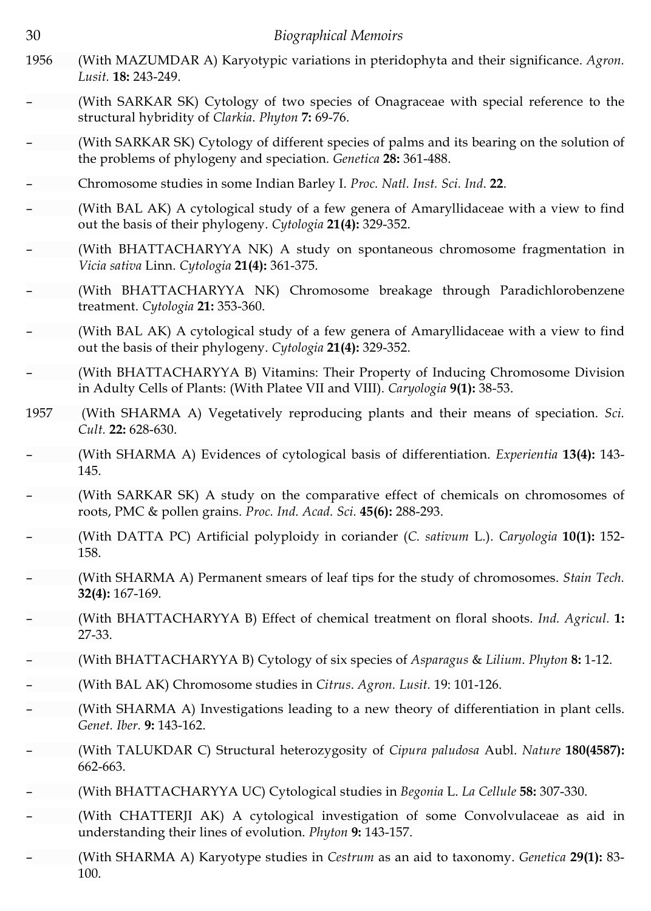1956 (With MAZUMDAR A) Karyotypic variations in pteridophyta and their significance. *Agron. Lusit.* **18:** 243-249.

– (With SARKAR SK) Cytology of two species of Onagraceae with special reference to the structural hybridity of *Clarkia*. *Phyton* **7:** 69-76.

– (With SARKAR SK) Cytology of different species of palms and its bearing on the solution of the problems of phylogeny and speciation. *Genetica* **28:** 361-488.

– Chromosome studies in some Indian Barley I. *Proc. Natl. Inst. Sci. Ind.* **22**.

– (With BAL AK) A cytological study of a few genera of Amaryllidaceae with a view to find out the basis of their phylogeny. *Cytologia* **21(4):** 329-352.

– (With BHATTACHARYYA NK) A study on spontaneous chromosome fragmentation in *Vicia sativa* Linn. *Cytologia* **21(4):** 361-375.

– (With BHATTACHARYYA NK) Chromosome breakage through Paradichlorobenzene treatment. *Cytologia* **21:** 353-360.

– (With BAL AK) A cytological study of a few genera of Amaryllidaceae with a view to find out the basis of their phylogeny. *Cytologia* **21(4):** 329-352.

– (With BHATTACHARYYA B) Vitamins: Their Property of Inducing Chromosome Division in Adulty Cells of Plants: (With Platee VII and VIII). *Caryologia* **9(1):** 38-53.

1957 (With SHARMA A) Vegetatively reproducing plants and their means of speciation. *Sci. Cult.* **22:** 628-630.

– (With SHARMA A) Evidences of cytological basis of differentiation. *Experientia* **13(4):** 143-145.

– (With SARKAR SK) A study on the comparative effect of chemicals on chromosomes of roots, PMC & pollen grains. *Proc. Ind. Acad. Sci.* **45(6):** 288-293.

– (With DATTA PC) Artificial polyploidy in coriander (*C. sativum* L.). *Caryologia* **10(1):** 152-158.

– (With SHARMA A) Permanent smears of leaf tips for the study of chromosomes. *Stain Tech.* **32(4):** 167-169.

– (With BHATTACHARYYA B) Effect of chemical treatment on floral shoots. *Ind. Agricul.* **1:** 27-33.

– (With BHATTACHARYYA B) Cytology of six species of *Asparagus* & *Lilium*. *Phyton* **8:** 1-12.

– (With BAL AK) Chromosome studies in *Citrus*. *Agron. Lusit.* 19: 101-126.

– (With SHARMA A) Investigations leading to a new theory of differentiation in plant cells. *Genet. Iber.* **9:** 143-162.

– (With TALUKDAR C) Structural heterozygosity of *Cipura paludosa* Aubl. *Nature* **180(4587):** 662-663.

– (With BHATTACHARYYA UC) Cytological studies in *Begonia* L. *La Cellule* **58:** 307-330.

– (With CHATTERJI AK) A cytological investigation of some Convolvulaceae as aid in understanding their lines of evolution. *Phyton* **9:** 143-157.

– (With SHARMA A) Karyotype studies in *Cestrum* as an aid to taxonomy. *Genetica* **29(1):** 83-100.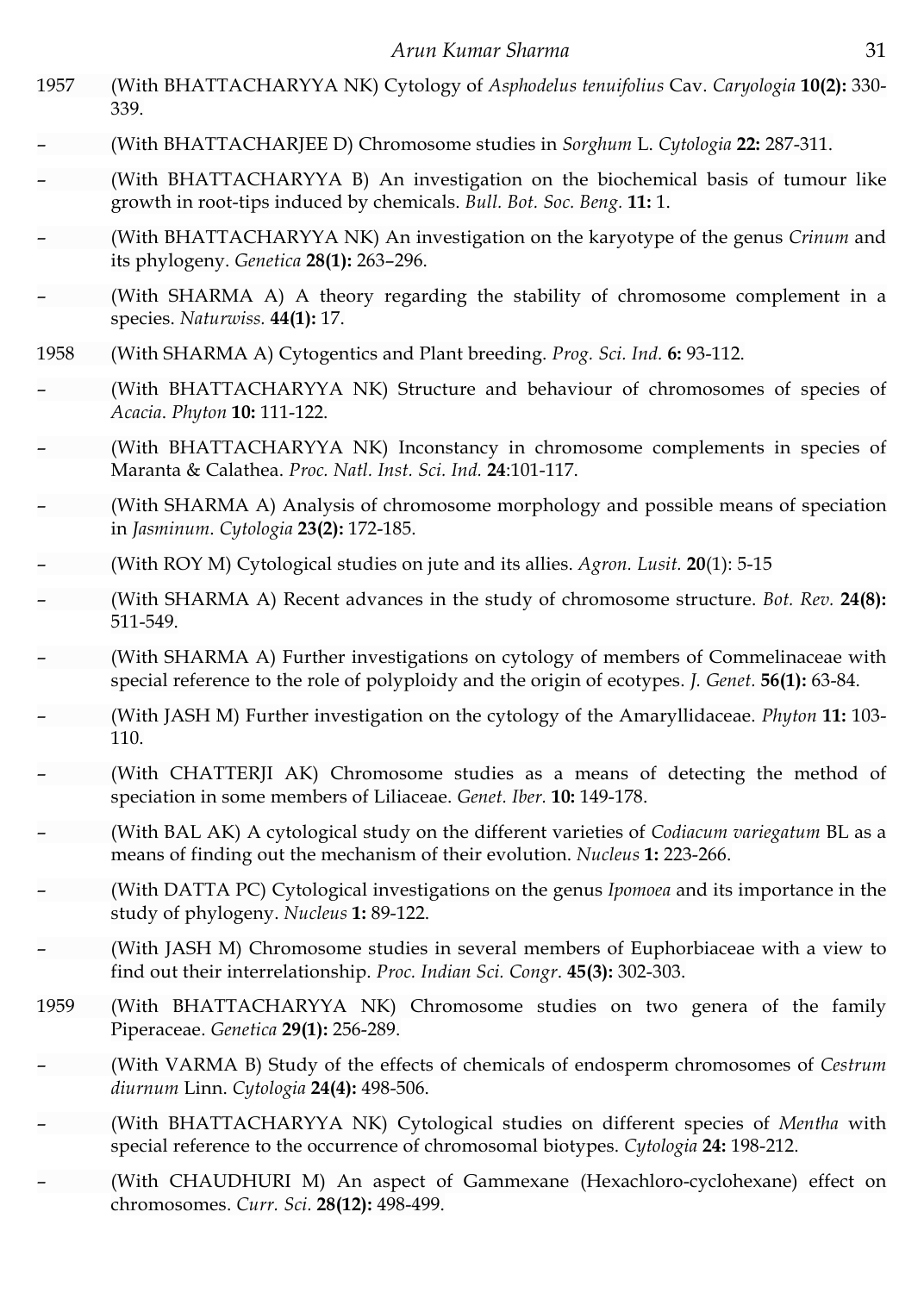1957 (With BHATTACHARYYA NK) Cytology of *Asphodelus tenuifolius* Cav. *Caryologia* **10(2):** 330-339.

– (With BHATTACHARJEE D) Chromosome studies in *Sorghum* L. *Cytologia* **22:** 287-311.

– (With BHATTACHARYYA B) An investigation on the biochemical basis of tumour like growth in root-tips induced by chemicals. *Bull. Bot. Soc. Beng.* **11:** 1.

– (With BHATTACHARYYA NK) An investigation on the karyotype of the genus *Crinum* and its phylogeny. *Genetica* **28(1):** 263–296.

– (With SHARMA A) A theory regarding the stability of chromosome complement in a species. *Naturwiss.* **44(1):** 17.

1958 (With SHARMA A) Cytogentics and Plant breeding. *Prog. Sci. Ind.* **6:** 93-112.

– (With BHATTACHARYYA NK) Structure and behaviour of chromosomes of species of *Acacia*. *Phyton* **10:** 111-122.

– (With BHATTACHARYYA NK) Inconstancy in chromosome complements in species of Maranta & Calathea. *Proc. Natl. Inst. Sci. Ind.* **24**:101-117.

– (With SHARMA A) Analysis of chromosome morphology and possible means of speciation in *Jasminum*. *Cytologia* **23(2):** 172-185.

– (With ROY M) Cytological studies on jute and its allies. *Agron. Lusit.* **20**(1): 5-15

– (With SHARMA A) Recent advances in the study of chromosome structure. *Bot. Rev.* **24(8):** 511-549.

– (With SHARMA A) Further investigations on cytology of members of Commelinaceae with special reference to the role of polyploidy and the origin of ecotypes. *J. Genet.* **56(1):** 63-84.

– (With JASH M) Further investigation on the cytology of the Amaryllidaceae. *Phyton* **11:** 103-110.

– (With CHATTERJI AK) Chromosome studies as a means of detecting the method of speciation in some members of Liliaceae. *Genet. Iber.* **10:** 149-178.

– (With BAL AK) A cytological study on the different varieties of *Codiacum variegatum* BL as a means of finding out the mechanism of their evolution. *Nucleus* **1:** 223-266.

– (With DATTA PC) Cytological investigations on the genus *Ipomoea* and its importance in the study of phylogeny. *Nucleus* **1:** 89-122.

– (With JASH M) Chromosome studies in several members of Euphorbiaceae with a view to find out their interrelationship. *Proc. Indian Sci. Congr*. **45(3):** 302-303.

1959 (With BHATTACHARYYA NK) Chromosome studies on two genera of the family Piperaceae. *Genetica* **29(1):** 256-289.

– (With VARMA B) Study of the effects of chemicals of endosperm chromosomes of *Cestrum diurnum* Linn. *Cytologia* **24(4):** 498-506.

– (With BHATTACHARYYA NK) Cytological studies on different species of *Mentha* with special reference to the occurrence of chromosomal biotypes. *Cytologia* **24:** 198-212.

– (With CHAUDHURI M) An aspect of Gammexane (Hexachloro-cyclohexane) effect on chromosomes. *Curr. Sci.* **28(12):** 498-499.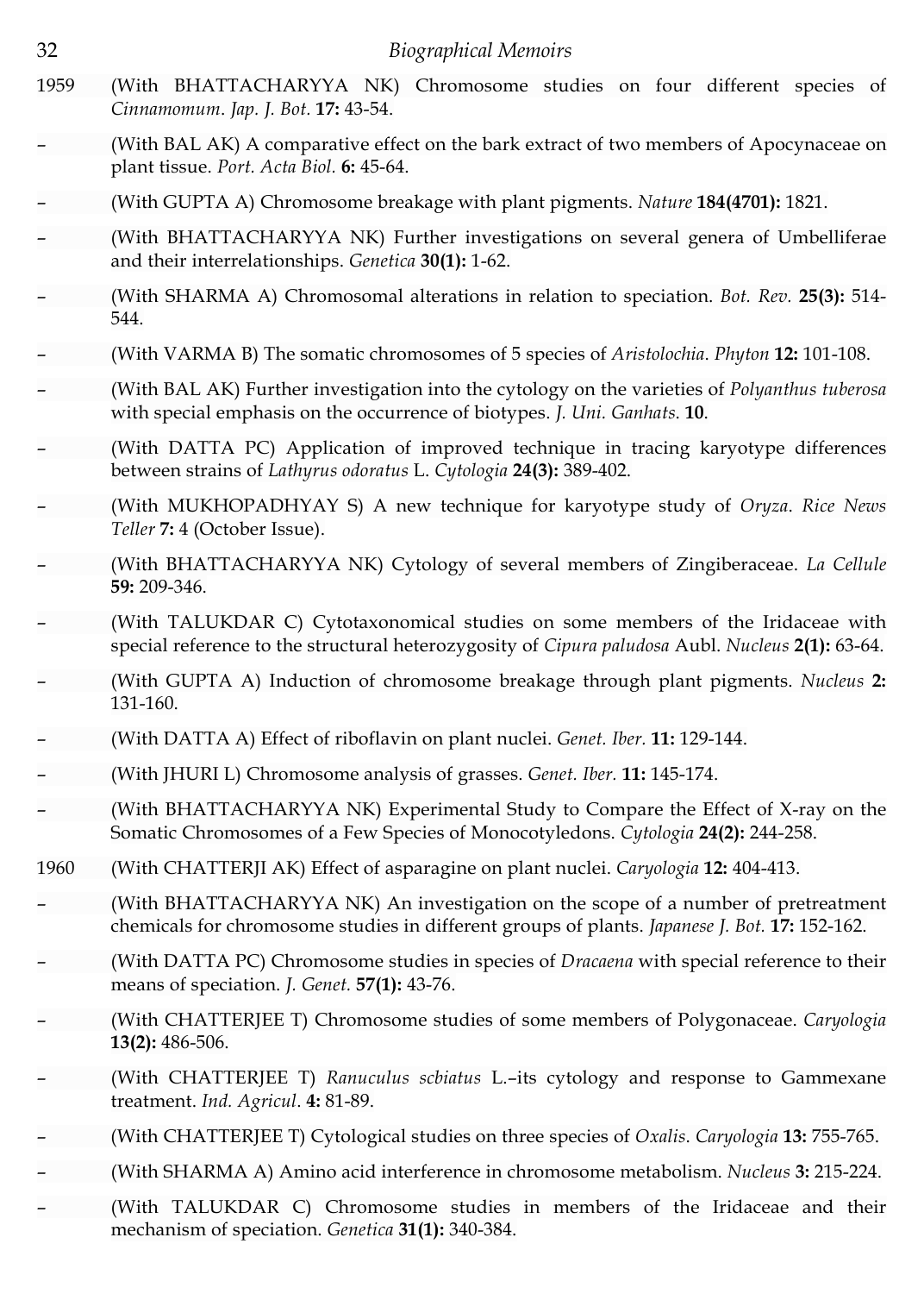1959 (With BHATTACHARYYA NK) Chromosome studies on four different species of *Cinnamomum*. *Jap. J. Bot.* **17:** 43-54.

– (With BAL AK) A comparative effect on the bark extract of two members of Apocynaceae on plant tissue. *Port. Acta Biol.* **6:** 45-64.

– (With GUPTA A) Chromosome breakage with plant pigments. *Nature* **184(4701):** 1821.

– (With BHATTACHARYYA NK) Further investigations on several genera of Umbelliferae and their interrelationships. *Genetica* **30(1):** 1-62.

– (With SHARMA A) Chromosomal alterations in relation to speciation. *Bot. Rev.* **25(3):** 514-544.

– (With VARMA B) The somatic chromosomes of 5 species of *Aristolochia*. *Phyton* **12:** 101-108.

– (With BAL AK) Further investigation into the cytology on the varieties of *Polyanthus tuberosa* with special emphasis on the occurrence of biotypes. *J. Uni. Ganhats.* **10**.

– (With DATTA PC) Application of improved technique in tracing karyotype differences between strains of *Lathyrus odoratus* L. *Cytologia* **24(3):** 389-402.

– (With MUKHOPADHYAY S) A new technique for karyotype study of *Oryza*. *Rice News Teller* **7:** 4 (October Issue).

– (With BHATTACHARYYA NK) Cytology of several members of Zingiberaceae. *La Cellule* **59:** 209-346.

– (With TALUKDAR C) Cytotaxonomical studies on some members of the Iridaceae with special reference to the structural heterozygosity of *Cipura paludosa* Aubl. *Nucleus* **2(1):** 63-64.

– (With GUPTA A) Induction of chromosome breakage through plant pigments. *Nucleus* **2:** 131-160.

– (With DATTA A) Effect of riboflavin on plant nuclei. *Genet. Iber.* **11:** 129-144.

– (With JHURI L) Chromosome analysis of grasses. *Genet. Iber.* **11:** 145-174.

– (With BHATTACHARYYA NK) Experimental Study to Compare the Effect of X-ray on the Somatic Chromosomes of a Few Species of Monocotyledons. *Cytologia* **24(2):** 244-258.

1960 (With CHATTERJI AK) Effect of asparagine on plant nuclei. *Caryologia* **12:** 404-413.

– (With BHATTACHARYYA NK) An investigation on the scope of a number of pretreatment chemicals for chromosome studies in different groups of plants. *Japanese J. Bot.* **17:** 152-162.

– (With DATTA PC) Chromosome studies in species of *Dracaena* with special reference to their means of speciation. *J. Genet.* **57(1):** 43-76.

– (With CHATTERJEE T) Chromosome studies of some members of Polygonaceae. *Caryologia* **13(2):** 486-506.

– (With CHATTERJEE T) *Ranuculus scbiatus* L.–its cytology and response to Gammexane treatment. *Ind. Agricul.* **4:** 81-89.

– (With CHATTERJEE T) Cytological studies on three species of *Oxalis*. *Caryologia* **13:** 755-765.

– (With SHARMA A) Amino acid interference in chromosome metabolism. *Nucleus* **3:** 215-224.

– (With TALUKDAR C) Chromosome studies in members of the Iridaceae and their mechanism of speciation. *Genetica* **31(1):** 340-384.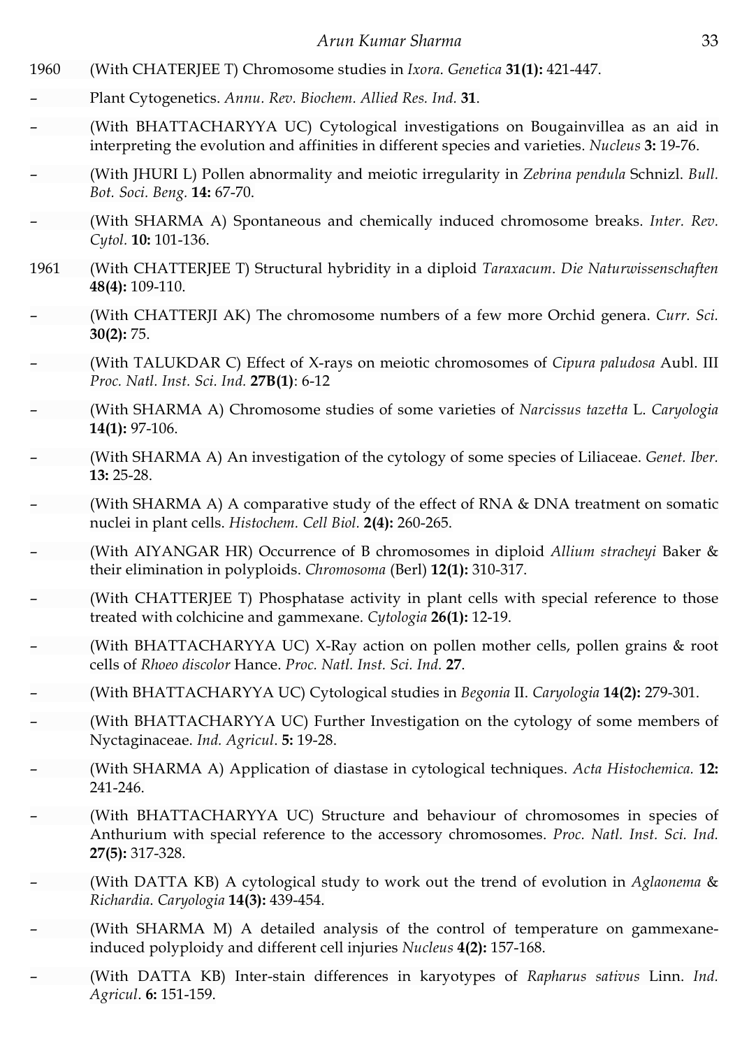1960 (With CHATERJEE T) Chromosome studies in *Ixora*. *Genetica* **31(1):** 421-447.

– Plant Cytogenetics. *Annu. Rev. Biochem. Allied Res. Ind.* **31**.

– (With BHATTACHARYYA UC) Cytological investigations on Bougainvillea as an aid in interpreting the evolution and affinities in different species and varieties. *Nucleus* **3:** 19-76.

– (With JHURI L) Pollen abnormality and meiotic irregularity in *Zebrina pendula* Schnizl. *Bull. Bot. Soci. Beng.* **14:** 67-70.

– (With SHARMA A) Spontaneous and chemically induced chromosome breaks. *Inter. Rev. Cytol.* **10:** 101-136.

1961 (With CHATTERJEE T) Structural hybridity in a diploid *Taraxacum*. *Die Naturwissenschaften* **48(4):** 109-110.

– (With CHATTERJI AK) The chromosome numbers of a few more Orchid genera. *Curr. Sci.* **30(2):** 75.

– (With TALUKDAR C) Effect of X-rays on meiotic chromosomes of *Cipura paludosa* Aubl. III *Proc. Natl. Inst. Sci. Ind.* **27B(1)**: 6-12

– (With SHARMA A) Chromosome studies of some varieties of *Narcissus tazetta* L. *Caryologia* **14(1):** 97-106.

– (With SHARMA A) An investigation of the cytology of some species of Liliaceae. *Genet. Iber.* **13:** 25-28.

– (With SHARMA A) A comparative study of the effect of RNA & DNA treatment on somatic nuclei in plant cells. *Histochem. Cell Biol.* **2(4):** 260-265.

– (With AIYANGAR HR) Occurrence of B chromosomes in diploid *Allium stracheyi* Baker & their elimination in polyploids. *Chromosoma* (Berl) **12(1):** 310-317.

– (With CHATTERJEE T) Phosphatase activity in plant cells with special reference to those treated with colchicine and gammexane. *Cytologia* **26(1):** 12-19.

– (With BHATTACHARYYA UC) X-Ray action on pollen mother cells, pollen grains & root cells of *Rhoeo discolor* Hance. *Proc. Natl. Inst. Sci. Ind.* **27**.

– (With BHATTACHARYYA UC) Cytological studies in *Begonia* II. *Caryologia* **14(2):** 279-301.

– (With BHATTACHARYYA UC) Further Investigation on the cytology of some members of Nyctaginaceae. *Ind. Agricul*. **5:** 19-28.

– (With SHARMA A) Application of diastase in cytological techniques. *Acta Histochemica.* **12:** 241-246.

– (With BHATTACHARYYA UC) Structure and behaviour of chromosomes in species of Anthurium with special reference to the accessory chromosomes. *Proc. Natl. Inst. Sci. Ind.* **27(5):** 317-328.

– (With DATTA KB) A cytological study to work out the trend of evolution in *Aglaonema* & *Richardia*. *Caryologia* **14(3):** 439-454.

– (With SHARMA M) A detailed analysis of the control of temperature on gammexane-induced polyploidy and different cell injuries *Nucleus* **4(2):** 157-168.

– (With DATTA KB) Inter-stain differences in karyotypes of *Rapharus sativus* Linn. *Ind. Agricul*. **6:** 151-159.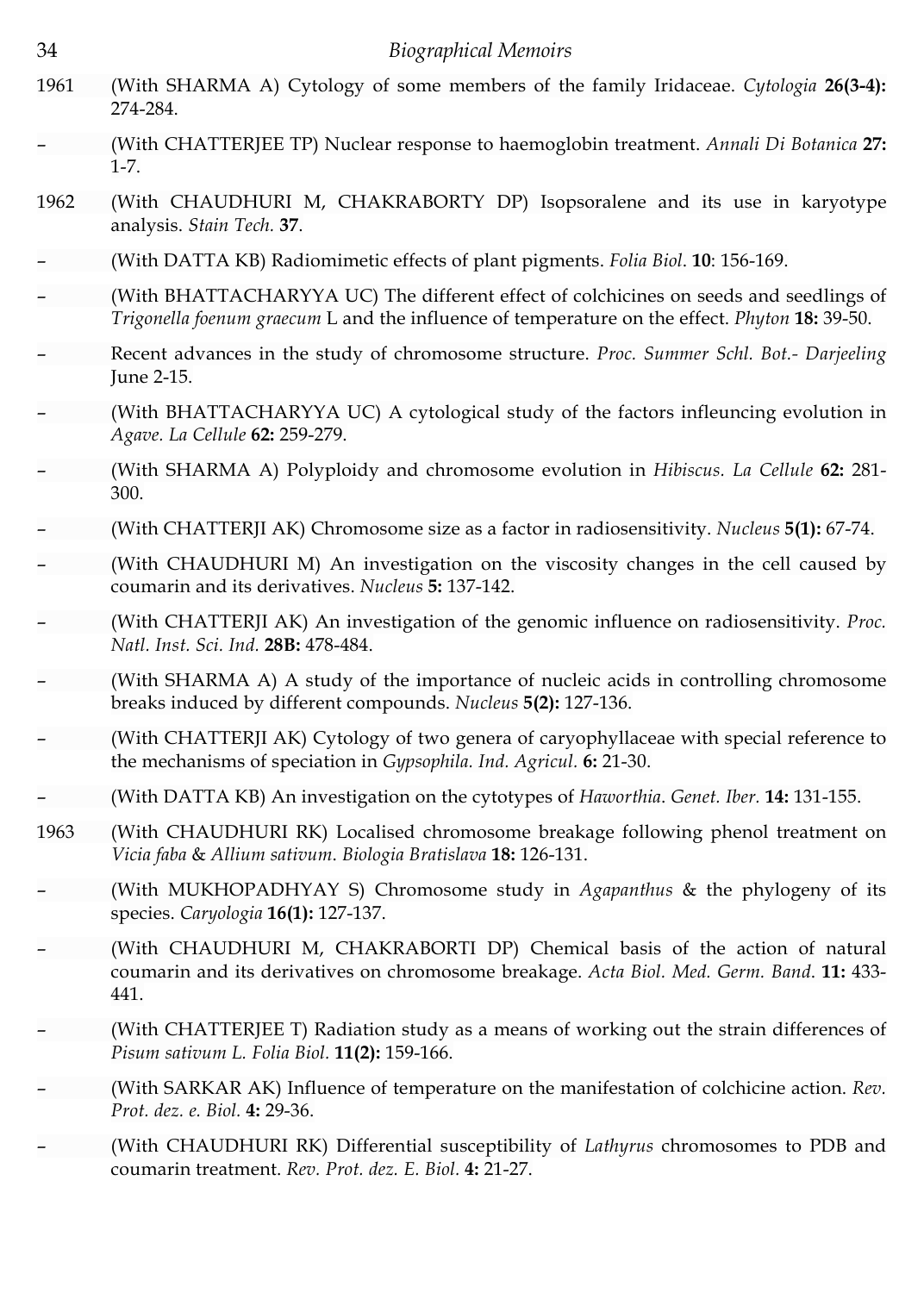1961 (With SHARMA A) Cytology of some members of the family Iridaceae. *Cytologia* **26(3-4):** 274-284.

– (With CHATTERJEE TP) Nuclear response to haemoglobin treatment. *Annali Di Botanica* **27:** 1-7.

1962 (With CHAUDHURI M, CHAKRABORTY DP) Isopsoralene and its use in karyotype analysis. *Stain Tech.* **37**.

– (With DATTA KB) Radiomimetic effects of plant pigments. *Folia Biol*. **10**: 156-169.

– (With BHATTACHARYYA UC) The different effect of colchicines on seeds and seedlings of *Trigonella foenum graecum* L and the influence of temperature on the effect. *Phyton* **18:** 39-50.

– Recent advances in the study of chromosome structure. *Proc. Summer Schl. Bot.- Darjeeling* June 2-15.

– (With BHATTACHARYYA UC) A cytological study of the factors infleuncing evolution in *Agave. La Cellule* **62:** 259-279.

– (With SHARMA A) Polyploidy and chromosome evolution in *Hibiscus. La Cellule* **62:** 281-300.

– (With CHATTERJI AK) Chromosome size as a factor in radiosensitivity. *Nucleus* **5(1):** 67-74.

– (With CHAUDHURI M) An investigation on the viscosity changes in the cell caused by coumarin and its derivatives. *Nucleus* **5:** 137-142.

– (With CHATTERJI AK) An investigation of the genomic influence on radiosensitivity. *Proc. Natl. Inst. Sci. Ind.* **28B:** 478-484.

– (With SHARMA A) A study of the importance of nucleic acids in controlling chromosome breaks induced by different compounds. *Nucleus* **5(2):** 127-136.

– (With CHATTERJI AK) Cytology of two genera of caryophyllaceae with special reference to the mechanisms of speciation in *Gypsophila*. *Ind. Agricul.* **6:** 21-30.

– (With DATTA KB) An investigation on the cytotypes of *Haworthia*. *Genet. Iber.* **14:** 131-155.

1963 (With CHAUDHURI RK) Localised chromosome breakage following phenol treatment on *Vicia faba* & *Allium sativum*. *Biologia Bratislava* **18:** 126-131.

– (With MUKHOPADHYAY S) Chromosome study in *Agapanthus* & the phylogeny of its species. *Caryologia* **16(1):** 127-137.

– (With CHAUDHURI M, CHAKRABORTI DP) Chemical basis of the action of natural coumarin and its derivatives on chromosome breakage. *Acta Biol. Med. Germ. Band*. **11:** 433-441.

– (With CHATTERJEE T) Radiation study as a means of working out the strain differences of *Pisum sativum L. Folia Biol.* **11(2):** 159-166.

– (With SARKAR AK) Influence of temperature on the manifestation of colchicine action. *Rev. Prot. dez. e. Biol.* **4:** 29-36.

– (With CHAUDHURI RK) Differential susceptibility of *Lathyrus* chromosomes to PDB and coumarin treatment. *Rev. Prot. dez. E. Biol.* **4:** 21-27.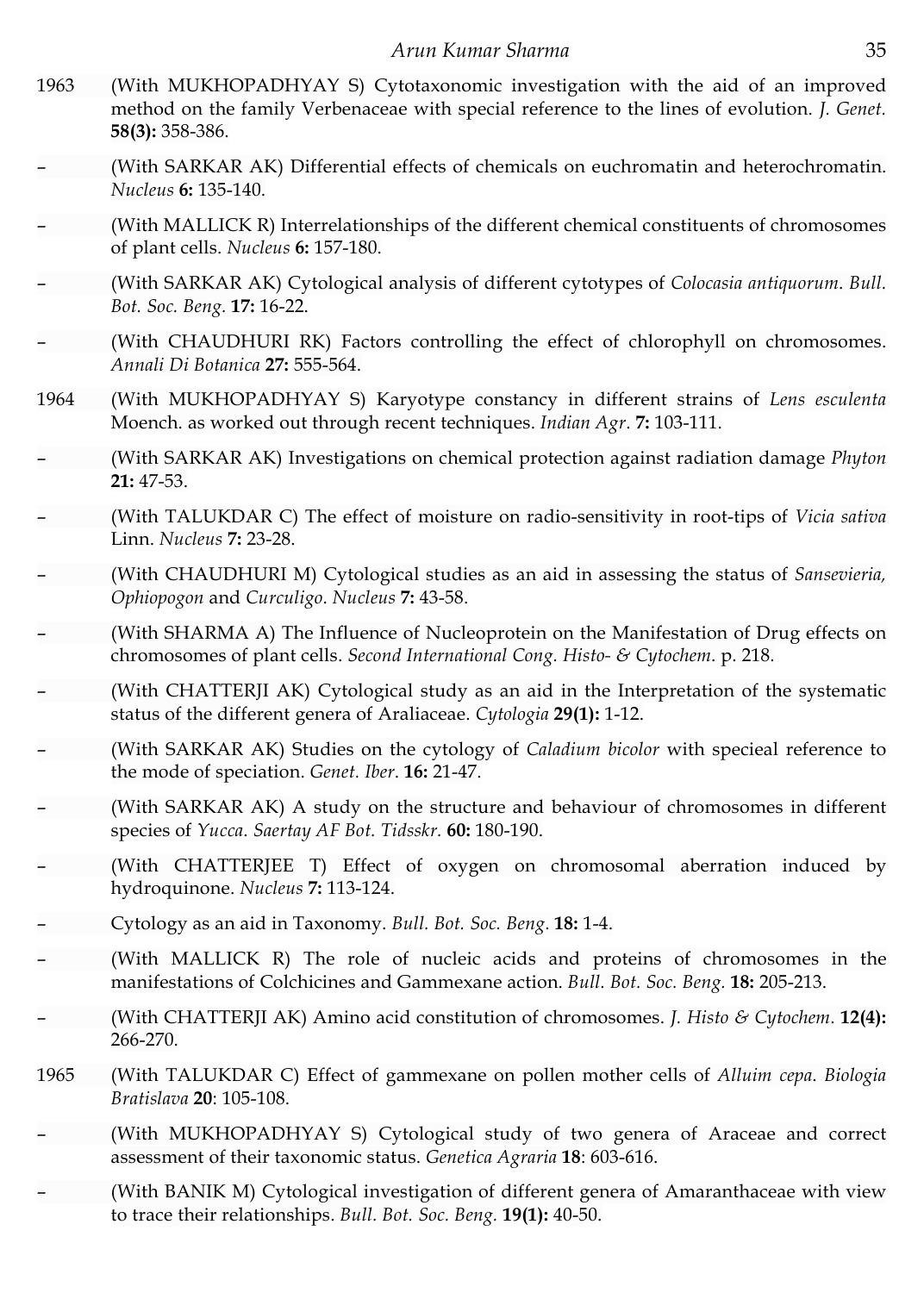1963 (With MUKHOPADHYAY S) Cytotaxonomic investigation with the aid of an improved method on the family Verbenaceae with special reference to the lines of evolution. *J. Genet.* **58(3):** 358-386.

– (With SARKAR AK) Differential effects of chemicals on euchromatin and heterochromatin. *Nucleus* **6:** 135-140.

– (With MALLICK R) Interrelationships of the different chemical constituents of chromosomes of plant cells. *Nucleus* **6:** 157-180.

– (With SARKAR AK) Cytological analysis of different cytotypes of *Colocasia antiquorum*. *Bull. Bot. Soc. Beng.* **17:** 16-22.

– (With CHAUDHURI RK) Factors controlling the effect of chlorophyll on chromosomes. *Annali Di Botanica* **27:** 555-564.

1964 (With MUKHOPADHYAY S) Karyotype constancy in different strains of *Lens esculenta* Moench. as worked out through recent techniques. *Indian Agr*. **7:** 103-111.

– (With SARKAR AK) Investigations on chemical protection against radiation damage *Phyton* **21:** 47-53.

– (With TALUKDAR C) The effect of moisture on radio-sensitivity in root-tips of *Vicia sativa* Linn. *Nucleus* **7:** 23-28.

– (With CHAUDHURI M) Cytological studies as an aid in assessing the status of *Sansevieria, Ophiopogon* and *Curculigo*. *Nucleus* **7:** 43-58.

– (With SHARMA A) The Influence of Nucleoprotein on the Manifestation of Drug effects on chromosomes of plant cells. *Second International Cong. Histo- & Cytochem*. p. 218.

– (With CHATTERJI AK) Cytological study as an aid in the Interpretation of the systematic status of the different genera of Araliaceae. *Cytologia* **29(1):** 1-12.

– (With SARKAR AK) Studies on the cytology of *Caladium bicolor* with specieal reference to the mode of speciation. *Genet. Iber*. **16:** 21-47.

– (With SARKAR AK) A study on the structure and behaviour of chromosomes in different species of *Yucca*. *Saertay AF Bot. Tidsskr.* **60:** 180-190.

– (With CHATTERJEE T) Effect of oxygen on chromosomal aberration induced by hydroquinone. *Nucleus* **7:** 113-124.

– Cytology as an aid in Taxonomy. *Bull. Bot. Soc. Beng*. **18:** 1-4.

– (With MALLICK R) The role of nucleic acids and proteins of chromosomes in the manifestations of Colchicines and Gammexane action. *Bull. Bot. Soc. Beng.* **18:** 205-213.

– (With CHATTERJI AK) Amino acid constitution of chromosomes. *J. Histo & Cytochem*. **12(4):** 266-270.

1965 (With TALUKDAR C) Effect of gammexane on pollen mother cells of *Alluim cepa*. *Biologia Bratislava* **20**: 105-108.

– (With MUKHOPADHYAY S) Cytological study of two genera of Araceae and correct assessment of their taxonomic status. *Genetica Agraria* **18**: 603-616.

– (With BANIK M) Cytological investigation of different genera of Amaranthaceae with view to trace their relationships. *Bull. Bot. Soc. Beng.* **19(1):** 40-50.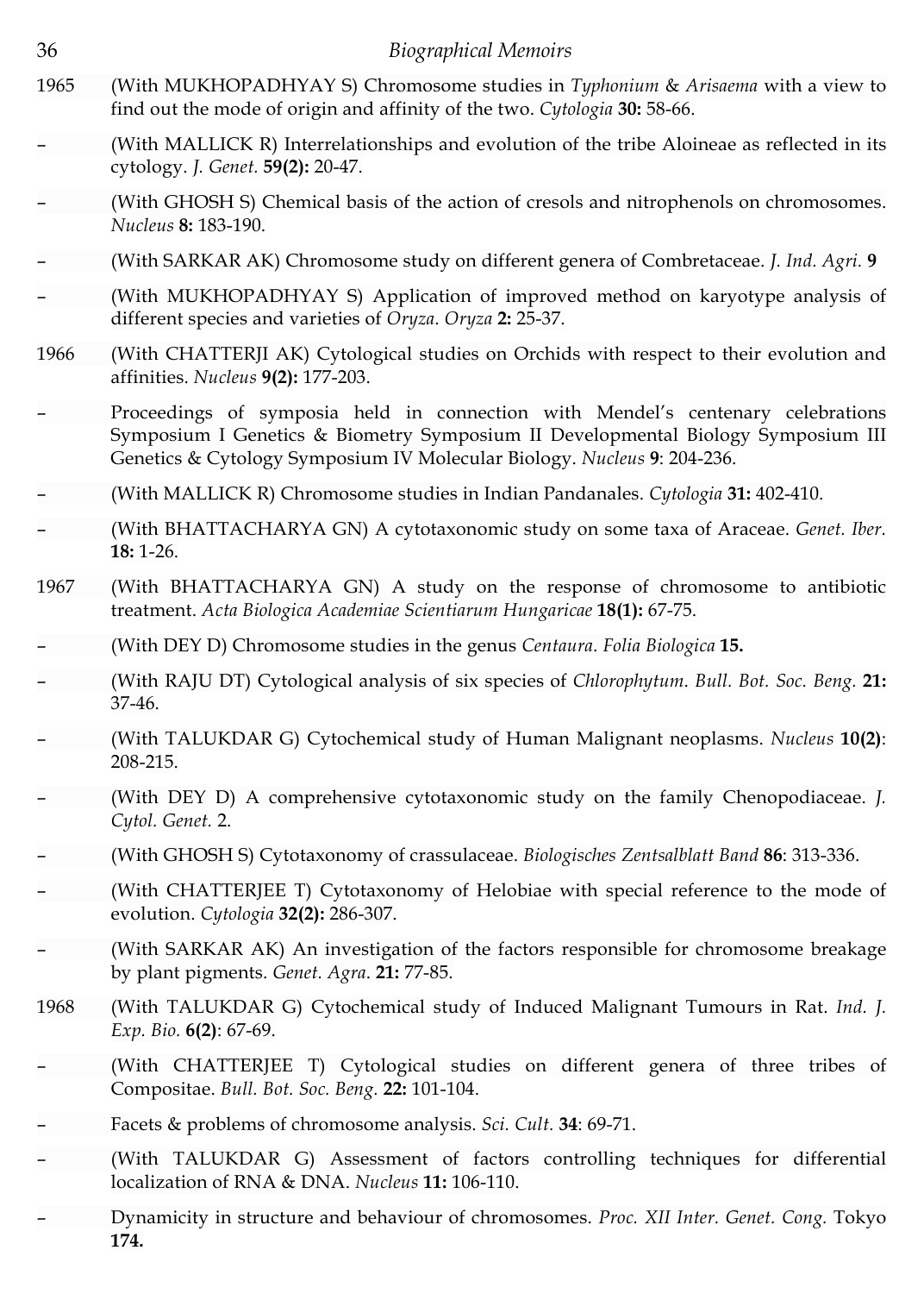1965 (With MUKHOPADHYAY S) Chromosome studies in *Typhonium* & *Arisaema* with a view to find out the mode of origin and affinity of the two. *Cytologia* **30:** 58-66.

– (With MALLICK R) Interrelationships and evolution of the tribe Aloineae as reflected in its cytology. *J. Genet.* **59(2):** 20-47.

– (With GHOSH S) Chemical basis of the action of cresols and nitrophenols on chromosomes. *Nucleus* **8:** 183-190.

– (With SARKAR AK) Chromosome study on different genera of Combretaceae. *J. Ind. Agri.* **9**

– (With MUKHOPADHYAY S) Application of improved method on karyotype analysis of different species and varieties of *Oryza*. *Oryza* **2:** 25-37.

1966 (With CHATTERJI AK) Cytological studies on Orchids with respect to their evolution and affinities. *Nucleus* **9(2):** 177-203.

– Proceedings of symposia held in connection with Mendel's centenary celebrations Symposium I Genetics & Biometry Symposium II Developmental Biology Symposium III Genetics & Cytology Symposium IV Molecular Biology. *Nucleus* **9**: 204-236.

– (With MALLICK R) Chromosome studies in Indian Pandanales. *Cytologia* **31:** 402-410.

– (With BHATTACHARYA GN) A cytotaxonomic study on some taxa of Araceae. *Genet. Iber.* **18:** 1-26.

1967 (With BHATTACHARYA GN) A study on the response of chromosome to antibiotic treatment. *Acta Biologica Academiae Scientiarum Hungaricae* **18(1):** 67-75.

– (With DEY D) Chromosome studies in the genus *Centaura*. *Folia Biologica* **15.**

– (With RAJU DT) Cytological analysis of six species of *Chlorophytum*. *Bull. Bot. Soc. Beng.* **21:** 37-46.

– (With TALUKDAR G) Cytochemical study of Human Malignant neoplasms. *Nucleus* **10(2)**: 208-215.

– (With DEY D) A comprehensive cytotaxonomic study on the family Chenopodiaceae. *J. Cytol. Genet.* 2.

– (With GHOSH S) Cytotaxonomy of crassulaceae. *Biologisches Zentsalblatt Band* **86**: 313-336.

– (With CHATTERJEE T) Cytotaxonomy of Helobiae with special reference to the mode of evolution. *Cytologia* **32(2):** 286-307.

– (With SARKAR AK) An investigation of the factors responsible for chromosome breakage by plant pigments. *Genet. Agra.* **21:** 77-85.

1968 (With TALUKDAR G) Cytochemical study of Induced Malignant Tumours in Rat. *Ind. J. Exp. Bio.* **6(2)**: 67-69.

– (With CHATTERJEE T) Cytological studies on different genera of three tribes of Compositae. *Bull. Bot. Soc. Beng.* **22:** 101-104.

– Facets & problems of chromosome analysis. *Sci. Cult.* **34**: 69-71.

– (With TALUKDAR G) Assessment of factors controlling techniques for differential localization of RNA & DNA. *Nucleus* **11:** 106-110.

– Dynamicity in structure and behaviour of chromosomes. *Proc. XII Inter. Genet. Cong.* Tokyo **174.**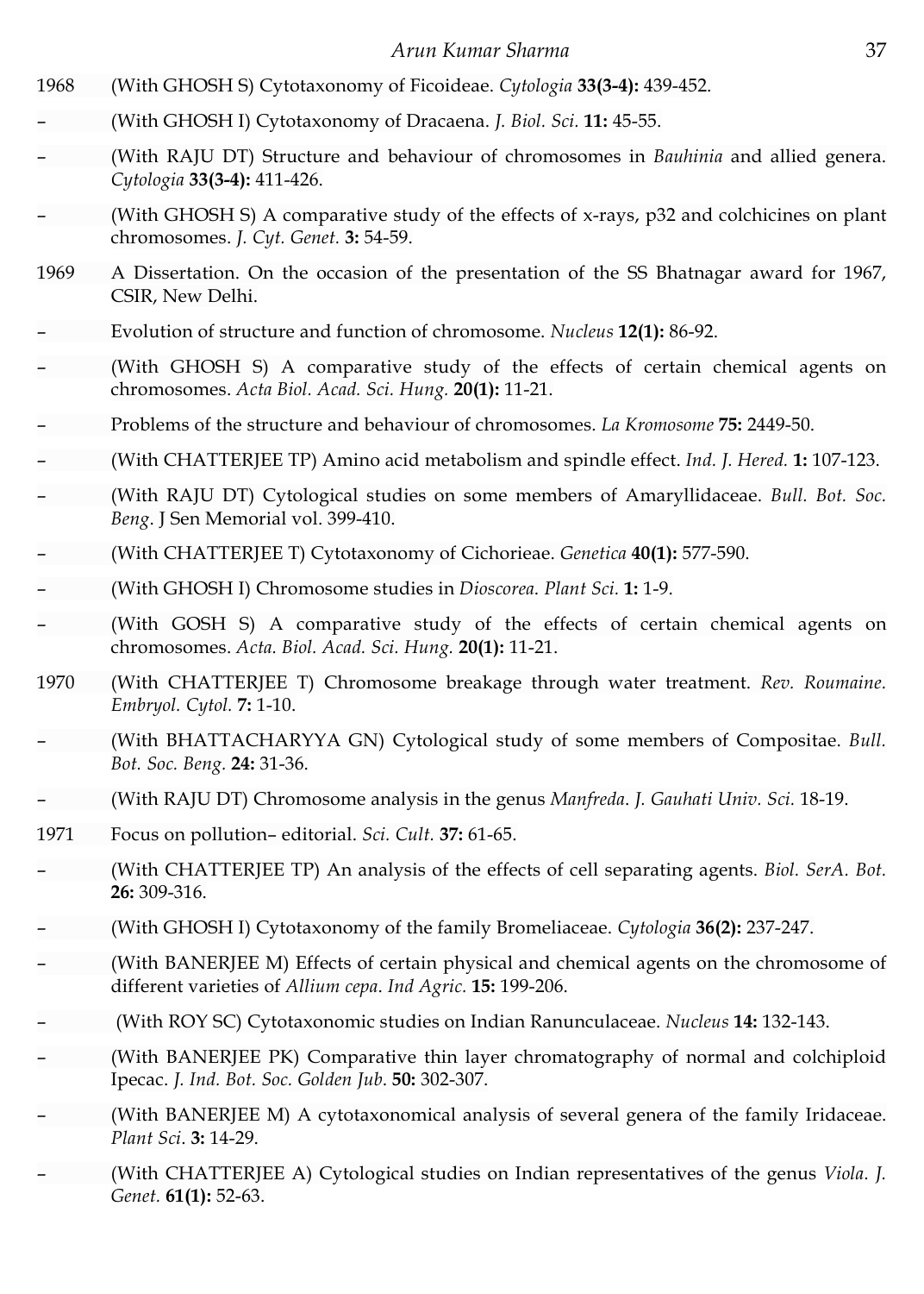1968 (With GHOSH S) Cytotaxonomy of Ficoideae. *Cytologia* **33(3-4):** 439-452.

– (With GHOSH I) Cytotaxonomy of Dracaena. *J. Biol. Sci.* **11:** 45-55.

– (With RAJU DT) Structure and behaviour of chromosomes in *Bauhinia* and allied genera. *Cytologia* **33(3-4):** 411-426.

– (With GHOSH S) A comparative study of the effects of x-rays, p32 and colchicines on plant chromosomes. *J. Cyt. Genet.* **3:** 54-59.

1969 A Dissertation. On the occasion of the presentation of the SS Bhatnagar award for 1967, CSIR, New Delhi.

– Evolution of structure and function of chromosome. *Nucleus* **12(1):** 86-92.

– (With GHOSH S) A comparative study of the effects of certain chemical agents on chromosomes. *Acta Biol. Acad. Sci. Hung.* **20(1):** 11-21.

– Problems of the structure and behaviour of chromosomes. *La Kromosome* **75:** 2449-50.

– (With CHATTERJEE TP) Amino acid metabolism and spindle effect. *Ind. J. Hered.* **1:** 107-123.

– (With RAJU DT) Cytological studies on some members of Amaryllidaceae. *Bull. Bot. Soc. Beng*. J Sen Memorial vol. 399-410.

– (With CHATTERJEE T) Cytotaxonomy of Cichorieae. *Genetica* **40(1):** 577-590.

– (With GHOSH I) Chromosome studies in *Dioscorea*. *Plant Sci.* **1:** 1-9.

– (With GOSH S) A comparative study of the effects of certain chemical agents on chromosomes. *Acta. Biol. Acad. Sci. Hung.* **20(1):** 11-21.

1970 (With CHATTERJEE T) Chromosome breakage through water treatment. *Rev. Roumaine. Embryol. Cytol.* **7:** 1-10.

– (With BHATTACHARYYA GN) Cytological study of some members of Compositae. *Bull. Bot. Soc. Beng.* **24:** 31-36.

– (With RAJU DT) Chromosome analysis in the genus *Manfreda*. *J. Gauhati Univ. Sci.* 18-19.

1971 Focus on pollution– editorial. *Sci. Cult.* **37:** 61-65.

– (With CHATTERJEE TP) An analysis of the effects of cell separating agents. *Biol. SerA. Bot.* **26:** 309-316.

– (With GHOSH I) Cytotaxonomy of the family Bromeliaceae. *Cytologia* **36(2):** 237-247.

– (With BANERJEE M) Effects of certain physical and chemical agents on the chromosome of different varieties of *Allium cepa*. *Ind Agric.* **15:** 199-206.

– (With ROY SC) Cytotaxonomic studies on Indian Ranunculaceae. *Nucleus* **14:** 132-143.

– (With BANERJEE PK) Comparative thin layer chromatography of normal and colchiploid Ipecac. *J. Ind. Bot. Soc. Golden Jub*. **50:** 302-307.

– (With BANERJEE M) A cytotaxonomical analysis of several genera of the family Iridaceae. *Plant Sci*. **3:** 14-29.

– (With CHATTERJEE A) Cytological studies on Indian representatives of the genus *Viola*. *J. Genet.* **61(1):** 52-63.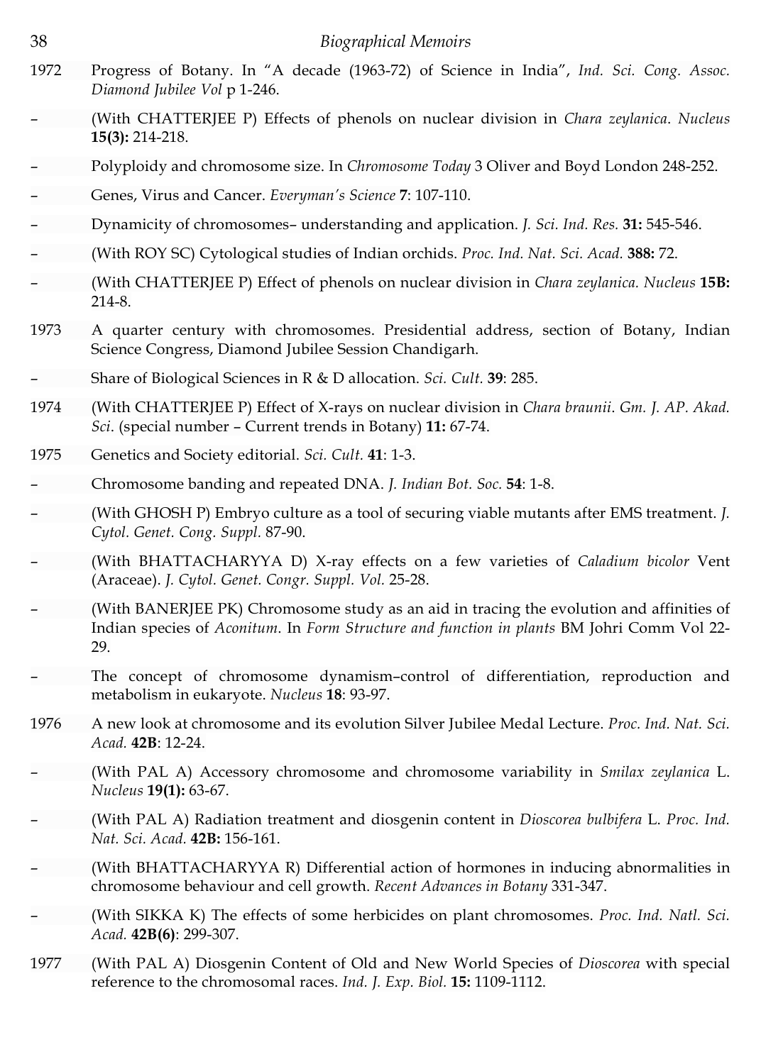1972 Progress of Botany. In "A decade (1963-72) of Science in India", *Ind. Sci. Cong. Assoc. Diamond Jubilee Vol* p 1-246.

– (With CHATTERJEE P) Effects of phenols on nuclear division in *Chara zeylanica*. *Nucleus* **15(3):** 214-218.

– Polyploidy and chromosome size. In *Chromosome Today* 3 Oliver and Boyd London 248-252.

– Genes, Virus and Cancer. *Everyman's Science* **7**: 107-110.

– Dynamicity of chromosomes– understanding and application. *J. Sci. Ind. Res.* **31:** 545-546.

– (With ROY SC) Cytological studies of Indian orchids. *Proc. Ind. Nat. Sci. Acad.* **388:** 72.

– (With CHATTERJEE P) Effect of phenols on nuclear division in *Chara zeylanica. Nucleus* **15B:** 214-8.

1973 A quarter century with chromosomes. Presidential address, section of Botany, Indian Science Congress, Diamond Jubilee Session Chandigarh.

– Share of Biological Sciences in R & D allocation. *Sci. Cult.* **39**: 285.

1974 (With CHATTERJEE P) Effect of X-rays on nuclear division in *Chara braunii*. *Gm. J. AP. Akad. Sci*. (special number – Current trends in Botany) **11:** 67-74.

1975 Genetics and Society editorial. *Sci. Cult.* **41**: 1-3.

– Chromosome banding and repeated DNA. *J. Indian Bot. Soc.* **54**: 1-8.

– (With GHOSH P) Embryo culture as a tool of securing viable mutants after EMS treatment. *J. Cytol. Genet. Cong. Suppl.* 87-90.

– (With BHATTACHARYYA D) X-ray effects on a few varieties of *Caladium bicolor* Vent (Araceae). *J. Cytol. Genet. Congr. Suppl. Vol.* 25-28.

– (With BANERJEE PK) Chromosome study as an aid in tracing the evolution and affinities of Indian species of *Aconitum*. In *Form Structure and function in plants* BM Johri Comm Vol 22-29.

– The concept of chromosome dynamism–control of differentiation, reproduction and metabolism in eukaryote. *Nucleus* **18**: 93-97.

1976 A new look at chromosome and its evolution Silver Jubilee Medal Lecture. *Proc. Ind. Nat. Sci. Acad.* **42B**: 12-24.

– (With PAL A) Accessory chromosome and chromosome variability in *Smilax zeylanica* L. *Nucleus* **19(1):** 63-67.

– (With PAL A) Radiation treatment and diosgenin content in *Dioscorea bulbifera* L. *Proc. Ind. Nat. Sci. Acad.* **42B:** 156-161.

– (With BHATTACHARYYA R) Differential action of hormones in inducing abnormalities in chromosome behaviour and cell growth. *Recent Advances in Botany* 331-347.

– (With SIKKA K) The effects of some herbicides on plant chromosomes. *Proc. Ind. Natl. Sci. Acad.* **42B(6)**: 299-307.

1977 (With PAL A) Diosgenin Content of Old and New World Species of *Dioscorea* with special reference to the chromosomal races. *Ind. J. Exp. Biol.* **15:** 1109-1112.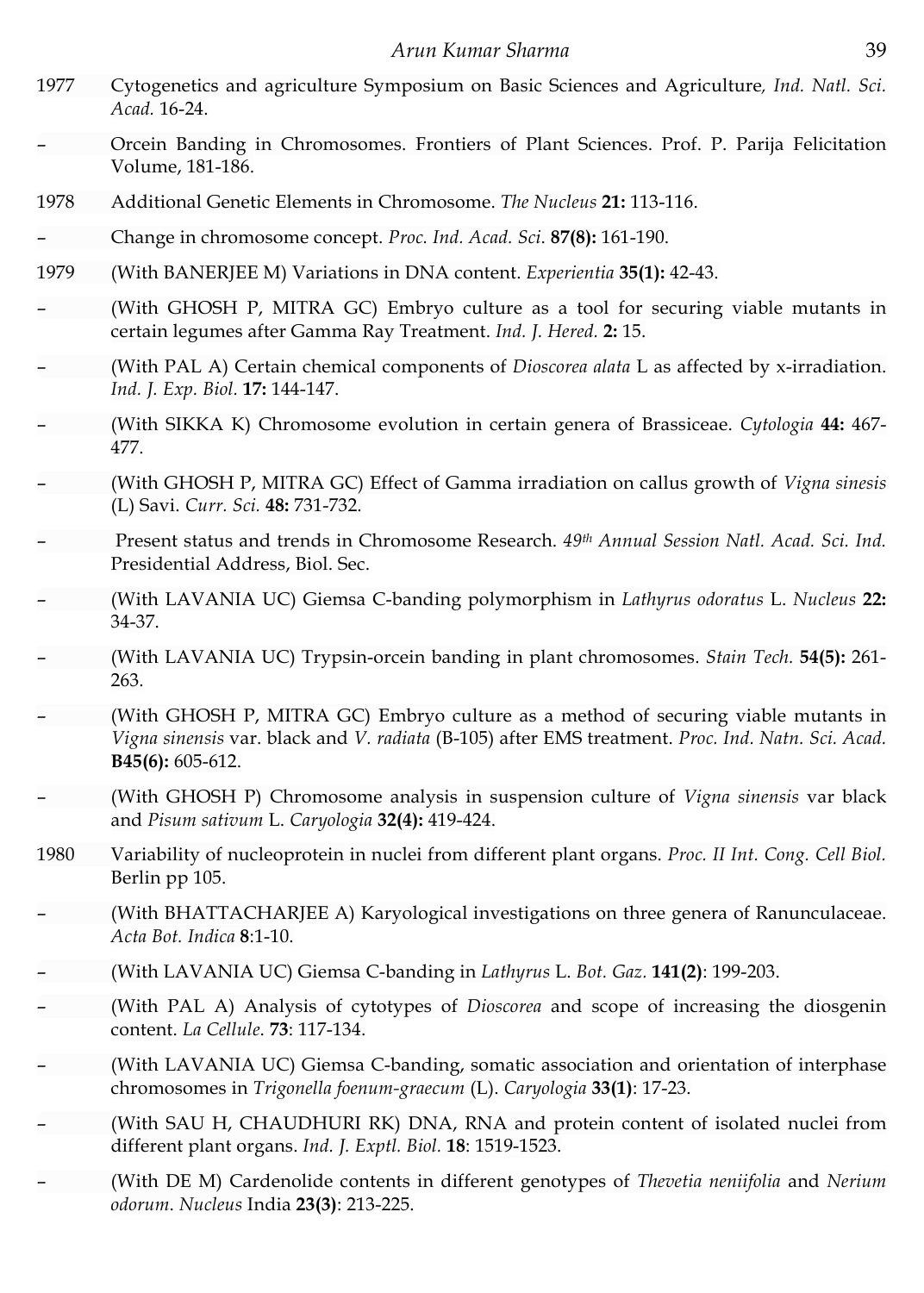1977 Cytogenetics and agriculture Symposium on Basic Sciences and Agriculture, *Ind. Natl. Sci. Acad.* 16-24.

– Orcein Banding in Chromosomes. Frontiers of Plant Sciences. Prof. P. Parija Felicitation Volume, 181-186.

1978 Additional Genetic Elements in Chromosome. *The Nucleus* **21:** 113-116.

– Change in chromosome concept. *Proc. Ind. Acad. Sci*. **87(8):** 161-190.

1979 (With BANERJEE M) Variations in DNA content. *Experientia* **35(1):** 42-43.

– (With GHOSH P, MITRA GC) Embryo culture as a tool for securing viable mutants in certain legumes after Gamma Ray Treatment. *Ind. J. Hered.* **2:** 15.

– (With PAL A) Certain chemical components of *Dioscorea alata* L as affected by x-irradiation. *Ind. J. Exp. Biol.* **17:** 144-147.

– (With SIKKA K) Chromosome evolution in certain genera of Brassiceae. *Cytologia* **44:** 467-477.

– (With GHOSH P, MITRA GC) Effect of Gamma irradiation on callus growth of *Vigna sinesis* (L) Savi. *Curr. Sci.* **48:** 731-732.

– Present status and trends in Chromosome Research. *49th Annual Session Natl. Acad. Sci. Ind.* Presidential Address, Biol. Sec.

– (With LAVANIA UC) Giemsa C-banding polymorphism in *Lathyrus odoratus* L. *Nucleus* **22:** 34-37.

– (With LAVANIA UC) Trypsin-orcein banding in plant chromosomes. *Stain Tech.* **54(5):** 261-263.

– (With GHOSH P, MITRA GC) Embryo culture as a method of securing viable mutants in *Vigna sinensis* var. black and *V. radiata* (B-105) after EMS treatment. *Proc. Ind. Natn. Sci. Acad.* **B45(6):** 605-612.

– (With GHOSH P) Chromosome analysis in suspension culture of *Vigna sinensis* var black and *Pisum sativum* L. *Caryologia* **32(4):** 419-424.

1980 Variability of nucleoprotein in nuclei from different plant organs. *Proc. II Int. Cong. Cell Biol.* Berlin pp 105.

– (With BHATTACHARJEE A) Karyological investigations on three genera of Ranunculaceae. *Acta Bot. Indica* **8**:1-10.

– (With LAVANIA UC) Giemsa C-banding in *Lathyrus* L. *Bot. Gaz.* **141(2)**: 199-203.

– (With PAL A) Analysis of cytotypes of *Dioscorea* and scope of increasing the diosgenin content. *La Cellule*. **73**: 117-134.

– (With LAVANIA UC) Giemsa C-banding, somatic association and orientation of interphase chromosomes in *Trigonella foenum-graecum* (L). *Caryologia* **33(1)**: 17-23.

– (With SAU H, CHAUDHURI RK) DNA, RNA and protein content of isolated nuclei from different plant organs. *Ind. J. Exptl. Biol.* **18**: 1519-1523.

– (With DE M) Cardenolide contents in different genotypes of *Thevetia neniifolia* and *Nerium odorum*. *Nucleus* India **23(3)**: 213-225.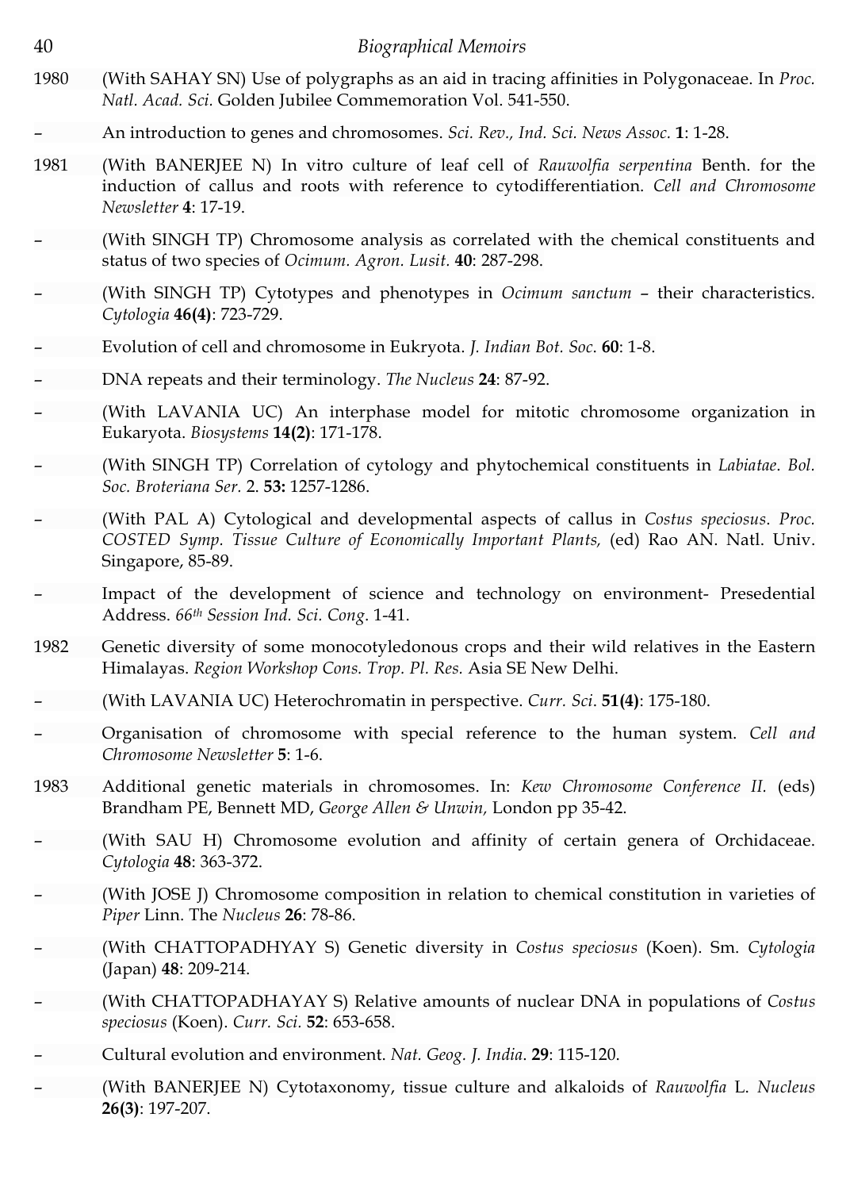1980 (With SAHAY SN) Use of polygraphs as an aid in tracing affinities in Polygonaceae. In *Proc. Natl. Acad. Sci.* Golden Jubilee Commemoration Vol. 541-550.

– An introduction to genes and chromosomes. *Sci. Rev., Ind. Sci. News Assoc.* **1**: 1-28.

1981 (With BANERJEE N) In vitro culture of leaf cell of *Rauwolfia serpentina* Benth. for the induction of callus and roots with reference to cytodifferentiation. *Cell and Chromosome Newsletter* **4**: 17-19.

– (With SINGH TP) Chromosome analysis as correlated with the chemical constituents and status of two species of *Ocimum. Agron. Lusit.* **40**: 287-298.

– (With SINGH TP) Cytotypes and phenotypes in *Ocimum sanctum* – their characteristics. *Cytologia* **46(4)**: 723-729.

– Evolution of cell and chromosome in Eukryota. *J. Indian Bot. Soc.* **60**: 1-8.

– DNA repeats and their terminology. *The Nucleus* **24**: 87-92.

– (With LAVANIA UC) An interphase model for mitotic chromosome organization in Eukaryota. *Biosystems* **14(2)**: 171-178.

– (With SINGH TP) Correlation of cytology and phytochemical constituents in *Labiatae*. *Bol. Soc. Broteriana Ser.* 2. **53:** 1257-1286.

– (With PAL A) Cytological and developmental aspects of callus in *Costus speciosus*. *Proc. COSTED Symp. Tissue Culture of Economically Important Plants,* (ed) Rao AN. Natl. Univ. Singapore, 85-89.

– Impact of the development of science and technology on environment- Presedential Address. *66th Session Ind. Sci. Cong.* 1-41.

1982 Genetic diversity of some monocotyledonous crops and their wild relatives in the Eastern Himalayas. *Region Workshop Cons. Trop. Pl. Res.* Asia SE New Delhi.

– (With LAVANIA UC) Heterochromatin in perspective. *Curr. Sci.* **51(4)**: 175-180.

– Organisation of chromosome with special reference to the human system. *Cell and Chromosome Newsletter* **5**: 1-6.

1983 Additional genetic materials in chromosomes. In: *Kew Chromosome Conference II.* (eds) Brandham PE, Bennett MD, *George Allen & Unwin,* London pp 35-42.

– (With SAU H) Chromosome evolution and affinity of certain genera of Orchidaceae. *Cytologia* **48**: 363-372.

– (With JOSE J) Chromosome composition in relation to chemical constitution in varieties of *Piper* Linn. The *Nucleus* **26**: 78-86.

– (With CHATTOPADHYAY S) Genetic diversity in *Costus speciosus* (Koen). Sm. *Cytologia* (Japan) **48**: 209-214.

– (With CHATTOPADHAYAY S) Relative amounts of nuclear DNA in populations of *Costus speciosus* (Koen). *Curr. Sci.* **52**: 653-658.

– Cultural evolution and environment. *Nat. Geog. J. India*. **29**: 115-120.

– (With BANERJEE N) Cytotaxonomy, tissue culture and alkaloids of *Rauwolfia* L. *Nucleus* **26(3)**: 197-207.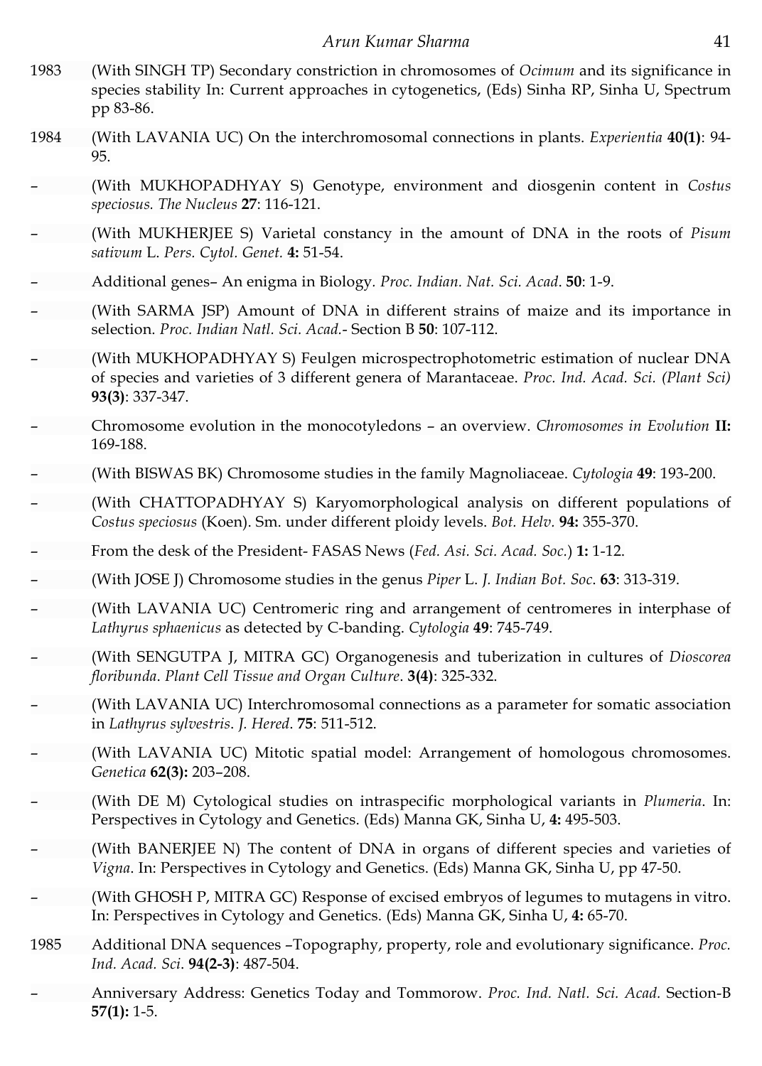1983 (With SINGH TP) Secondary constriction in chromosomes of *Ocimum* and its significance in species stability In: Current approaches in cytogenetics, (Eds) Sinha RP, Sinha U, Spectrum pp 83-86.

1984 (With LAVANIA UC) On the interchromosomal connections in plants. *Experientia* **40(1)**: 94-95.

– (With MUKHOPADHYAY S) Genotype, environment and diosgenin content in *Costus speciosus. The Nucleus* **27**: 116-121.

– (With MUKHERJEE S) Varietal constancy in the amount of DNA in the roots of *Pisum sativum* L. *Pers. Cytol. Genet.* **4:** 51-54.

– Additional genes– An enigma in Biology. *Proc. Indian. Nat. Sci. Acad*. **50**: 1-9.

– (With SARMA JSP) Amount of DNA in different strains of maize and its importance in selection. *Proc. Indian Natl. Sci. Acad*.- Section B **50**: 107-112.

– (With MUKHOPADHYAY S) Feulgen microspectrophotometric estimation of nuclear DNA of species and varieties of 3 different genera of Marantaceae. *Proc. Ind. Acad. Sci. (Plant Sci)* **93(3)**: 337-347.

– Chromosome evolution in the monocotyledons – an overview. *Chromosomes in Evolution* **II:** 169-188.

– (With BISWAS BK) Chromosome studies in the family Magnoliaceae. *Cytologia* **49**: 193-200.

– (With CHATTOPADHYAY S) Karyomorphological analysis on different populations of *Costus speciosus* (Koen). Sm. under different ploidy levels. *Bot. Helv.* **94:** 355-370.

– From the desk of the President- FASAS News (*Fed. Asi. Sci. Acad. Soc.*) **1:** 1-12.

– (With JOSE J) Chromosome studies in the genus *Piper* L. *J. Indian Bot. Soc*. **63**: 313-319.

– (With LAVANIA UC) Centromeric ring and arrangement of centromeres in interphase of *Lathyrus sphaenicus* as detected by C-banding. *Cytologia* **49**: 745-749.

– (With SENGUTPA J, MITRA GC) Organogenesis and tuberization in cultures of *Dioscorea floribunda*. *Plant Cell Tissue and Organ Culture*. **3(4)**: 325-332.

– (With LAVANIA UC) Interchromosomal connections as a parameter for somatic association in *Lathyrus sylvestris*. *J. Hered*. **75**: 511-512.

– (With LAVANIA UC) Mitotic spatial model: Arrangement of homologous chromosomes. *Genetica* **62(3):** 203–208.

– (With DE M) Cytological studies on intraspecific morphological variants in *Plumeria*. In: Perspectives in Cytology and Genetics. (Eds) Manna GK, Sinha U, **4:** 495-503.

– (With BANERJEE N) The content of DNA in organs of different species and varieties of *Vigna*. In: Perspectives in Cytology and Genetics. (Eds) Manna GK, Sinha U, pp 47-50.

– (With GHOSH P, MITRA GC) Response of excised embryos of legumes to mutagens in vitro. In: Perspectives in Cytology and Genetics. (Eds) Manna GK, Sinha U, **4:** 65-70.

1985 Additional DNA sequences –Topography, property, role and evolutionary significance. *Proc. Ind. Acad. Sci*. **94(2-3)**: 487-504.

– Anniversary Address: Genetics Today and Tommorow. *Proc. Ind. Natl. Sci. Acad.* Section-B **57(1):** 1-5.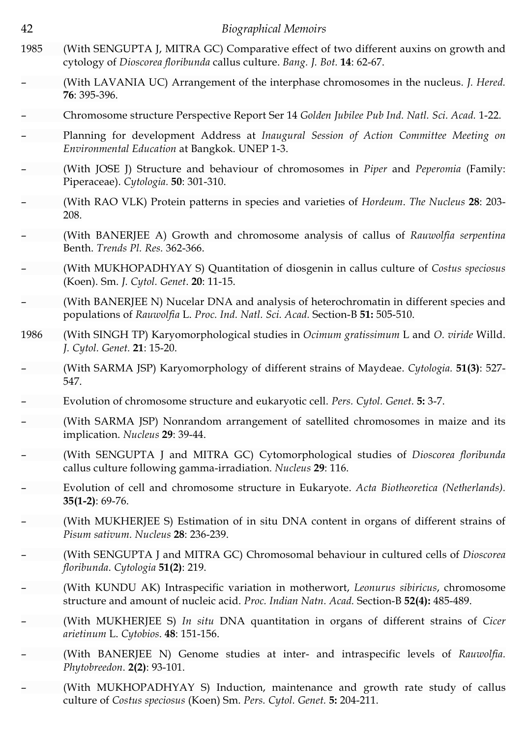1985 (With SENGUPTA J, MITRA GC) Comparative effect of two different auxins on growth and cytology of *Dioscorea floribunda* callus culture. *Bang. J. Bot.* **14**: 62-67.

– (With LAVANIA UC) Arrangement of the interphase chromosomes in the nucleus. *J. Hered.* **76**: 395-396.

– Chromosome structure Perspective Report Ser 14 *Golden Jubilee Pub Ind. Natl. Sci. Acad.* 1-22.

– Planning for development Address at *Inaugural Session of Action Committee Meeting on Environmental Education* at Bangkok. UNEP 1-3.

– (With JOSE J) Structure and behaviour of chromosomes in *Piper* and *Peperomia* (Family: Piperaceae). *Cytologia.* **50**: 301-310.

– (With RAO VLK) Protein patterns in species and varieties of *Hordeum*. *The Nucleus* **28**: 203-208.

– (With BANERJEE A) Growth and chromosome analysis of callus of *Rauwolfia serpentina* Benth. *Trends Pl. Res.* 362-366.

– (With MUKHOPADHYAY S) Quantitation of diosgenin in callus culture of *Costus speciosus* (Koen). Sm. *J. Cytol. Genet*. **20**: 11-15.

– (With BANERJEE N) Nucelar DNA and analysis of heterochromatin in different species and populations of *Rauwolfia* L. *Proc. Ind. Natl. Sci. Acad.* Section-B **51:** 505-510.

1986 (With SINGH TP) Karyomorphological studies in *Ocimum gratissimum* L and *O. viride* Willd. *J. Cytol. Genet.* **21**: 15-20.

– (With SARMA JSP) Karyomorphology of different strains of Maydeae. *Cytologia.* **51(3)**: 527-547.

– Evolution of chromosome structure and eukaryotic cell. *Pers. Cytol. Genet.* **5:** 3-7.

– (With SARMA JSP) Nonrandom arrangement of satellited chromosomes in maize and its implication. *Nucleus* **29**: 39-44.

– (With SENGUPTA J and MITRA GC) Cytomorphological studies of *Dioscorea floribunda* callus culture following gamma-irradiation. *Nucleus* **29**: 116.

– Evolution of cell and chromosome structure in Eukaryote. *Acta Biotheoretica (Netherlands).* **35(1-2)**: 69-76.

– (With MUKHERJEE S) Estimation of in situ DNA content in organs of different strains of *Pisum sativum*. *Nucleus* **28**: 236-239.

– (With SENGUPTA J and MITRA GC) Chromosomal behaviour in cultured cells of *Dioscorea floribunda*. *Cytologia* **51(2)**: 219.

– (With KUNDU AK) Intraspecific variation in motherwort, *Leonurus sibiricus*, chromosome structure and amount of nucleic acid. *Proc. Indian Natn. Acad.* Section-B **52(4):** 485-489.

– (With MUKHERJEE S) *In situ* DNA quantitation in organs of different strains of *Cicer arietinum* L. *Cytobios*. **48**: 151-156.

– (With BANERJEE N) Genome studies at inter- and intraspecific levels of *Rauwolfia*. *Phytobreedon*. **2(2)**: 93-101.

– (With MUKHOPADHYAY S) Induction, maintenance and growth rate study of callus culture of *Costus speciosus* (Koen) Sm. *Pers. Cytol. Genet.* **5:** 204-211.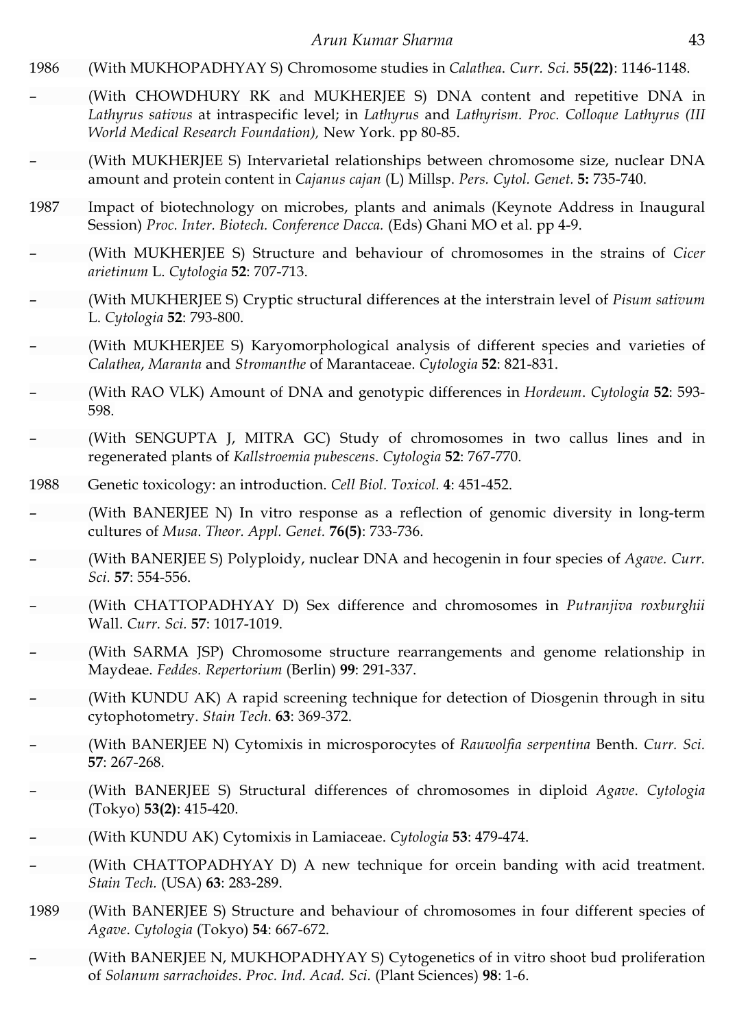1986 (With MUKHOPADHYAY S) Chromosome studies in *Calathea*. *Curr. Sci.* **55(22)**: 1146-1148.

– (With CHOWDHURY RK and MUKHERJEE S) DNA content and repetitive DNA in *Lathyrus sativus* at intraspecific level; in *Lathyrus* and *Lathyrism*. *Proc. Colloque Lathyrus (III World Medical Research Foundation)*, New York. pp 80-85.

– (With MUKHERJEE S) Intervarietal relationships between chromosome size, nuclear DNA amount and protein content in *Cajanus cajan* (L) Millsp. *Pers. Cytol. Genet.* **5:** 735-740.

1987 Impact of biotechnology on microbes, plants and animals (Keynote Address in Inaugural Session) *Proc. Inter. Biotech. Conference Dacca.* (Eds) Ghani MO et al. pp 4-9.

– (With MUKHERJEE S) Structure and behaviour of chromosomes in the strains of *Cicer arietinum* L. *Cytologia* **52**: 707-713.

– (With MUKHERJEE S) Cryptic structural differences at the interstrain level of *Pisum sativum* L. *Cytologia* **52**: 793-800.

– (With MUKHERJEE S) Karyomorphological analysis of different species and varieties of *Calathea*, *Maranta* and *Stromanthe* of Marantaceae. *Cytologia* **52**: 821-831.

– (With RAO VLK) Amount of DNA and genotypic differences in *Hordeum*. *Cytologia* **52**: 593-598.

– (With SENGUPTA J, MITRA GC) Study of chromosomes in two callus lines and in regenerated plants of *Kallstroemia pubescens*. *Cytologia* **52**: 767-770.

1988 Genetic toxicology: an introduction. *Cell Biol. Toxicol.* **4**: 451-452.

– (With BANERJEE N) In vitro response as a reflection of genomic diversity in long-term cultures of *Musa*. *Theor. Appl. Genet.* **76(5)**: 733-736.

– (With BANERJEE S) Polyploidy, nuclear DNA and hecogenin in four species of *Agave*. *Curr. Sci.* **57**: 554-556.

– (With CHATTOPADHYAY D) Sex difference and chromosomes in *Putranjiva roxburghii* Wall. *Curr. Sci.* **57**: 1017-1019.

– (With SARMA JSP) Chromosome structure rearrangements and genome relationship in Maydeae. *Feddes. Repertorium* (Berlin) **99**: 291-337.

– (With KUNDU AK) A rapid screening technique for detection of Diosgenin through in situ cytophotometry. *Stain Tech.* **63**: 369-372.

– (With BANERJEE N) Cytomixis in microsporocytes of *Rauwolfia serpentina* Benth. *Curr. Sci.* **57**: 267-268.

– (With BANERJEE S) Structural differences of chromosomes in diploid *Agave*. *Cytologia* (Tokyo) **53(2)**: 415-420.

– (With KUNDU AK) Cytomixis in Lamiaceae. *Cytologia* **53**: 479-474.

– (With CHATTOPADHYAY D) A new technique for orcein banding with acid treatment. *Stain Tech.* (USA) **63**: 283-289.

1989 (With BANERJEE S) Structure and behaviour of chromosomes in four different species of *Agave*. *Cytologia* (Tokyo) **54**: 667-672.

– (With BANERJEE N, MUKHOPADHYAY S) Cytogenetics of in vitro shoot bud proliferation of *Solanum sarrachoides*. *Proc. Ind. Acad. Sci.* (Plant Sciences) **98**: 1-6.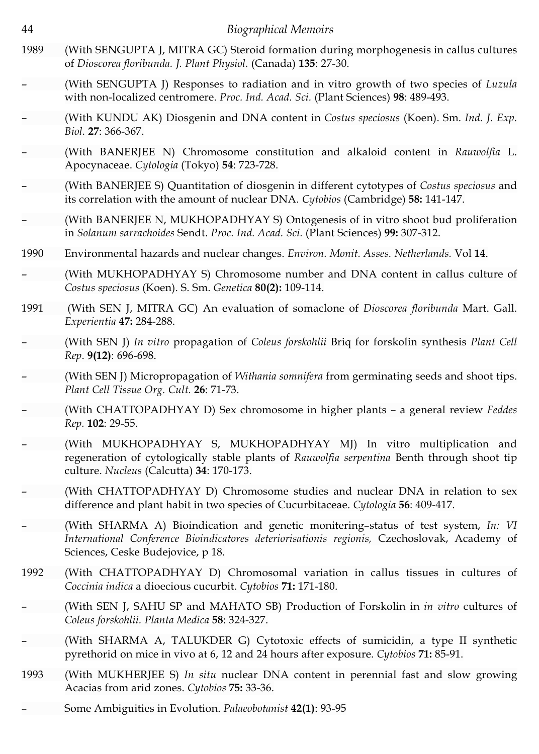1989 (With SENGUPTA J, MITRA GC) Steroid formation during morphogenesis in callus cultures of *Dioscorea floribunda. J. Plant Physiol.* (Canada) **135**: 27-30.

– (With SENGUPTA J) Responses to radiation and in vitro growth of two species of *Luzula* with non-localized centromere. *Proc. Ind. Acad. Sci.* (Plant Sciences) **98**: 489-493.

– (With KUNDU AK) Diosgenin and DNA content in *Costus speciosus* (Koen). Sm. *Ind. J. Exp. Biol.* **27**: 366-367.

– (With BANERJEE N) Chromosome constitution and alkaloid content in *Rauwolfia* L. Apocynaceae. *Cytologia* (Tokyo) **54**: 723-728.

– (With BANERJEE S) Quantitation of diosgenin in different cytotypes of *Costus speciosus* and its correlation with the amount of nuclear DNA. *Cytobios* (Cambridge) **58:** 141-147.

– (With BANERJEE N, MUKHOPADHYAY S) Ontogenesis of in vitro shoot bud proliferation in *Solanum sarrachoides* Sendt. *Proc. Ind. Acad. Sci.* (Plant Sciences) **99:** 307-312.

1990 Environmental hazards and nuclear changes. *Environ. Monit. Asses. Netherlands.* Vol **14**.

– (With MUKHOPADHYAY S) Chromosome number and DNA content in callus culture of *Costus speciosus* (Koen). S. Sm. *Genetica* **80(2):** 109-114.

1991 (With SEN J, MITRA GC) An evaluation of somaclone of *Dioscorea floribunda* Mart. Gall. *Experientia* **47:** 284-288.

– (With SEN J) *In vitro* propagation of *Coleus forskohlii* Briq for forskolin synthesis *Plant Cell Rep*. **9(12)**: 696-698.

– (With SEN J) Micropropagation of *Withania somnifera* from germinating seeds and shoot tips. *Plant Cell Tissue Org. Cult.* **26**: 71-73.

– (With CHATTOPADHYAY D) Sex chromosome in higher plants – a general review *Feddes Rep.* **102**: 29-55.

– (With MUKHOPADHYAY S, MUKHOPADHYAY MJ) In vitro multiplication and regeneration of cytologically stable plants of *Rauwolfia serpentina* Benth through shoot tip culture. *Nucleus* (Calcutta) **34**: 170-173.

– (With CHATTOPADHYAY D) Chromosome studies and nuclear DNA in relation to sex difference and plant habit in two species of Cucurbitaceae. *Cytologia* **56**: 409-417.

– (With SHARMA A) Bioindication and genetic monitering–status of test system, *In: VI International Conference Bioindicatores deteriorisationis regionis,* Czechoslovak, Academy of Sciences, Ceske Budejovice, p 18.

1992 (With CHATTOPADHYAY D) Chromosomal variation in callus tissues in cultures of *Coccinia indica* a dioecious cucurbit. *Cytobios* **71:** 171-180.

– (With SEN J, SAHU SP and MAHATO SB) Production of Forskolin in *in vitro* cultures of *Coleus forskohlii. Planta Medica* **58**: 324-327.

– (With SHARMA A, TALUKDER G) Cytotoxic effects of sumicidin, a type II synthetic pyrethorid on mice in vivo at 6, 12 and 24 hours after exposure. *Cytobios* **71:** 85-91.

1993 (With MUKHERJEE S) *In situ* nuclear DNA content in perennial fast and slow growing Acacias from arid zones. *Cytobios* **75:** 33-36.

– Some Ambiguities in Evolution. *Palaeobotanist* **42(1)**: 93-95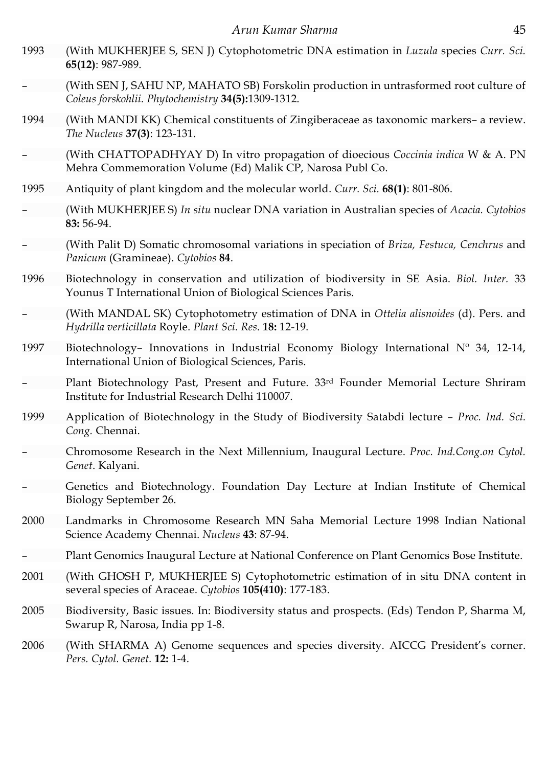1993 (With MUKHERJEE S, SEN J) Cytophotometric DNA estimation in *Luzula* species *Curr. Sci.* **65(12)**: 987-989.

– (With SEN J, SAHU NP, MAHATO SB) Forskolin production in untrasformed root culture of *Coleus forskohlii*. *Phytochemistry* **34(5):**1309-1312.

1994 (With MANDI KK) Chemical constituents of Zingiberaceae as taxonomic markers– a review. *The Nucleus* **37(3)**: 123-131.

– (With CHATTOPADHYAY D) In vitro propagation of dioecious *Coccinia indica* W & A. PN Mehra Commemoration Volume (Ed) Malik CP, Narosa Publ Co.

1995 Antiquity of plant kingdom and the molecular world. *Curr. Sci.* **68(1)**: 801-806.

– (With MUKHERJEE S) *In situ* nuclear DNA variation in Australian species of *Acacia. Cytobios* **83:** 56-94.

– (With Palit D) Somatic chromosomal variations in speciation of *Briza, Festuca, Cenchrus* and *Panicum* (Gramineae). *Cytobios* **84**.

1996 Biotechnology in conservation and utilization of biodiversity in SE Asia. *Biol. Inter.* 33 Younus T International Union of Biological Sciences Paris.

– (With MANDAL SK) Cytophotometry estimation of DNA in *Ottelia alisnoides* (d). Pers. and *Hydrilla verticillata* Royle. *Plant Sci. Res.* **18:** 12-19.

1997 Biotechnology– Innovations in Industrial Economy Biology International Nº 34, 12-14, International Union of Biological Sciences, Paris.

– Plant Biotechnology Past, Present and Future. 33rd Founder Memorial Lecture Shriram Institute for Industrial Research Delhi 110007.

1999 Application of Biotechnology in the Study of Biodiversity Satabdi lecture – *Proc. Ind. Sci. Cong.* Chennai.

– Chromosome Research in the Next Millennium, Inaugural Lecture. *Proc. Ind.Cong.on Cytol. Genet*. Kalyani.

– Genetics and Biotechnology. Foundation Day Lecture at Indian Institute of Chemical Biology September 26.

2000 Landmarks in Chromosome Research MN Saha Memorial Lecture 1998 Indian National Science Academy Chennai. *Nucleus* **43**: 87-94.

– Plant Genomics Inaugural Lecture at National Conference on Plant Genomics Bose Institute.

2001 (With GHOSH P, MUKHERJEE S) Cytophotometric estimation of in situ DNA content in several species of Araceae. *Cytobios* **105(410)**: 177-183.

2005 Biodiversity, Basic issues. In: Biodiversity status and prospects. (Eds) Tendon P, Sharma M, Swarup R, Narosa, India pp 1-8.

2006 (With SHARMA A) Genome sequences and species diversity. AICCG President's corner. *Pers. Cytol. Genet.* **12:** 1-4.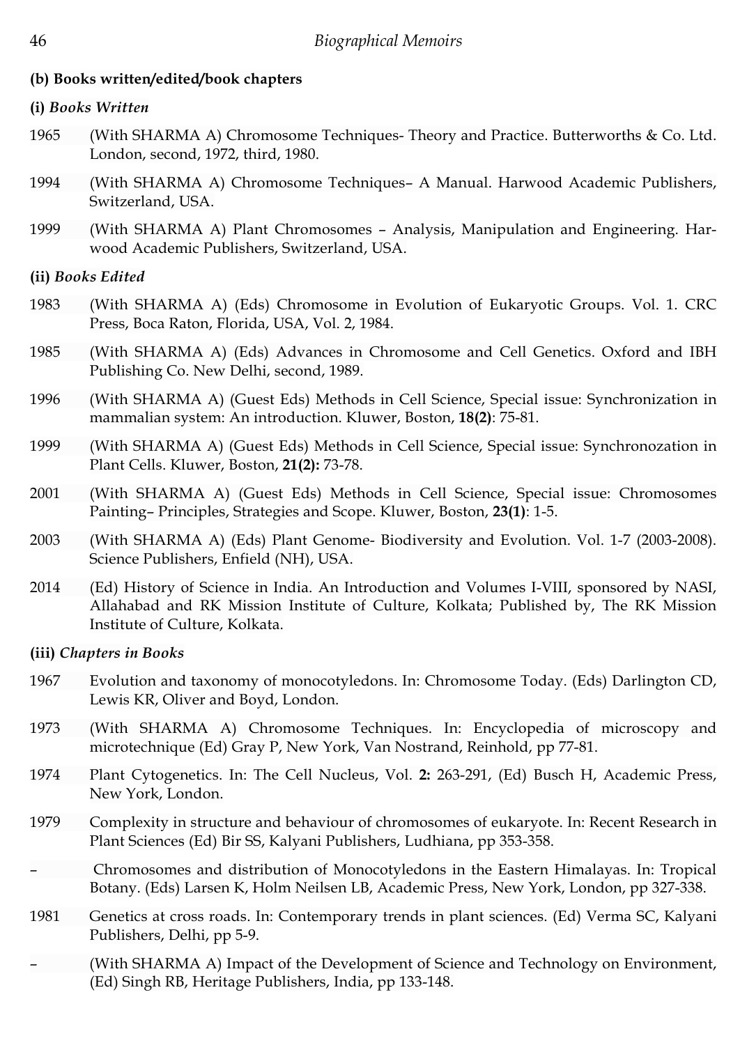**(b) Books written/edited/book chapters**

**(i)** ***Books Written***

1965 (With SHARMA A) Chromosome Techniques- Theory and Practice. Butterworths & Co. Ltd. London, second, 1972, third, 1980.

1994 (With SHARMA A) Chromosome Techniques– A Manual. Harwood Academic Publishers, Switzerland, USA.

1999 (With SHARMA A) Plant Chromosomes – Analysis, Manipulation and Engineering. Harwood Academic Publishers, Switzerland, USA.

**(ii)** ***Books Edited***

1983 (With SHARMA A) (Eds) Chromosome in Evolution of Eukaryotic Groups. Vol. 1. CRC Press, Boca Raton, Florida, USA, Vol. 2, 1984.

1985 (With SHARMA A) (Eds) Advances in Chromosome and Cell Genetics. Oxford and IBH Publishing Co. New Delhi, second, 1989.

1996 (With SHARMA A) (Guest Eds) Methods in Cell Science, Special issue: Synchronization in mammalian system: An introduction. Kluwer, Boston, **18(2)**: 75-81.

1999 (With SHARMA A) (Guest Eds) Methods in Cell Science, Special issue: Synchronozation in Plant Cells. Kluwer, Boston, **21(2):** 73-78.

2001 (With SHARMA A) (Guest Eds) Methods in Cell Science, Special issue: Chromosomes Painting– Principles, Strategies and Scope. Kluwer, Boston, **23(1)**: 1-5.

2003 (With SHARMA A) (Eds) Plant Genome- Biodiversity and Evolution. Vol. 1-7 (2003-2008). Science Publishers, Enfield (NH), USA.

2014 (Ed) History of Science in India. An Introduction and Volumes I-VIII, sponsored by NASI, Allahabad and RK Mission Institute of Culture, Kolkata; Published by, The RK Mission Institute of Culture, Kolkata.

**(iii)** ***Chapters in Books***

1967 Evolution and taxonomy of monocotyledons. In: Chromosome Today. (Eds) Darlington CD, Lewis KR, Oliver and Boyd, London.

1973 (With SHARMA A) Chromosome Techniques. In: Encyclopedia of microscopy and microtechnique (Ed) Gray P, New York, Van Nostrand, Reinhold, pp 77-81.

1974 Plant Cytogenetics. In: The Cell Nucleus, Vol. **2:** 263-291, (Ed) Busch H, Academic Press, New York, London.

1979 Complexity in structure and behaviour of chromosomes of eukaryote. In: Recent Research in Plant Sciences (Ed) Bir SS, Kalyani Publishers, Ludhiana, pp 353-358.

– Chromosomes and distribution of Monocotyledons in the Eastern Himalayas. In: Tropical Botany. (Eds) Larsen K, Holm Neilsen LB, Academic Press, New York, London, pp 327-338.

1981 Genetics at cross roads. In: Contemporary trends in plant sciences. (Ed) Verma SC, Kalyani Publishers, Delhi, pp 5-9.

– (With SHARMA A) Impact of the Development of Science and Technology on Environment, (Ed) Singh RB, Heritage Publishers, India, pp 133-148.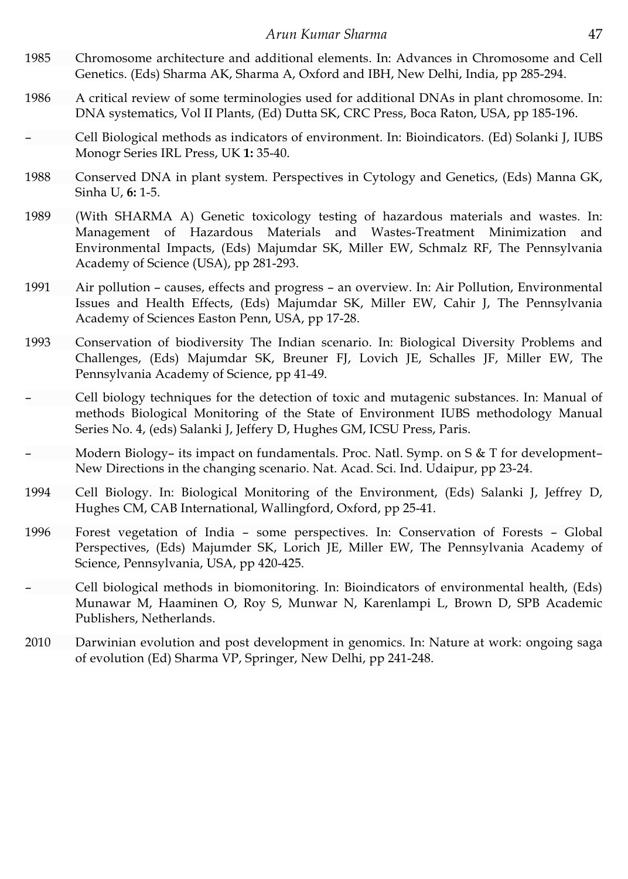1985 Chromosome architecture and additional elements. In: Advances in Chromosome and Cell Genetics. (Eds) Sharma AK, Sharma A, Oxford and IBH, New Delhi, India, pp 285-294.

1986 A critical review of some terminologies used for additional DNAs in plant chromosome. In: DNA systematics, Vol II Plants, (Ed) Dutta SK, CRC Press, Boca Raton, USA, pp 185-196.

– Cell Biological methods as indicators of environment. In: Bioindicators. (Ed) Solanki J, IUBS Monogr Series IRL Press, UK **1:** 35-40.

1988 Conserved DNA in plant system. Perspectives in Cytology and Genetics, (Eds) Manna GK, Sinha U, **6:** 1-5.

1989 (With SHARMA A) Genetic toxicology testing of hazardous materials and wastes. In: Management of Hazardous Materials and Wastes-Treatment Minimization and Environmental Impacts, (Eds) Majumdar SK, Miller EW, Schmalz RF, The Pennsylvania Academy of Science (USA), pp 281-293.

1991 Air pollution – causes, effects and progress – an overview. In: Air Pollution, Environmental Issues and Health Effects, (Eds) Majumdar SK, Miller EW, Cahir J, The Pennsylvania Academy of Sciences Easton Penn, USA, pp 17-28.

1993 Conservation of biodiversity The Indian scenario. In: Biological Diversity Problems and Challenges, (Eds) Majumdar SK, Breuner FJ, Lovich JE, Schalles JF, Miller EW, The Pennsylvania Academy of Science, pp 41-49.

– Cell biology techniques for the detection of toxic and mutagenic substances. In: Manual of methods Biological Monitoring of the State of Environment IUBS methodology Manual Series No. 4, (eds) Salanki J, Jeffery D, Hughes GM, ICSU Press, Paris.

– Modern Biology– its impact on fundamentals. Proc. Natl. Symp. on S & T for development– New Directions in the changing scenario. Nat. Acad. Sci. Ind. Udaipur, pp 23-24.

1994 Cell Biology. In: Biological Monitoring of the Environment, (Eds) Salanki J, Jeffrey D, Hughes CM, CAB International, Wallingford, Oxford, pp 25-41.

1996 Forest vegetation of India – some perspectives. In: Conservation of Forests – Global Perspectives, (Eds) Majumder SK, Lorich JE, Miller EW, The Pennsylvania Academy of Science, Pennsylvania, USA, pp 420-425.

– Cell biological methods in biomonitoring. In: Bioindicators of environmental health, (Eds) Munawar M, Haaminen O, Roy S, Munwar N, Karenlampi L, Brown D, SPB Academic Publishers, Netherlands.

2010 Darwinian evolution and post development in genomics. In: Nature at work: ongoing saga of evolution (Ed) Sharma VP, Springer, New Delhi, pp 241-248.